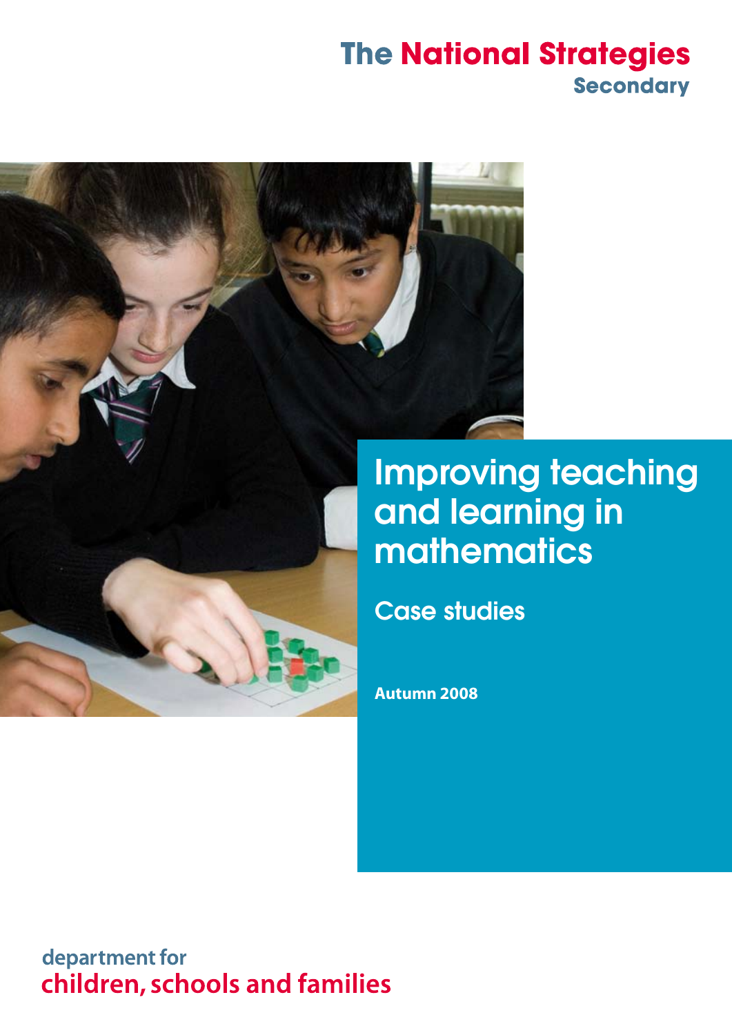The National Strategies
Secondary

# Improving teaching and learning in mathematics

## Case studies

**Autumn 2008**

department for
children, schools and families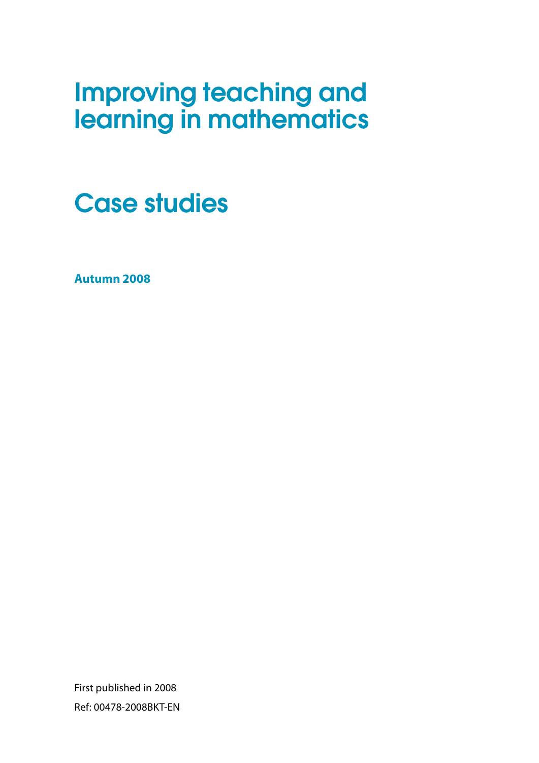# Improving teaching and learning in mathematics

## Case studies

**Autumn 2008**

First published in 2008

Ref: 00478-2008BKT-EN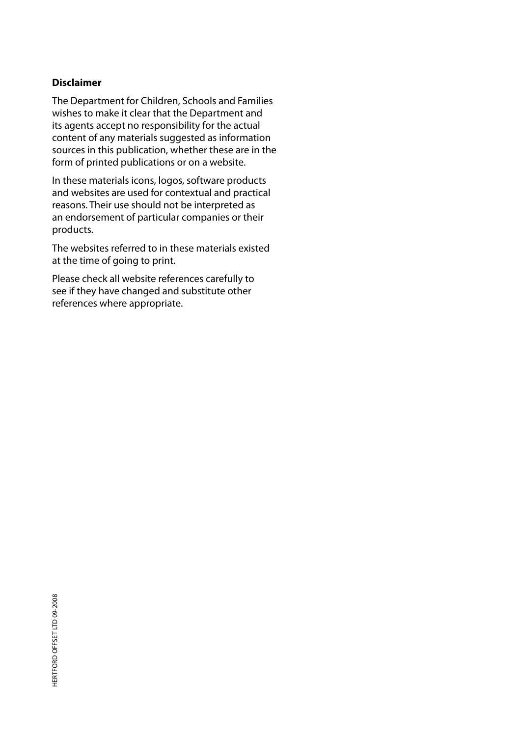**Disclaimer**

The Department for Children, Schools and Families wishes to make it clear that the Department and its agents accept no responsibility for the actual content of any materials suggested as information sources in this publication, whether these are in the form of printed publications or on a website.

In these materials icons, logos, software products and websites are used for contextual and practical reasons. Their use should not be interpreted as an endorsement of particular companies or their products.

The websites referred to in these materials existed at the time of going to print.

Please check all website references carefully to see if they have changed and substitute other references where appropriate.

HERTFORD OFFSET LTD 09-2008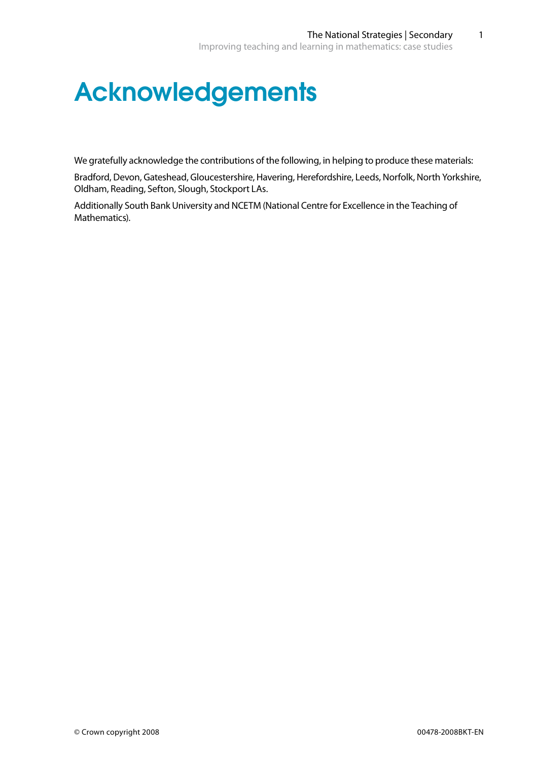# Acknowledgements

We gratefully acknowledge the contributions of the following, in helping to produce these materials:

Bradford, Devon, Gateshead, Gloucestershire, Havering, Herefordshire, Leeds, Norfolk, North Yorkshire, Oldham, Reading, Sefton, Slough, Stockport LAs.

Additionally South Bank University and NCETM (National Centre for Excellence in the Teaching of Mathematics).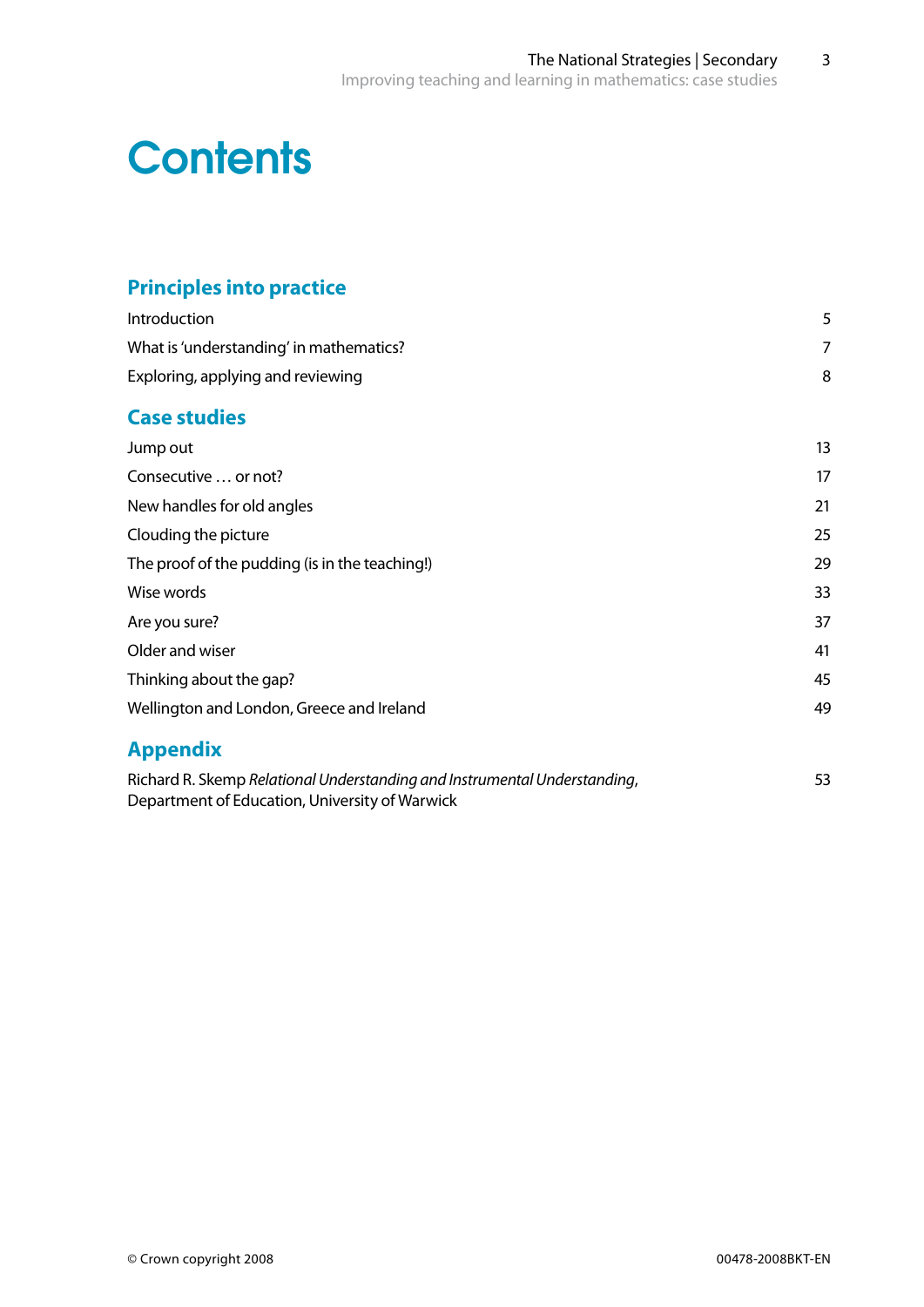# Contents

## Principles into practice

| | |
|---|---|
| Introduction | 5 |
| What is 'understanding' in mathematics? | 7 |
| Exploring, applying and reviewing | 8 |

## Case studies

| | |
|---|---|
| Jump out | 13 |
| Consecutive … or not? | 17 |
| New handles for old angles | 21 |
| Clouding the picture | 25 |
| The proof of the pudding (is in the teaching!) | 29 |
| Wise words | 33 |
| Are you sure? | 37 |
| Older and wiser | 41 |
| Thinking about the gap? | 45 |
| Wellington and London, Greece and Ireland | 49 |

## Appendix

| | |
|---|---|
| Richard R. Skemp *Relational Understanding and Instrumental Understanding*, Department of Education, University of Warwick | 53 |

© Crown copyright 2008

00478-2008BKT-EN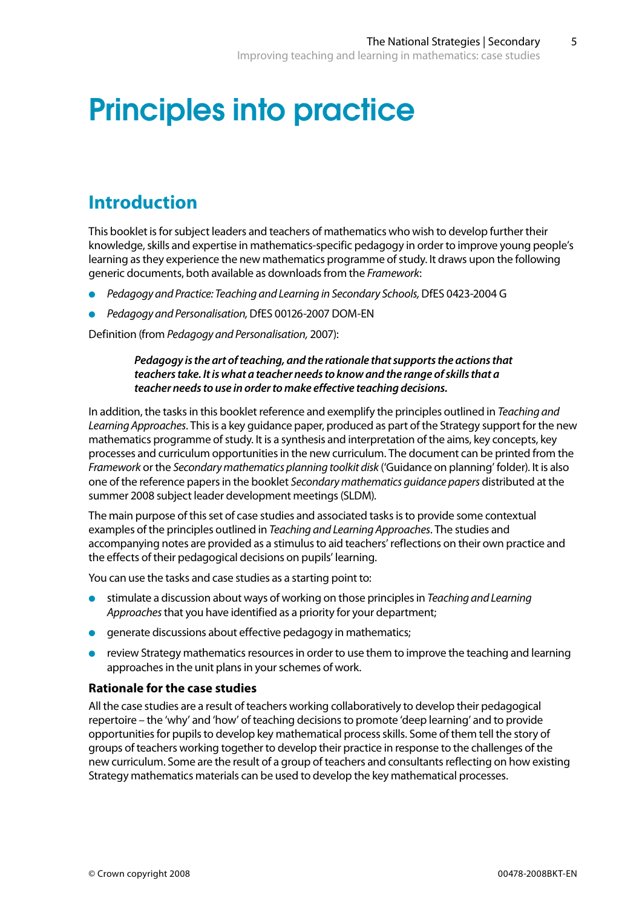# Principles into practice

## Introduction

This booklet is for subject leaders and teachers of mathematics who wish to develop further their knowledge, skills and expertise in mathematics-specific pedagogy in order to improve young people's learning as they experience the new mathematics programme of study. It draws upon the following generic documents, both available as downloads from the *Framework*:

- *Pedagogy and Practice: Teaching and Learning in Secondary Schools,* DfES 0423-2004 G
- *Pedagogy and Personalisation,* DfES 00126-2007 DOM-EN

Definition (from *Pedagogy and Personalisation,* 2007):

> ***Pedagogy is the art of teaching, and the rationale that supports the actions that teachers take. It is what a teacher needs to know and the range of skills that a teacher needs to use in order to make effective teaching decisions.***

In addition, the tasks in this booklet reference and exemplify the principles outlined in *Teaching and Learning Approaches*. This is a key guidance paper, produced as part of the Strategy support for the new mathematics programme of study. It is a synthesis and interpretation of the aims, key concepts, key processes and curriculum opportunities in the new curriculum. The document can be printed from the *Framework* or the *Secondary mathematics planning toolkit disk* ('Guidance on planning' folder). It is also one of the reference papers in the booklet *Secondary mathematics guidance papers* distributed at the summer 2008 subject leader development meetings (SLDM).

The main purpose of this set of case studies and associated tasks is to provide some contextual examples of the principles outlined in *Teaching and Learning Approaches*. The studies and accompanying notes are provided as a stimulus to aid teachers' reflections on their own practice and the effects of their pedagogical decisions on pupils' learning.

You can use the tasks and case studies as a starting point to:

- stimulate a discussion about ways of working on those principles in *Teaching and Learning Approaches* that you have identified as a priority for your department;
- generate discussions about effective pedagogy in mathematics;
- review Strategy mathematics resources in order to use them to improve the teaching and learning approaches in the unit plans in your schemes of work.

### Rationale for the case studies

All the case studies are a result of teachers working collaboratively to develop their pedagogical repertoire – the 'why' and 'how' of teaching decisions to promote 'deep learning' and to provide opportunities for pupils to develop key mathematical process skills. Some of them tell the story of groups of teachers working together to develop their practice in response to the challenges of the new curriculum. Some are the result of a group of teachers and consultants reflecting on how existing Strategy mathematics materials can be used to develop the key mathematical processes.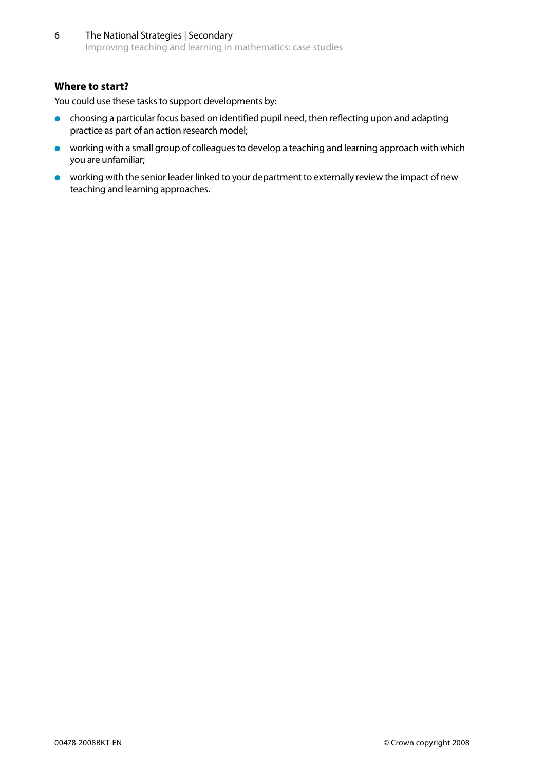### Where to start?

You could use these tasks to support developments by:

- choosing a particular focus based on identified pupil need, then reflecting upon and adapting practice as part of an action research model;
- working with a small group of colleagues to develop a teaching and learning approach with which you are unfamiliar;
- working with the senior leader linked to your department to externally review the impact of new teaching and learning approaches.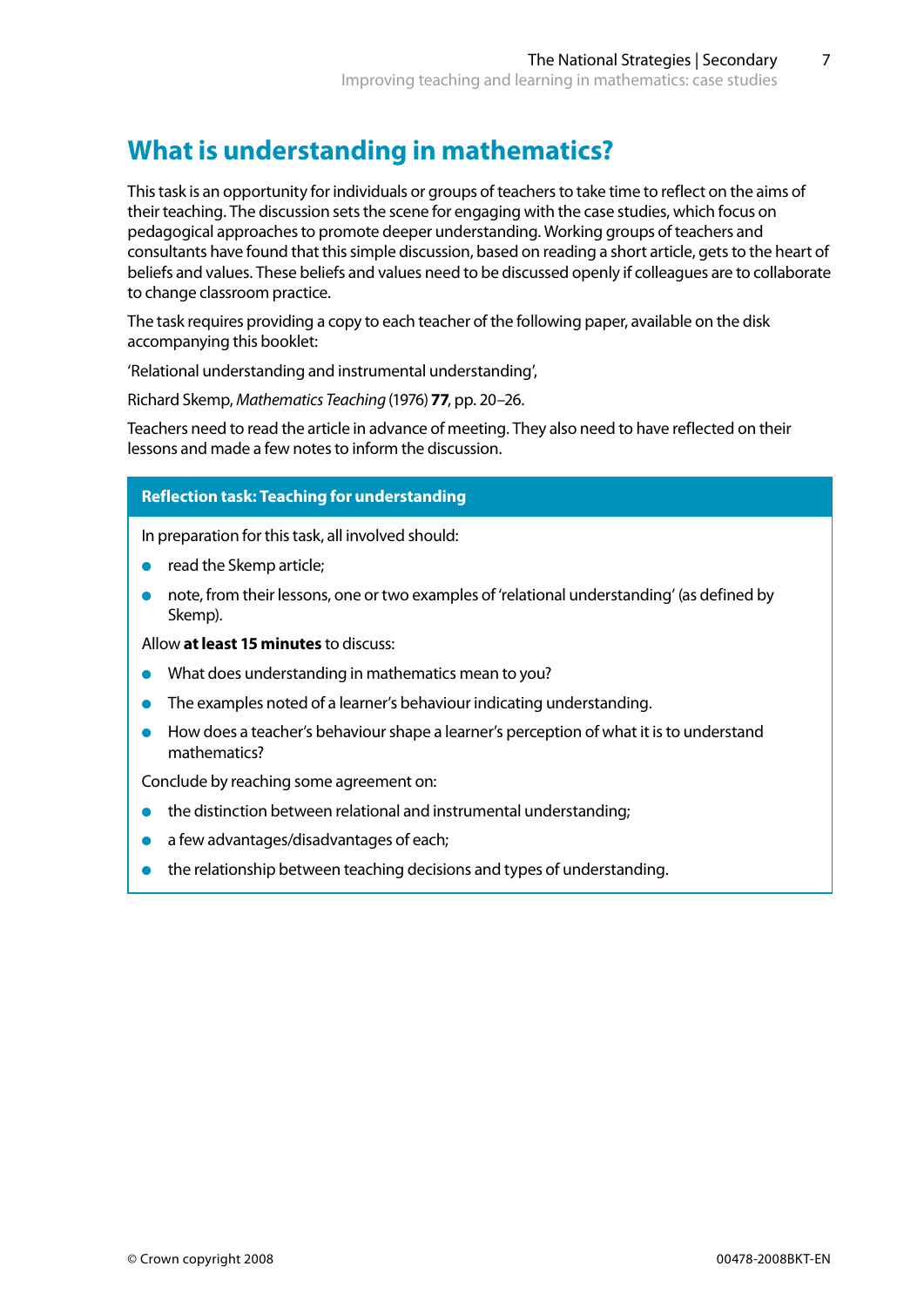# What is understanding in mathematics?

This task is an opportunity for individuals or groups of teachers to take time to reflect on the aims of their teaching. The discussion sets the scene for engaging with the case studies, which focus on pedagogical approaches to promote deeper understanding. Working groups of teachers and consultants have found that this simple discussion, based on reading a short article, gets to the heart of beliefs and values. These beliefs and values need to be discussed openly if colleagues are to collaborate to change classroom practice.

The task requires providing a copy to each teacher of the following paper, available on the disk accompanying this booklet:

'Relational understanding and instrumental understanding',

Richard Skemp, *Mathematics Teaching* (1976) **77**, pp. 20–26.

Teachers need to read the article in advance of meeting. They also need to have reflected on their lessons and made a few notes to inform the discussion.

### Reflection task: Teaching for understanding

In preparation for this task, all involved should:

- read the Skemp article;
- note, from their lessons, one or two examples of 'relational understanding' (as defined by Skemp).

Allow **at least 15 minutes** to discuss:

- What does understanding in mathematics mean to you?
- The examples noted of a learner's behaviour indicating understanding.
- How does a teacher's behaviour shape a learner's perception of what it is to understand mathematics?

Conclude by reaching some agreement on:

- the distinction between relational and instrumental understanding;
- a few advantages/disadvantages of each;
- the relationship between teaching decisions and types of understanding.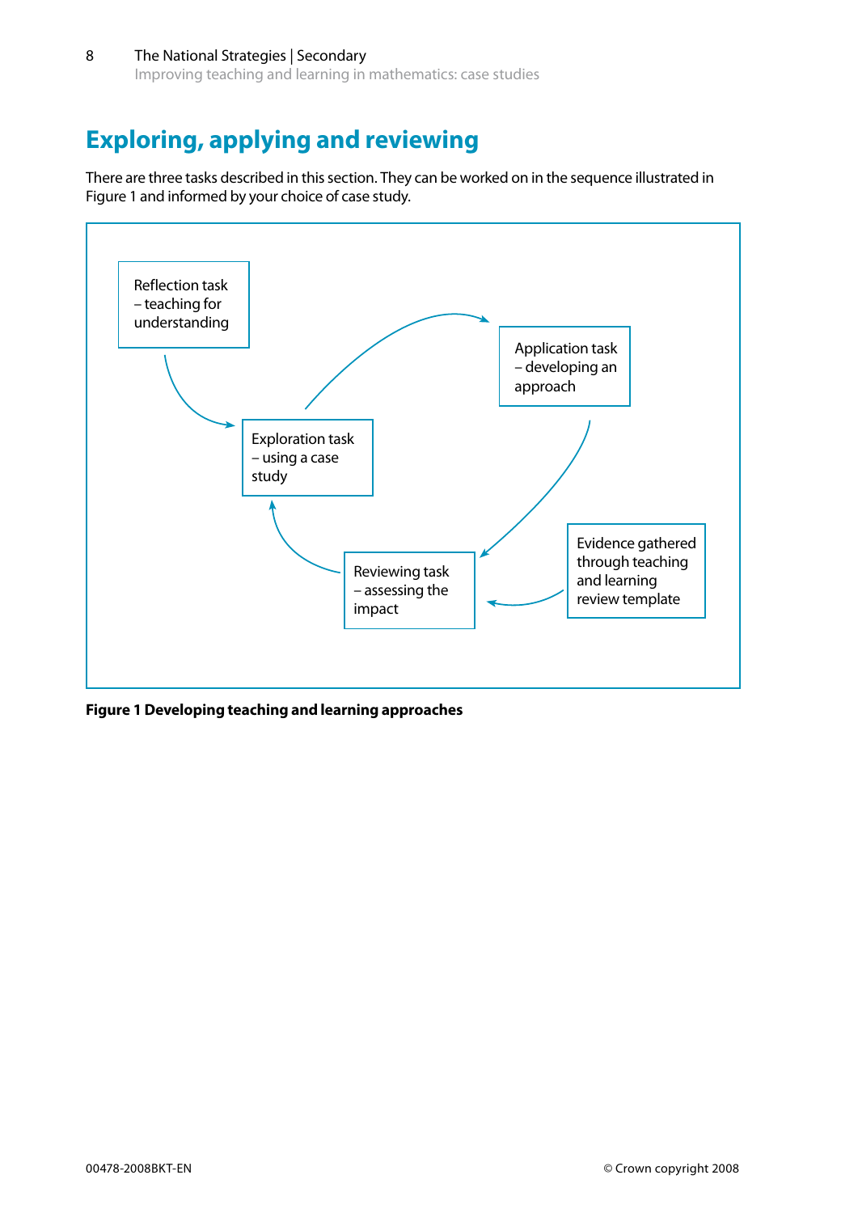# Exploring, applying and reviewing

There are three tasks described in this section. They can be worked on in the sequence illustrated in Figure 1 and informed by your choice of case study.

Reflection task – teaching for understanding

Exploration task – using a case study

Application task – developing an approach

Reviewing task – assessing the impact

Evidence gathered through teaching and learning review template

**Figure 1 Developing teaching and learning approaches**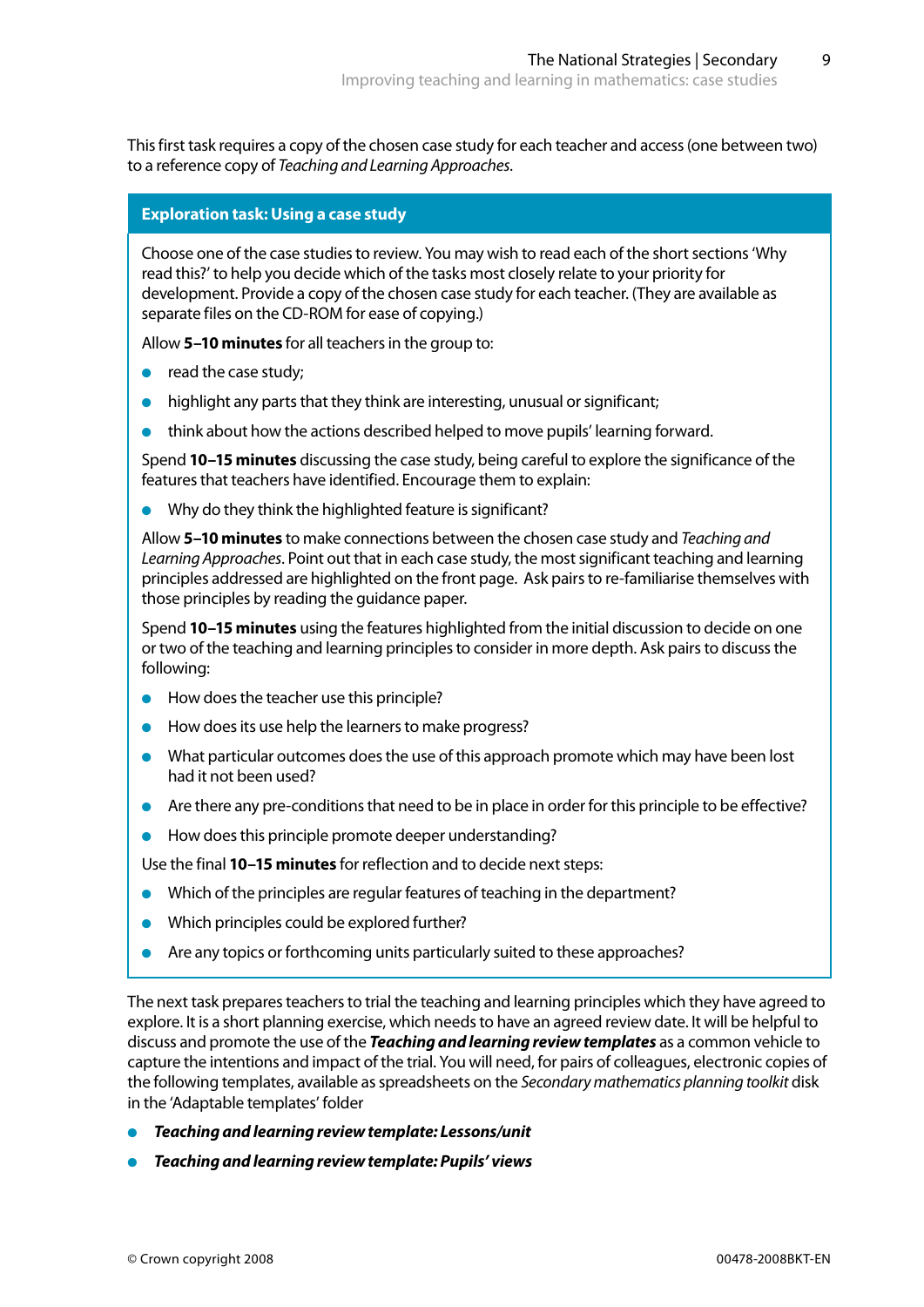This first task requires a copy of the chosen case study for each teacher and access (one between two) to a reference copy of *Teaching and Learning Approaches*.

### Exploration task: Using a case study

Choose one of the case studies to review. You may wish to read each of the short sections 'Why read this?' to help you decide which of the tasks most closely relate to your priority for development. Provide a copy of the chosen case study for each teacher. (They are available as separate files on the CD-ROM for ease of copying.)

Allow **5–10 minutes** for all teachers in the group to:

- read the case study;
- highlight any parts that they think are interesting, unusual or significant;
- think about how the actions described helped to move pupils' learning forward.

Spend **10–15 minutes** discussing the case study, being careful to explore the significance of the features that teachers have identified. Encourage them to explain:

- Why do they think the highlighted feature is significant?

Allow **5–10 minutes** to make connections between the chosen case study and *Teaching and Learning Approaches*. Point out that in each case study, the most significant teaching and learning principles addressed are highlighted on the front page. Ask pairs to re-familiarise themselves with those principles by reading the guidance paper.

Spend **10–15 minutes** using the features highlighted from the initial discussion to decide on one or two of the teaching and learning principles to consider in more depth. Ask pairs to discuss the following:

- How does the teacher use this principle?
- How does its use help the learners to make progress?
- What particular outcomes does the use of this approach promote which may have been lost had it not been used?
- Are there any pre-conditions that need to be in place in order for this principle to be effective?
- How does this principle promote deeper understanding?

Use the final **10–15 minutes** for reflection and to decide next steps:

- Which of the principles are regular features of teaching in the department?
- Which principles could be explored further?
- Are any topics or forthcoming units particularly suited to these approaches?

The next task prepares teachers to trial the teaching and learning principles which they have agreed to explore. It is a short planning exercise, which needs to have an agreed review date. It will be helpful to discuss and promote the use of the ***Teaching and learning review templates*** as a common vehicle to capture the intentions and impact of the trial. You will need, for pairs of colleagues, electronic copies of the following templates, available as spreadsheets on the *Secondary mathematics planning toolkit* disk in the 'Adaptable templates' folder

- ***Teaching and learning review template: Lessons/unit***
- ***Teaching and learning review template: Pupils' views***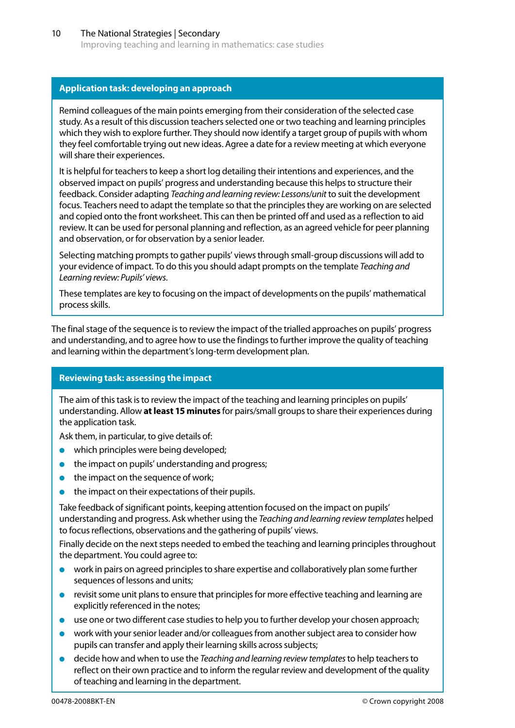## Application task: developing an approach

Remind colleagues of the main points emerging from their consideration of the selected case study. As a result of this discussion teachers selected one or two teaching and learning principles which they wish to explore further. They should now identify a target group of pupils with whom they feel comfortable trying out new ideas. Agree a date for a review meeting at which everyone will share their experiences.

It is helpful for teachers to keep a short log detailing their intentions and experiences, and the observed impact on pupils' progress and understanding because this helps to structure their feedback. Consider adapting *Teaching and learning review: Lessons/unit* to suit the development focus. Teachers need to adapt the template so that the principles they are working on are selected and copied onto the front worksheet. This can then be printed off and used as a reflection to aid review. It can be used for personal planning and reflection, as an agreed vehicle for peer planning and observation, or for observation by a senior leader.

Selecting matching prompts to gather pupils' views through small-group discussions will add to your evidence of impact. To do this you should adapt prompts on the template *Teaching and Learning review: Pupils' views*.

These templates are key to focusing on the impact of developments on the pupils' mathematical process skills.

The final stage of the sequence is to review the impact of the trialled approaches on pupils' progress and understanding, and to agree how to use the findings to further improve the quality of teaching and learning within the department's long-term development plan.

## Reviewing task: assessing the impact

The aim of this task is to review the impact of the teaching and learning principles on pupils' understanding. Allow **at least 15 minutes** for pairs/small groups to share their experiences during the application task.

Ask them, in particular, to give details of:

- which principles were being developed;
- the impact on pupils' understanding and progress;
- the impact on the sequence of work;
- the impact on their expectations of their pupils.

Take feedback of significant points, keeping attention focused on the impact on pupils' understanding and progress. Ask whether using the *Teaching and learning review templates* helped to focus reflections, observations and the gathering of pupils' views.

Finally decide on the next steps needed to embed the teaching and learning principles throughout the department. You could agree to:

- work in pairs on agreed principles to share expertise and collaboratively plan some further sequences of lessons and units;
- revisit some unit plans to ensure that principles for more effective teaching and learning are explicitly referenced in the notes;
- use one or two different case studies to help you to further develop your chosen approach;
- work with your senior leader and/or colleagues from another subject area to consider how pupils can transfer and apply their learning skills across subjects;
- decide how and when to use the *Teaching and learning review templates* to help teachers to reflect on their own practice and to inform the regular review and development of the quality of teaching and learning in the department.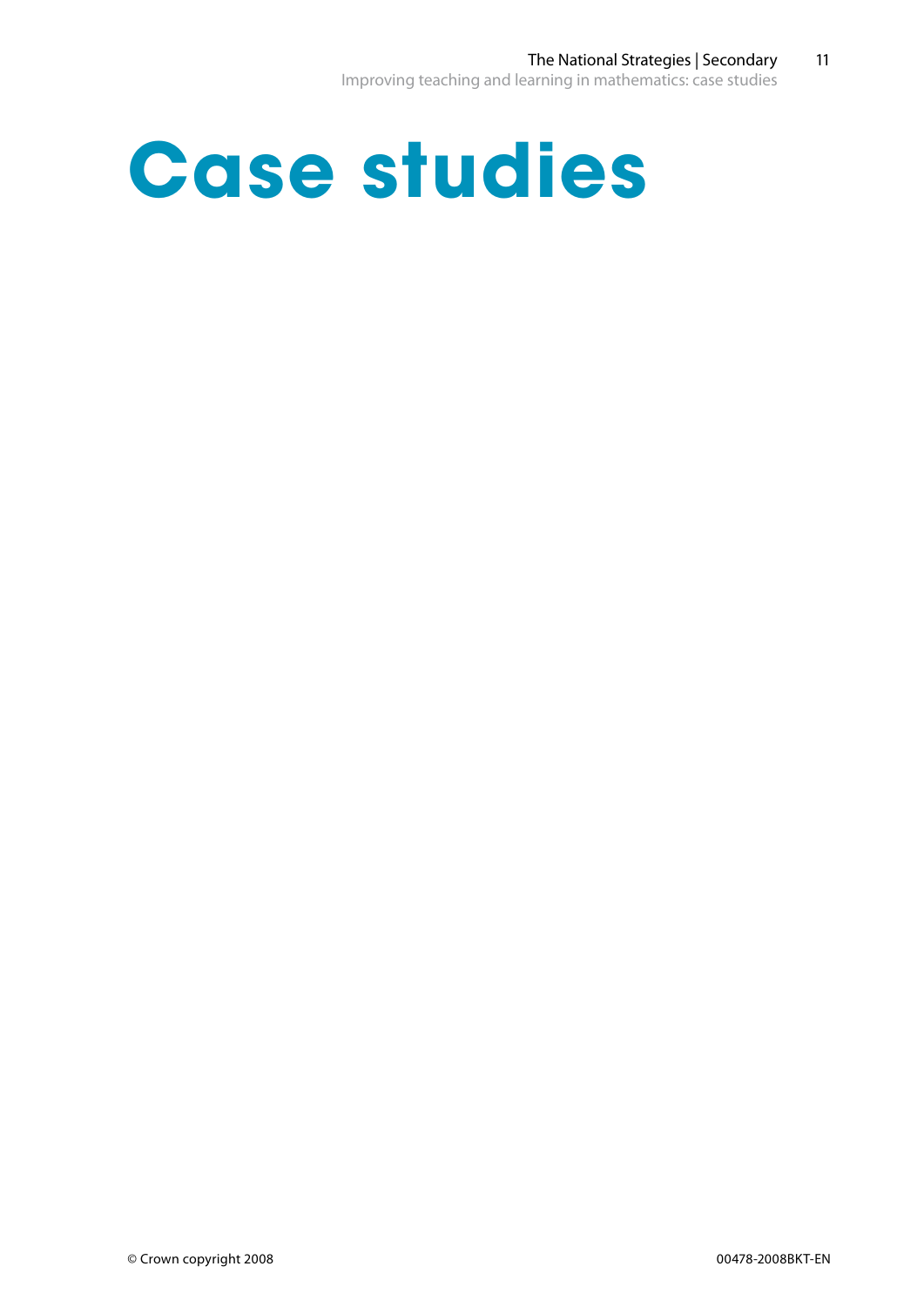# Case studies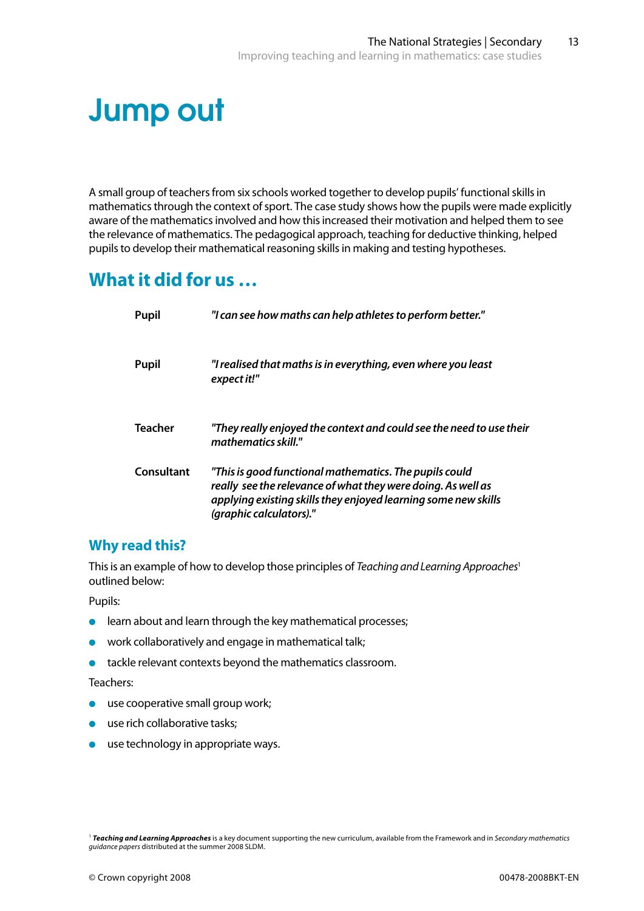# Jump out

A small group of teachers from six schools worked together to develop pupils' functional skills in mathematics through the context of sport. The case study shows how the pupils were made explicitly aware of the mathematics involved and how this increased their motivation and helped them to see the relevance of mathematics. The pedagogical approach, teaching for deductive thinking, helped pupils to develop their mathematical reasoning skills in making and testing hypotheses.

## What it did for us …

| | |
|---|---|
| **Pupil** | ***"I can see how maths can help athletes to perform better."*** |
| **Pupil** | ***"I realised that maths is in everything, even where you least expect it!"*** |
| **Teacher** | ***"They really enjoyed the context and could see the need to use their mathematics skill."*** |
| **Consultant** | ***"This is good functional mathematics. The pupils could really see the relevance of what they were doing. As well as applying existing skills they enjoyed learning some new skills (graphic calculators)."*** |

### Why read this?

This is an example of how to develop those principles of *Teaching and Learning Approaches*[1] outlined below:

Pupils:

- learn about and learn through the key mathematical processes;
- work collaboratively and engage in mathematical talk;
- tackle relevant contexts beyond the mathematics classroom.

Teachers:

- use cooperative small group work;
- use rich collaborative tasks;
- use technology in appropriate ways.

[1] ***Teaching and Learning Approaches*** is a key document supporting the new curriculum, available from the Framework and in *Secondary mathematics guidance papers* distributed at the summer 2008 SLDM.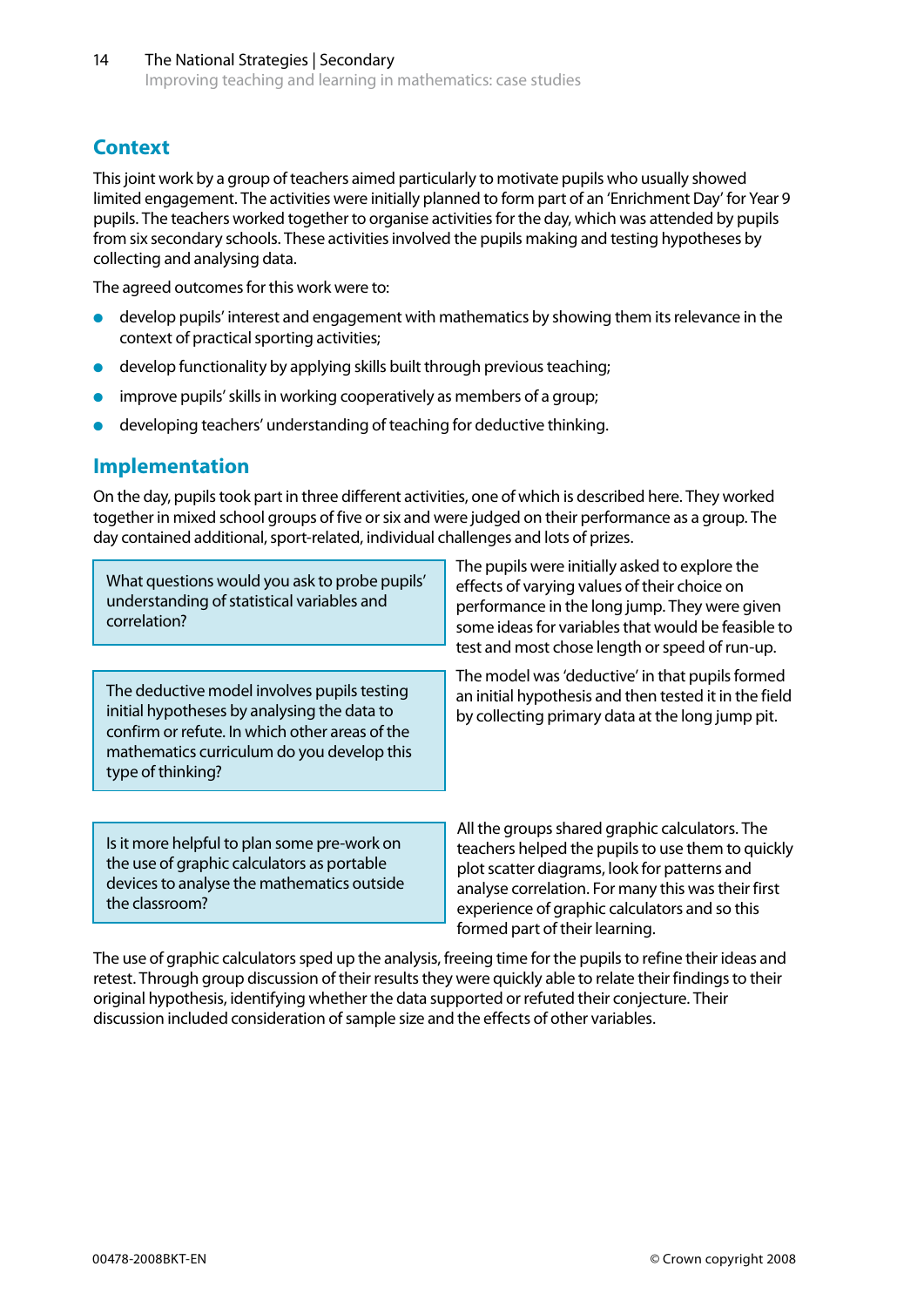## Context

This joint work by a group of teachers aimed particularly to motivate pupils who usually showed limited engagement. The activities were initially planned to form part of an 'Enrichment Day' for Year 9 pupils. The teachers worked together to organise activities for the day, which was attended by pupils from six secondary schools. These activities involved the pupils making and testing hypotheses by collecting and analysing data.

The agreed outcomes for this work were to:

- develop pupils' interest and engagement with mathematics by showing them its relevance in the context of practical sporting activities;
- develop functionality by applying skills built through previous teaching;
- improve pupils' skills in working cooperatively as members of a group;
- developing teachers' understanding of teaching for deductive thinking.

## Implementation

On the day, pupils took part in three different activities, one of which is described here. They worked together in mixed school groups of five or six and were judged on their performance as a group. The day contained additional, sport-related, individual challenges and lots of prizes.

> What questions would you ask to probe pupils' understanding of statistical variables and correlation?

The pupils were initially asked to explore the effects of varying values of their choice on performance in the long jump. They were given some ideas for variables that would be feasible to test and most chose length or speed of run-up.

> The deductive model involves pupils testing initial hypotheses by analysing the data to confirm or refute. In which other areas of the mathematics curriculum do you develop this type of thinking?

The model was 'deductive' in that pupils formed an initial hypothesis and then tested it in the field by collecting primary data at the long jump pit.

> Is it more helpful to plan some pre-work on the use of graphic calculators as portable devices to analyse the mathematics outside the classroom?

All the groups shared graphic calculators. The teachers helped the pupils to use them to quickly plot scatter diagrams, look for patterns and analyse correlation. For many this was their first experience of graphic calculators and so this formed part of their learning.

The use of graphic calculators sped up the analysis, freeing time for the pupils to refine their ideas and retest. Through group discussion of their results they were quickly able to relate their findings to their original hypothesis, identifying whether the data supported or refuted their conjecture. Their discussion included consideration of sample size and the effects of other variables.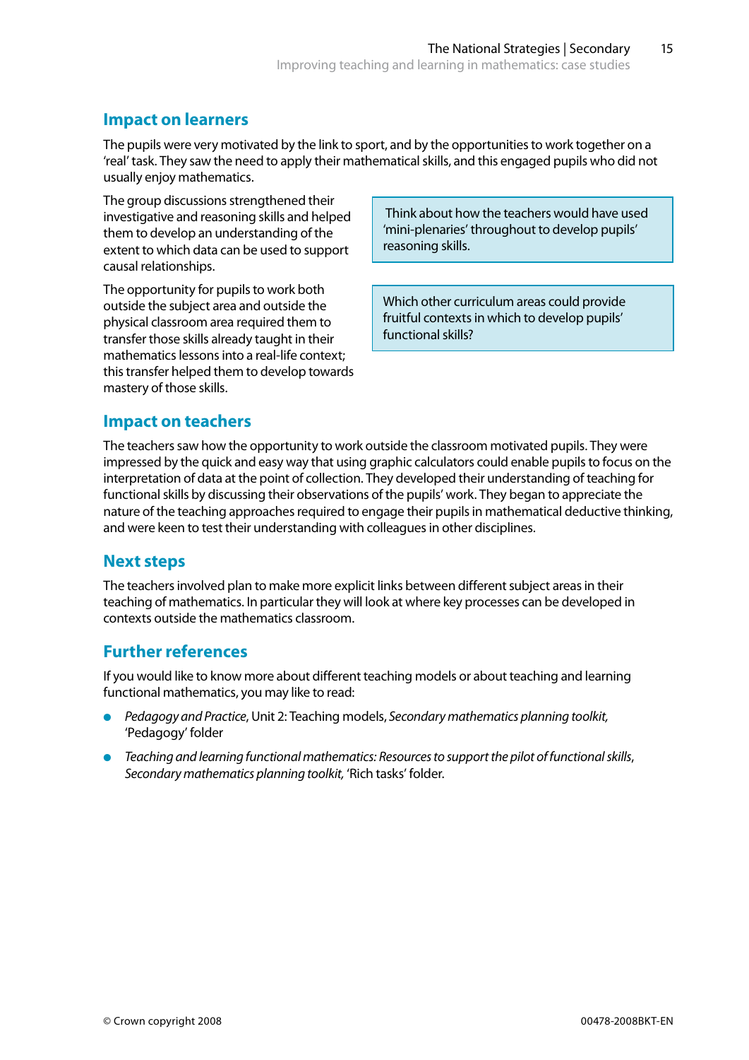## Impact on learners

The pupils were very motivated by the link to sport, and by the opportunities to work together on a 'real' task. They saw the need to apply their mathematical skills, and this engaged pupils who did not usually enjoy mathematics.

The group discussions strengthened their investigative and reasoning skills and helped them to develop an understanding of the extent to which data can be used to support causal relationships.

The opportunity for pupils to work both outside the subject area and outside the physical classroom area required them to transfer those skills already taught in their mathematics lessons into a real-life context; this transfer helped them to develop towards mastery of those skills.

> Think about how the teachers would have used 'mini-plenaries' throughout to develop pupils' reasoning skills.

> Which other curriculum areas could provide fruitful contexts in which to develop pupils' functional skills?

## Impact on teachers

The teachers saw how the opportunity to work outside the classroom motivated pupils. They were impressed by the quick and easy way that using graphic calculators could enable pupils to focus on the interpretation of data at the point of collection. They developed their understanding of teaching for functional skills by discussing their observations of the pupils' work. They began to appreciate the nature of the teaching approaches required to engage their pupils in mathematical deductive thinking, and were keen to test their understanding with colleagues in other disciplines.

## Next steps

The teachers involved plan to make more explicit links between different subject areas in their teaching of mathematics. In particular they will look at where key processes can be developed in contexts outside the mathematics classroom.

## Further references

If you would like to know more about different teaching models or about teaching and learning functional mathematics, you may like to read:

- *Pedagogy and Practice*, Unit 2: Teaching models, *Secondary mathematics planning toolkit,* 'Pedagogy' folder
- *Teaching and learning functional mathematics: Resources to support the pilot of functional skills*, *Secondary mathematics planning toolkit,* 'Rich tasks' folder.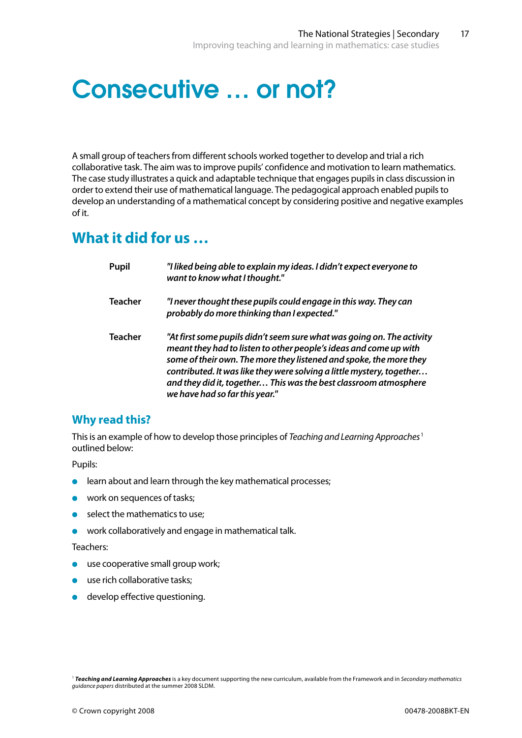# Consecutive … or not?

A small group of teachers from different schools worked together to develop and trial a rich collaborative task. The aim was to improve pupils' confidence and motivation to learn mathematics. The case study illustrates a quick and adaptable technique that engages pupils in class discussion in order to extend their use of mathematical language. The pedagogical approach enabled pupils to develop an understanding of a mathematical concept by considering positive and negative examples of it.

## What it did for us …

| | |
|---|---|
| **Pupil** | ***"I liked being able to explain my ideas. I didn't expect everyone to want to know what I thought."*** |
| **Teacher** | ***"I never thought these pupils could engage in this way. They can probably do more thinking than I expected."*** |
| **Teacher** | ***"At first some pupils didn't seem sure what was going on. The activity meant they had to listen to other people's ideas and come up with some of their own. The more they listened and spoke, the more they contributed. It was like they were solving a little mystery, together… and they did it, together… This was the best classroom atmosphere we have had so far this year."*** |

### Why read this?

This is an example of how to develop those principles of *Teaching and Learning Approaches*[1] outlined below:

Pupils:

- learn about and learn through the key mathematical processes;
- work on sequences of tasks;
- select the mathematics to use;
- work collaboratively and engage in mathematical talk.

Teachers:

- use cooperative small group work;
- use rich collaborative tasks;
- develop effective questioning.

[1] ***Teaching and Learning Approaches*** is a key document supporting the new curriculum, available from the Framework and in *Secondary mathematics guidance papers* distributed at the summer 2008 SLDM.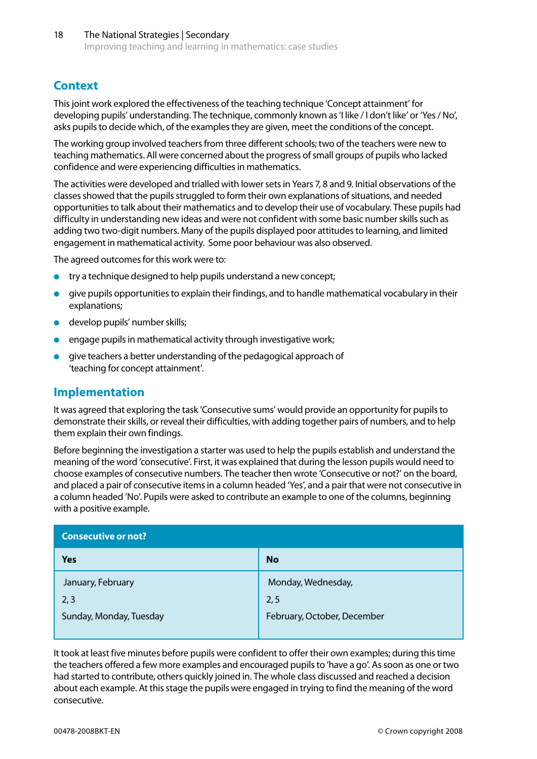## Context

This joint work explored the effectiveness of the teaching technique 'Concept attainment' for developing pupils' understanding. The technique, commonly known as 'I like / I don't like' or 'Yes / No', asks pupils to decide which, of the examples they are given, meet the conditions of the concept.

The working group involved teachers from three different schools; two of the teachers were new to teaching mathematics. All were concerned about the progress of small groups of pupils who lacked confidence and were experiencing difficulties in mathematics.

The activities were developed and trialled with lower sets in Years 7, 8 and 9. Initial observations of the classes showed that the pupils struggled to form their own explanations of situations, and needed opportunities to talk about their mathematics and to develop their use of vocabulary. These pupils had difficulty in understanding new ideas and were not confident with some basic number skills such as adding two two-digit numbers. Many of the pupils displayed poor attitudes to learning, and limited engagement in mathematical activity. Some poor behaviour was also observed.

The agreed outcomes for this work were to:

- try a technique designed to help pupils understand a new concept;
- give pupils opportunities to explain their findings, and to handle mathematical vocabulary in their explanations;
- develop pupils' number skills;
- engage pupils in mathematical activity through investigative work;
- give teachers a better understanding of the pedagogical approach of 'teaching for concept attainment'.

## Implementation

It was agreed that exploring the task 'Consecutive sums' would provide an opportunity for pupils to demonstrate their skills, or reveal their difficulties, with adding together pairs of numbers, and to help them explain their own findings.

Before beginning the investigation a starter was used to help the pupils establish and understand the meaning of the word 'consecutive'. First, it was explained that during the lesson pupils would need to choose examples of consecutive numbers. The teacher then wrote 'Consecutive or not?' on the board, and placed a pair of consecutive items in a column headed 'Yes', and a pair that were not consecutive in a column headed 'No'. Pupils were asked to contribute an example to one of the columns, beginning with a positive example.

| **Consecutive or not?** | |
|---|---|
| **Yes** | **No** |
| January, February | Monday, Wednesday, |
| 2, 3 | 2, 5 |
| Sunday, Monday, Tuesday | February, October, December |

It took at least five minutes before pupils were confident to offer their own examples; during this time the teachers offered a few more examples and encouraged pupils to 'have a go'. As soon as one or two had started to contribute, others quickly joined in. The whole class discussed and reached a decision about each example. At this stage the pupils were engaged in trying to find the meaning of the word consecutive.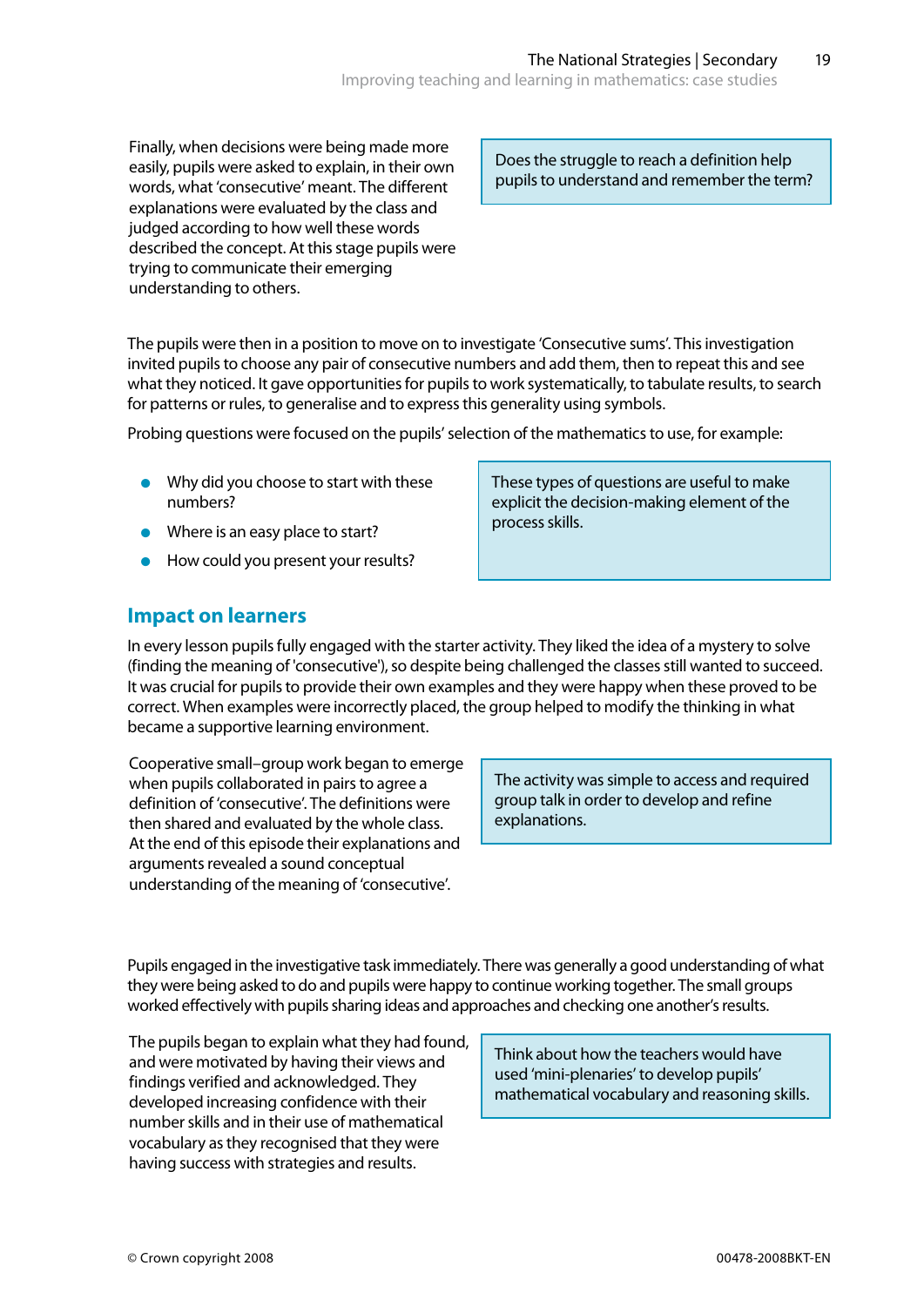Finally, when decisions were being made more easily, pupils were asked to explain, in their own words, what 'consecutive' meant. The different explanations were evaluated by the class and judged according to how well these words described the concept. At this stage pupils were trying to communicate their emerging understanding to others.

> Does the struggle to reach a definition help pupils to understand and remember the term?

The pupils were then in a position to move on to investigate 'Consecutive sums'. This investigation invited pupils to choose any pair of consecutive numbers and add them, then to repeat this and see what they noticed. It gave opportunities for pupils to work systematically, to tabulate results, to search for patterns or rules, to generalise and to express this generality using symbols.

Probing questions were focused on the pupils' selection of the mathematics to use, for example:

- Why did you choose to start with these numbers?
- Where is an easy place to start?
- How could you present your results?

> These types of questions are useful to make explicit the decision-making element of the process skills.

## Impact on learners

In every lesson pupils fully engaged with the starter activity. They liked the idea of a mystery to solve (finding the meaning of 'consecutive'), so despite being challenged the classes still wanted to succeed. It was crucial for pupils to provide their own examples and they were happy when these proved to be correct. When examples were incorrectly placed, the group helped to modify the thinking in what became a supportive learning environment.

Cooperative small–group work began to emerge when pupils collaborated in pairs to agree a definition of 'consecutive'. The definitions were then shared and evaluated by the whole class. At the end of this episode their explanations and arguments revealed a sound conceptual understanding of the meaning of 'consecutive'.

> The activity was simple to access and required group talk in order to develop and refine explanations.

Pupils engaged in the investigative task immediately. There was generally a good understanding of what they were being asked to do and pupils were happy to continue working together. The small groups worked effectively with pupils sharing ideas and approaches and checking one another's results.

The pupils began to explain what they had found, and were motivated by having their views and findings verified and acknowledged. They developed increasing confidence with their number skills and in their use of mathematical vocabulary as they recognised that they were having success with strategies and results.

> Think about how the teachers would have used 'mini-plenaries' to develop pupils' mathematical vocabulary and reasoning skills.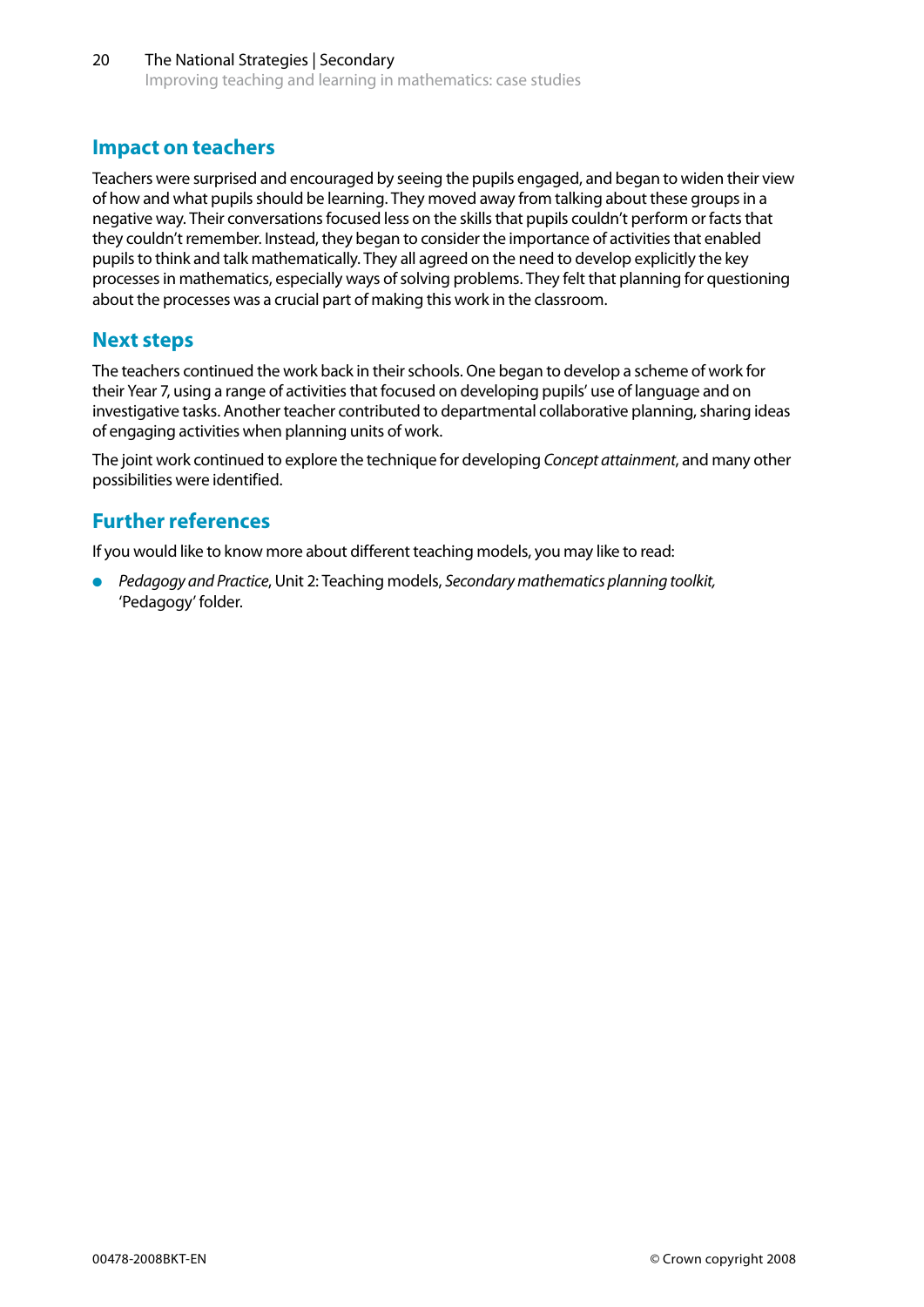## Impact on teachers

Teachers were surprised and encouraged by seeing the pupils engaged, and began to widen their view of how and what pupils should be learning. They moved away from talking about these groups in a negative way. Their conversations focused less on the skills that pupils couldn't perform or facts that they couldn't remember. Instead, they began to consider the importance of activities that enabled pupils to think and talk mathematically. They all agreed on the need to develop explicitly the key processes in mathematics, especially ways of solving problems. They felt that planning for questioning about the processes was a crucial part of making this work in the classroom.

## Next steps

The teachers continued the work back in their schools. One began to develop a scheme of work for their Year 7, using a range of activities that focused on developing pupils' use of language and on investigative tasks. Another teacher contributed to departmental collaborative planning, sharing ideas of engaging activities when planning units of work.

The joint work continued to explore the technique for developing *Concept attainment*, and many other possibilities were identified.

## Further references

If you would like to know more about different teaching models, you may like to read:

- *Pedagogy and Practice*, Unit 2: Teaching models, *Secondary mathematics planning toolkit,* 'Pedagogy' folder.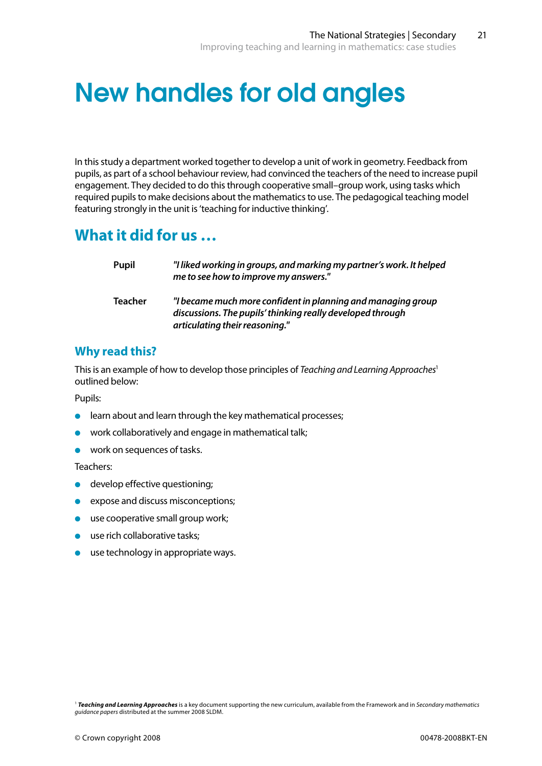# New handles for old angles

In this study a department worked together to develop a unit of work in geometry. Feedback from pupils, as part of a school behaviour review, had convinced the teachers of the need to increase pupil engagement. They decided to do this through cooperative small–group work, using tasks which required pupils to make decisions about the mathematics to use. The pedagogical teaching model featuring strongly in the unit is 'teaching for inductive thinking'.

## What it did for us …

**Pupil** ***"I liked working in groups, and marking my partner's work. It helped me to see how to improve my answers."***

**Teacher** ***"I became much more confident in planning and managing group discussions. The pupils' thinking really developed through articulating their reasoning."***

### Why read this?

This is an example of how to develop those principles of *Teaching and Learning Approaches*[1] outlined below:

Pupils:

- learn about and learn through the key mathematical processes;
- work collaboratively and engage in mathematical talk;
- work on sequences of tasks.

Teachers:

- develop effective questioning;
- expose and discuss misconceptions;
- use cooperative small group work;
- use rich collaborative tasks;
- use technology in appropriate ways.

[1] ***Teaching and Learning Approaches*** is a key document supporting the new curriculum, available from the Framework and in *Secondary mathematics guidance papers* distributed at the summer 2008 SLDM.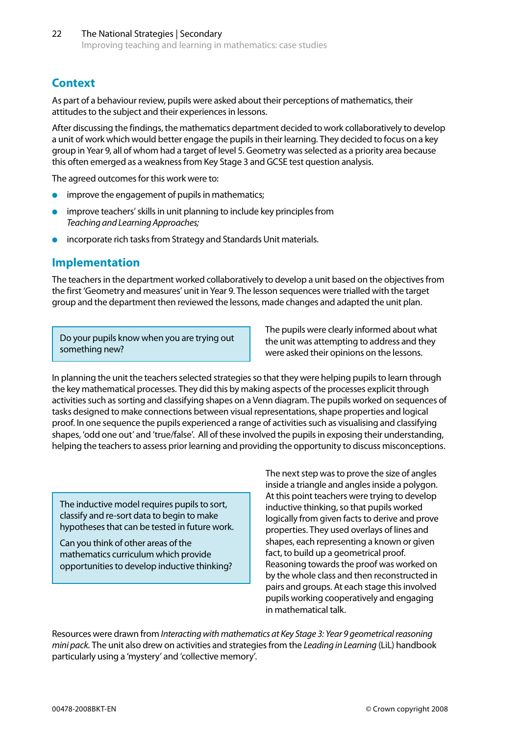## Context

As part of a behaviour review, pupils were asked about their perceptions of mathematics, their attitudes to the subject and their experiences in lessons.

After discussing the findings, the mathematics department decided to work collaboratively to develop a unit of work which would better engage the pupils in their learning. They decided to focus on a key group in Year 9, all of whom had a target of level 5. Geometry was selected as a priority area because this often emerged as a weakness from Key Stage 3 and GCSE test question analysis.

The agreed outcomes for this work were to:

- improve the engagement of pupils in mathematics;
- improve teachers' skills in unit planning to include key principles from *Teaching and Learning Approaches;*
- incorporate rich tasks from Strategy and Standards Unit materials.

## Implementation

The teachers in the department worked collaboratively to develop a unit based on the objectives from the first 'Geometry and measures' unit in Year 9. The lesson sequences were trialled with the target group and the department then reviewed the lessons, made changes and adapted the unit plan.

> Do your pupils know when you are trying out something new?

The pupils were clearly informed about what the unit was attempting to address and they were asked their opinions on the lessons.

In planning the unit the teachers selected strategies so that they were helping pupils to learn through the key mathematical processes. They did this by making aspects of the processes explicit through activities such as sorting and classifying shapes on a Venn diagram. The pupils worked on sequences of tasks designed to make connections between visual representations, shape properties and logical proof. In one sequence the pupils experienced a range of activities such as visualising and classifying shapes, 'odd one out' and 'true/false'. All of these involved the pupils in exposing their understanding, helping the teachers to assess prior learning and providing the opportunity to discuss misconceptions.

> The inductive model requires pupils to sort, classify and re-sort data to begin to make hypotheses that can be tested in future work.
>
> Can you think of other areas of the mathematics curriculum which provide opportunities to develop inductive thinking?

The next step was to prove the size of angles inside a triangle and angles inside a polygon. At this point teachers were trying to develop inductive thinking, so that pupils worked logically from given facts to derive and prove properties. They used overlays of lines and shapes, each representing a known or given fact, to build up a geometrical proof. Reasoning towards the proof was worked on by the whole class and then reconstructed in pairs and groups. At each stage this involved pupils working cooperatively and engaging in mathematical talk.

Resources were drawn from *Interacting with mathematics at Key Stage 3: Year 9 geometrical reasoning mini pack*. The unit also drew on activities and strategies from the *Leading in Learning* (LiL) handbook particularly using a 'mystery' and 'collective memory'.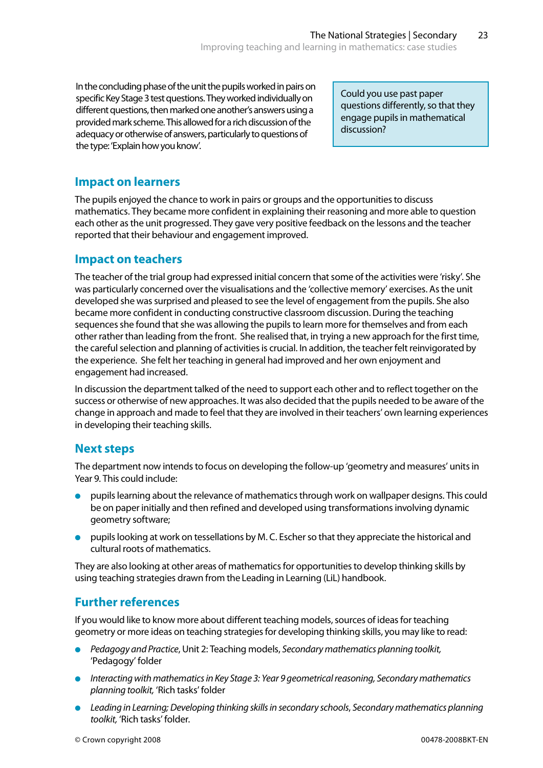In the concluding phase of the unit the pupils worked in pairs on specific Key Stage 3 test questions. They worked individually on different questions, then marked one another's answers using a provided mark scheme. This allowed for a rich discussion of the adequacy or otherwise of answers, particularly to questions of the type: 'Explain how you know'.

> Could you use past paper questions differently, so that they engage pupils in mathematical discussion?

## Impact on learners

The pupils enjoyed the chance to work in pairs or groups and the opportunities to discuss mathematics. They became more confident in explaining their reasoning and more able to question each other as the unit progressed. They gave very positive feedback on the lessons and the teacher reported that their behaviour and engagement improved.

## Impact on teachers

The teacher of the trial group had expressed initial concern that some of the activities were 'risky'. She was particularly concerned over the visualisations and the 'collective memory' exercises. As the unit developed she was surprised and pleased to see the level of engagement from the pupils. She also became more confident in conducting constructive classroom discussion. During the teaching sequences she found that she was allowing the pupils to learn more for themselves and from each other rather than leading from the front. She realised that, in trying a new approach for the first time, the careful selection and planning of activities is crucial. In addition, the teacher felt reinvigorated by the experience. She felt her teaching in general had improved and her own enjoyment and engagement had increased.

In discussion the department talked of the need to support each other and to reflect together on the success or otherwise of new approaches. It was also decided that the pupils needed to be aware of the change in approach and made to feel that they are involved in their teachers' own learning experiences in developing their teaching skills.

## Next steps

The department now intends to focus on developing the follow-up 'geometry and measures' units in Year 9. This could include:

- pupils learning about the relevance of mathematics through work on wallpaper designs. This could be on paper initially and then refined and developed using transformations involving dynamic geometry software;
- pupils looking at work on tessellations by M. C. Escher so that they appreciate the historical and cultural roots of mathematics.

They are also looking at other areas of mathematics for opportunities to develop thinking skills by using teaching strategies drawn from the Leading in Learning (LiL) handbook.

## Further references

If you would like to know more about different teaching models, sources of ideas for teaching geometry or more ideas on teaching strategies for developing thinking skills, you may like to read:

- *Pedagogy and Practice*, Unit 2: Teaching models, *Secondary mathematics planning toolkit,* 'Pedagogy' folder
- *Interacting with mathematics in Key Stage 3: Year 9 geometrical reasoning, Secondary mathematics planning toolkit,* 'Rich tasks' folder
- *Leading in Learning; Developing thinking skills in secondary schools*, *Secondary mathematics planning toolkit,* 'Rich tasks' folder.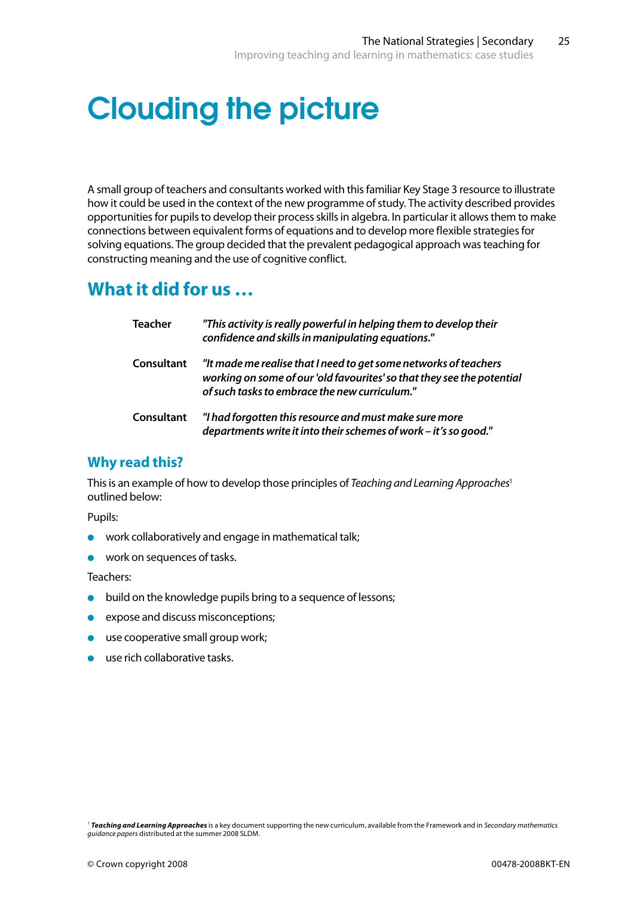# Clouding the picture

A small group of teachers and consultants worked with this familiar Key Stage 3 resource to illustrate how it could be used in the context of the new programme of study. The activity described provides opportunities for pupils to develop their process skills in algebra. In particular it allows them to make connections between equivalent forms of equations and to develop more flexible strategies for solving equations. The group decided that the prevalent pedagogical approach was teaching for constructing meaning and the use of cognitive conflict.

## What it did for us …

| | |
|---|---|
| **Teacher** | ***"This activity is really powerful in helping them to develop their confidence and skills in manipulating equations."*** |
| **Consultant** | ***"It made me realise that I need to get some networks of teachers working on some of our 'old favourites' so that they see the potential of such tasks to embrace the new curriculum."*** |
| **Consultant** | ***"I had forgotten this resource and must make sure more departments write it into their schemes of work – it's so good."*** |

### Why read this?

This is an example of how to develop those principles of *Teaching and Learning Approaches*[1] outlined below:

Pupils:

- work collaboratively and engage in mathematical talk;
- work on sequences of tasks.

Teachers:

- build on the knowledge pupils bring to a sequence of lessons;
- expose and discuss misconceptions;
- use cooperative small group work;
- use rich collaborative tasks.

[1] ***Teaching and Learning Approaches*** is a key document supporting the new curriculum, available from the Framework and in *Secondary mathematics guidance papers* distributed at the summer 2008 SLDM.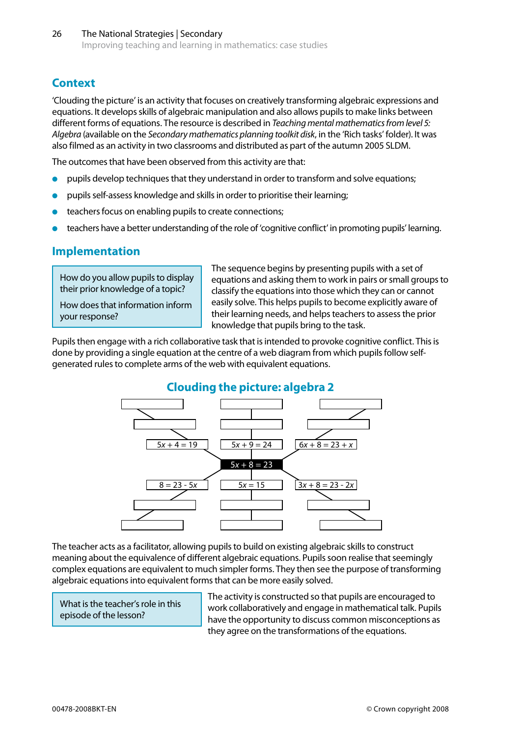## Context

'Clouding the picture' is an activity that focuses on creatively transforming algebraic expressions and equations. It develops skills of algebraic manipulation and also allows pupils to make links between different forms of equations. The resource is described in *Teaching mental mathematics from level 5: Algebra* (available on the *Secondary mathematics planning toolkit disk*, in the 'Rich tasks' folder). It was also filmed as an activity in two classrooms and distributed as part of the autumn 2005 SLDM.

The outcomes that have been observed from this activity are that:

- pupils develop techniques that they understand in order to transform and solve equations;
- pupils self-assess knowledge and skills in order to prioritise their learning;
- teachers focus on enabling pupils to create connections;
- teachers have a better understanding of the role of 'cognitive conflict' in promoting pupils' learning.

## Implementation

> How do you allow pupils to display their prior knowledge of a topic?
>
> How does that information inform your response?

The sequence begins by presenting pupils with a set of equations and asking them to work in pairs or small groups to classify the equations into those which they can or cannot easily solve. This helps pupils to become explicitly aware of their learning needs, and helps teachers to assess the prior knowledge that pupils bring to the task.

Pupils then engage with a rich collaborative task that is intended to provoke cognitive conflict. This is done by providing a single equation at the centre of a web diagram from which pupils follow self-generated rules to complete arms of the web with equivalent equations.

### Clouding the picture: algebra 2

Centre: $5x + 8 = 23$

Arms (first box shown, further boxes blank):

- $5x + 4 = 19$
- $5x + 9 = 24$
- $6x + 8 = 23 + x$
- $8 = 23 - 5x$
- $5x = 15$
- $3x + 8 = 23 - 2x$

The teacher acts as a facilitator, allowing pupils to build on existing algebraic skills to construct meaning about the equivalence of different algebraic equations. Pupils soon realise that seemingly complex equations are equivalent to much simpler forms. They then see the purpose of transforming algebraic equations into equivalent forms that can be more easily solved.

> What is the teacher's role in this episode of the lesson?

The activity is constructed so that pupils are encouraged to work collaboratively and engage in mathematical talk. Pupils have the opportunity to discuss common misconceptions as they agree on the transformations of the equations.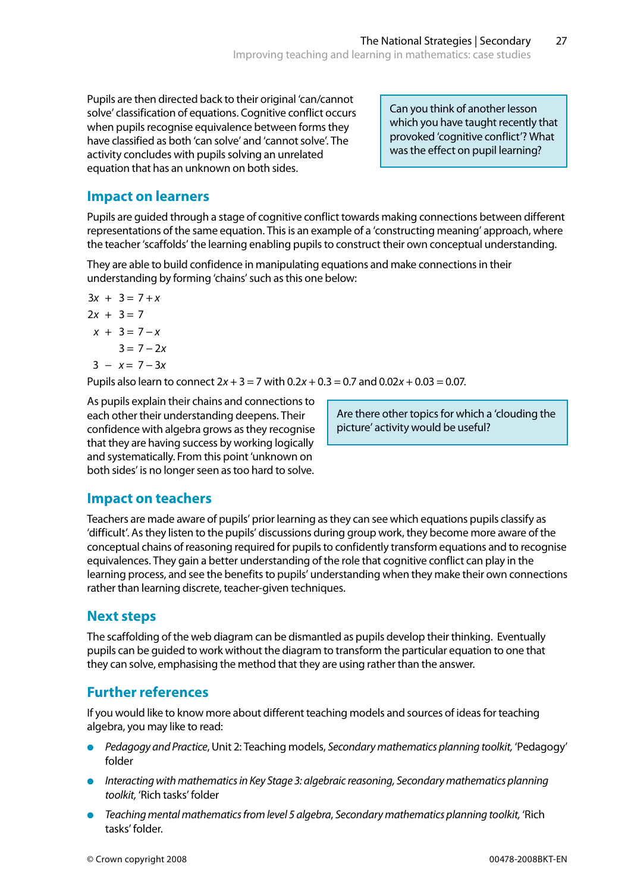Pupils are then directed back to their original 'can/cannot solve' classification of equations. Cognitive conflict occurs when pupils recognise equivalence between forms they have classified as both 'can solve' and 'cannot solve'. The activity concludes with pupils solving an unrelated equation that has an unknown on both sides.

> Can you think of another lesson which you have taught recently that provoked 'cognitive conflict'? What was the effect on pupil learning?

## Impact on learners

Pupils are guided through a stage of cognitive conflict towards making connections between different representations of the same equation. This is an example of a 'constructing meaning' approach, where the teacher 'scaffolds' the learning enabling pupils to construct their own conceptual understanding.

They are able to build confidence in manipulating equations and make connections in their understanding by forming 'chains' such as this one below:

$$3x + 3 = 7 + x$$
$$2x + 3 = 7$$
$$x + 3 = 7 - x$$
$$3 = 7 - 2x$$
$$3 - x = 7 - 3x$$

Pupils also learn to connect $2x + 3 = 7$ with $0.2x + 0.3 = 0.7$ and $0.02x + 0.03 = 0.07$.

As pupils explain their chains and connections to each other their understanding deepens. Their confidence with algebra grows as they recognise that they are having success by working logically and systematically. From this point 'unknown on both sides' is no longer seen as too hard to solve.

> Are there other topics for which a 'clouding the picture' activity would be useful?

## Impact on teachers

Teachers are made aware of pupils' prior learning as they can see which equations pupils classify as 'difficult'. As they listen to the pupils' discussions during group work, they become more aware of the conceptual chains of reasoning required for pupils to confidently transform equations and to recognise equivalences. They gain a better understanding of the role that cognitive conflict can play in the learning process, and see the benefits to pupils' understanding when they make their own connections rather than learning discrete, teacher-given techniques.

## Next steps

The scaffolding of the web diagram can be dismantled as pupils develop their thinking. Eventually pupils can be guided to work without the diagram to transform the particular equation to one that they can solve, emphasising the method that they are using rather than the answer.

## Further references

If you would like to know more about different teaching models and sources of ideas for teaching algebra, you may like to read:

- *Pedagogy and Practice*, Unit 2: Teaching models, *Secondary mathematics planning toolkit,* 'Pedagogy' folder
- *Interacting with mathematics in Key Stage 3: algebraic reasoning, Secondary mathematics planning toolkit,* 'Rich tasks' folder
- *Teaching mental mathematics from level 5 algebra*, *Secondary mathematics planning toolkit,* 'Rich tasks' folder.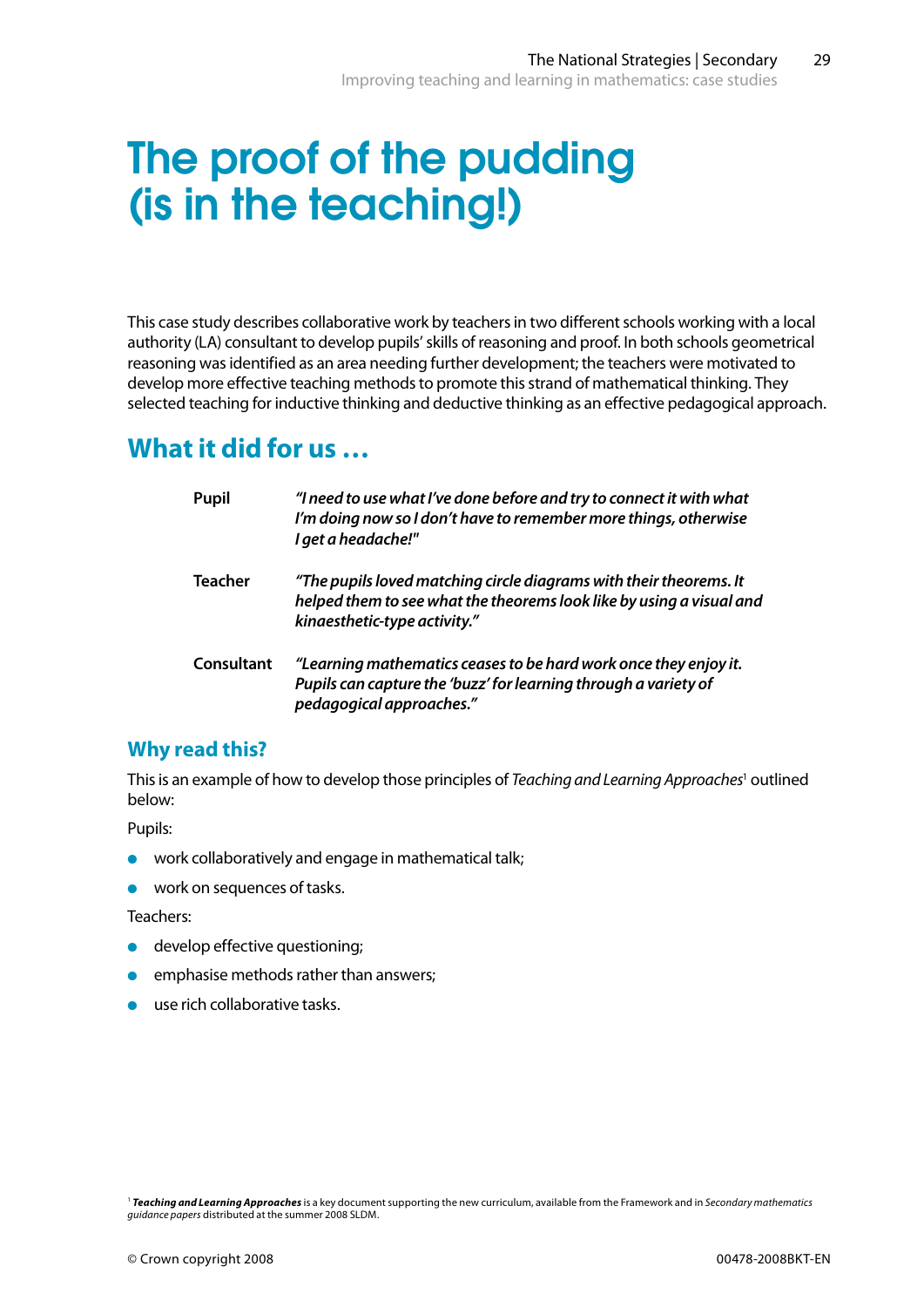# The proof of the pudding (is in the teaching!)

This case study describes collaborative work by teachers in two different schools working with a local authority (LA) consultant to develop pupils' skills of reasoning and proof. In both schools geometrical reasoning was identified as an area needing further development; the teachers were motivated to develop more effective teaching methods to promote this strand of mathematical thinking. They selected teaching for inductive thinking and deductive thinking as an effective pedagogical approach.

## What it did for us …

| | |
|---|---|
| **Pupil** | ***"I need to use what I've done before and try to connect it with what I'm doing now so I don't have to remember more things, otherwise I get a headache!"*** |
| **Teacher** | ***"The pupils loved matching circle diagrams with their theorems. It helped them to see what the theorems look like by using a visual and kinaesthetic-type activity."*** |
| **Consultant** | ***"Learning mathematics ceases to be hard work once they enjoy it. Pupils can capture the 'buzz' for learning through a variety of pedagogical approaches."*** |

### Why read this?

This is an example of how to develop those principles of *Teaching and Learning Approaches*[1] outlined below:

Pupils:

- work collaboratively and engage in mathematical talk;
- work on sequences of tasks.

Teachers:

- develop effective questioning;
- emphasise methods rather than answers;
- use rich collaborative tasks.

[1] ***Teaching and Learning Approaches*** is a key document supporting the new curriculum, available from the Framework and in *Secondary mathematics guidance papers* distributed at the summer 2008 SLDM.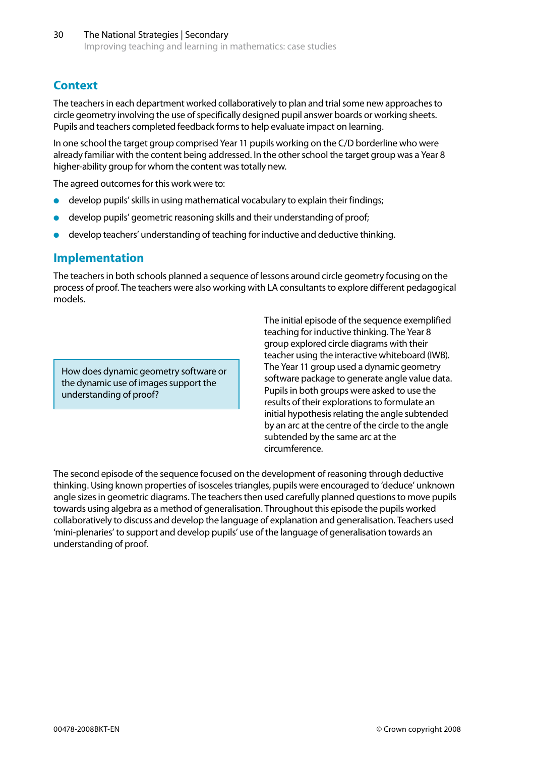## Context

The teachers in each department worked collaboratively to plan and trial some new approaches to circle geometry involving the use of specifically designed pupil answer boards or working sheets. Pupils and teachers completed feedback forms to help evaluate impact on learning.

In one school the target group comprised Year 11 pupils working on the C/D borderline who were already familiar with the content being addressed. In the other school the target group was a Year 8 higher-ability group for whom the content was totally new.

The agreed outcomes for this work were to:

- develop pupils' skills in using mathematical vocabulary to explain their findings;
- develop pupils' geometric reasoning skills and their understanding of proof;
- develop teachers' understanding of teaching for inductive and deductive thinking.

## Implementation

The teachers in both schools planned a sequence of lessons around circle geometry focusing on the process of proof. The teachers were also working with LA consultants to explore different pedagogical models.

> How does dynamic geometry software or the dynamic use of images support the understanding of proof?

The initial episode of the sequence exemplified teaching for inductive thinking. The Year 8 group explored circle diagrams with their teacher using the interactive whiteboard (IWB). The Year 11 group used a dynamic geometry software package to generate angle value data. Pupils in both groups were asked to use the results of their explorations to formulate an initial hypothesis relating the angle subtended by an arc at the centre of the circle to the angle subtended by the same arc at the circumference.

The second episode of the sequence focused on the development of reasoning through deductive thinking. Using known properties of isosceles triangles, pupils were encouraged to 'deduce' unknown angle sizes in geometric diagrams. The teachers then used carefully planned questions to move pupils towards using algebra as a method of generalisation. Throughout this episode the pupils worked collaboratively to discuss and develop the language of explanation and generalisation. Teachers used 'mini-plenaries' to support and develop pupils' use of the language of generalisation towards an understanding of proof.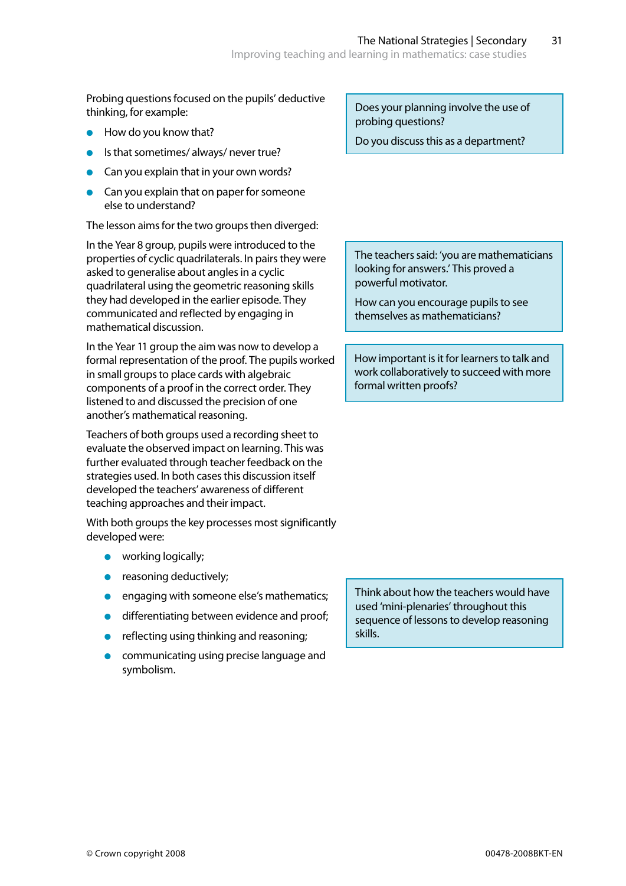Probing questions focused on the pupils' deductive thinking, for example:

- How do you know that?
- Is that sometimes/ always/ never true?
- Can you explain that in your own words?
- Can you explain that on paper for someone else to understand?

> Does your planning involve the use of probing questions?
>
> Do you discuss this as a department?

The lesson aims for the two groups then diverged:

In the Year 8 group, pupils were introduced to the properties of cyclic quadrilaterals. In pairs they were asked to generalise about angles in a cyclic quadrilateral using the geometric reasoning skills they had developed in the earlier episode. They communicated and reflected by engaging in mathematical discussion.

> The teachers said: 'you are mathematicians looking for answers.' This proved a powerful motivator.
>
> How can you encourage pupils to see themselves as mathematicians?

In the Year 11 group the aim was now to develop a formal representation of the proof. The pupils worked in small groups to place cards with algebraic components of a proof in the correct order. They listened to and discussed the precision of one another's mathematical reasoning.

> How important is it for learners to talk and work collaboratively to succeed with more formal written proofs?

Teachers of both groups used a recording sheet to evaluate the observed impact on learning. This was further evaluated through teacher feedback on the strategies used. In both cases this discussion itself developed the teachers' awareness of different teaching approaches and their impact.

With both groups the key processes most significantly developed were:

- working logically;
- reasoning deductively;
- engaging with someone else's mathematics;
- differentiating between evidence and proof;
- reflecting using thinking and reasoning;
- communicating using precise language and symbolism.

> Think about how the teachers would have used 'mini-plenaries' throughout this sequence of lessons to develop reasoning skills.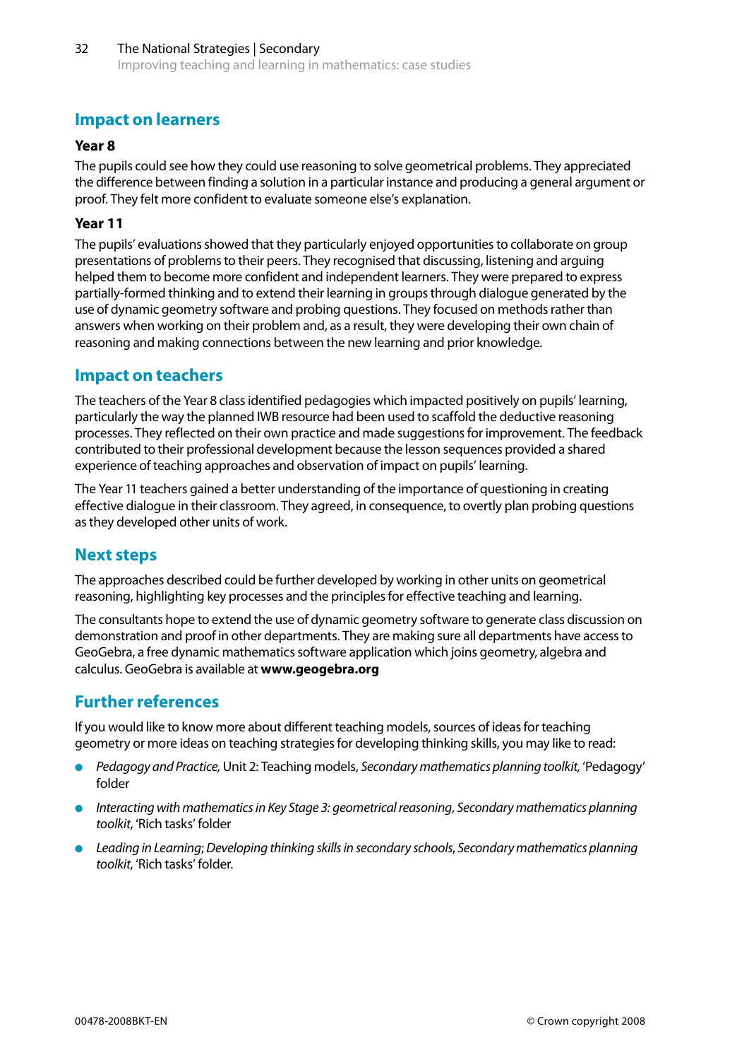## Impact on learners

### Year 8

The pupils could see how they could use reasoning to solve geometrical problems. They appreciated the difference between finding a solution in a particular instance and producing a general argument or proof. They felt more confident to evaluate someone else's explanation.

### Year 11

The pupils' evaluations showed that they particularly enjoyed opportunities to collaborate on group presentations of problems to their peers. They recognised that discussing, listening and arguing helped them to become more confident and independent learners. They were prepared to express partially-formed thinking and to extend their learning in groups through dialogue generated by the use of dynamic geometry software and probing questions. They focused on methods rather than answers when working on their problem and, as a result, they were developing their own chain of reasoning and making connections between the new learning and prior knowledge.

## Impact on teachers

The teachers of the Year 8 class identified pedagogies which impacted positively on pupils' learning, particularly the way the planned IWB resource had been used to scaffold the deductive reasoning processes. They reflected on their own practice and made suggestions for improvement. The feedback contributed to their professional development because the lesson sequences provided a shared experience of teaching approaches and observation of impact on pupils' learning.

The Year 11 teachers gained a better understanding of the importance of questioning in creating effective dialogue in their classroom. They agreed, in consequence, to overtly plan probing questions as they developed other units of work.

## Next steps

The approaches described could be further developed by working in other units on geometrical reasoning, highlighting key processes and the principles for effective teaching and learning.

The consultants hope to extend the use of dynamic geometry software to generate class discussion on demonstration and proof in other departments. They are making sure all departments have access to GeoGebra, a free dynamic mathematics software application which joins geometry, algebra and calculus. GeoGebra is available at **www.geogebra.org**

## Further references

If you would like to know more about different teaching models, sources of ideas for teaching geometry or more ideas on teaching strategies for developing thinking skills, you may like to read:

- *Pedagogy and Practice,* Unit 2: Teaching models, *Secondary mathematics planning toolkit,* 'Pedagogy' folder
- *Interacting with mathematics in Key Stage 3: geometrical reasoning*, *Secondary mathematics planning toolkit*, 'Rich tasks' folder
- *Leading in Learning*; *Developing thinking skills in secondary schools*, *Secondary mathematics planning toolkit*, 'Rich tasks' folder.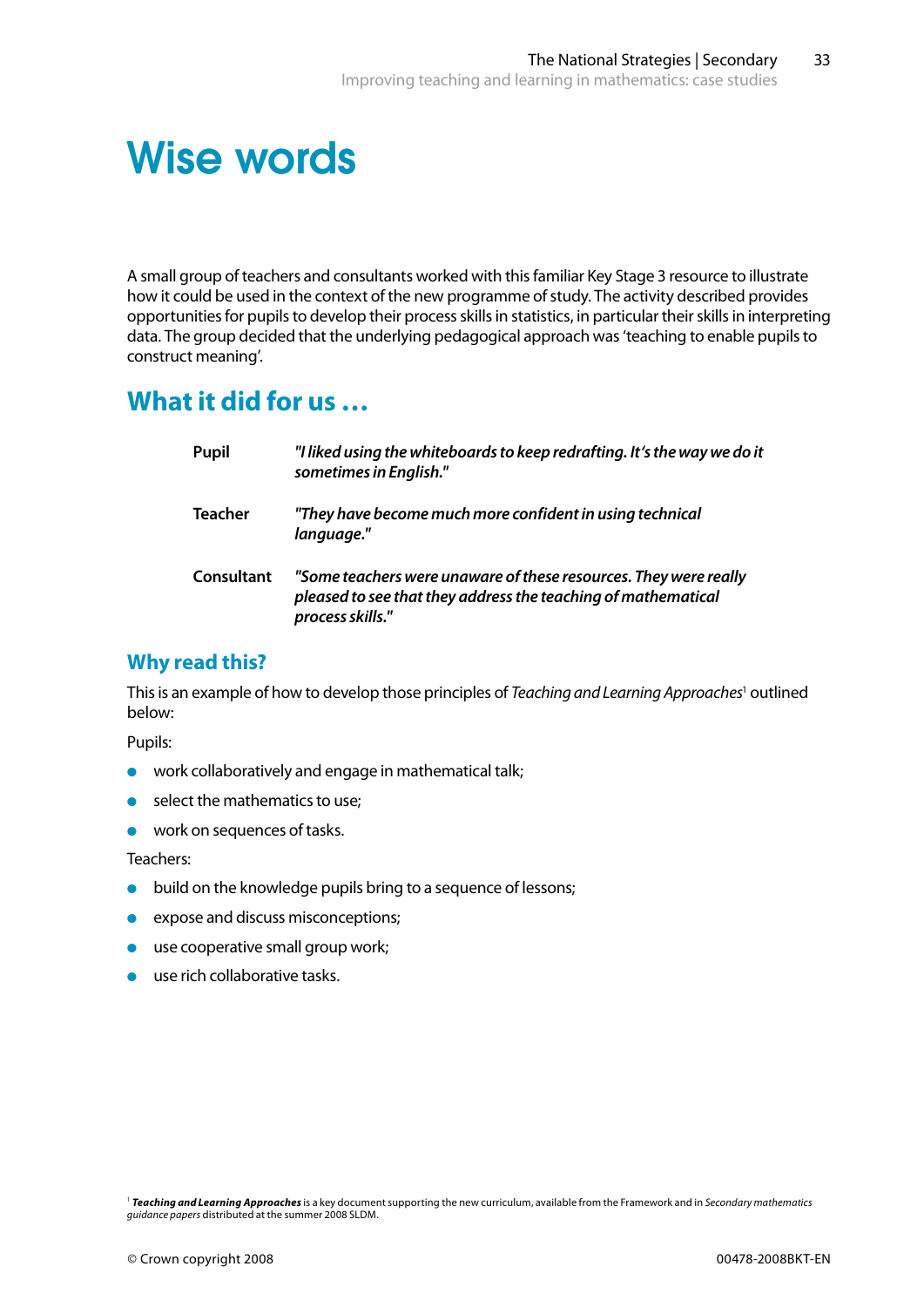# Wise words

A small group of teachers and consultants worked with this familiar Key Stage 3 resource to illustrate how it could be used in the context of the new programme of study. The activity described provides opportunities for pupils to develop their process skills in statistics, in particular their skills in interpreting data. The group decided that the underlying pedagogical approach was 'teaching to enable pupils to construct meaning'.

## What it did for us …

| | |
|---|---|
| **Pupil** | ***"I liked using the whiteboards to keep redrafting. It's the way we do it sometimes in English."*** |
| **Teacher** | ***"They have become much more confident in using technical language."*** |
| **Consultant** | ***"Some teachers were unaware of these resources. They were really pleased to see that they address the teaching of mathematical process skills."*** |

### Why read this?

This is an example of how to develop those principles of *Teaching and Learning Approaches*[1] outlined below:

Pupils:

- work collaboratively and engage in mathematical talk;
- select the mathematics to use;
- work on sequences of tasks.

Teachers:

- build on the knowledge pupils bring to a sequence of lessons;
- expose and discuss misconceptions;
- use cooperative small group work;
- use rich collaborative tasks.

[1] ***Teaching and Learning Approaches*** is a key document supporting the new curriculum, available from the Framework and in *Secondary mathematics guidance papers* distributed at the summer 2008 SLDM.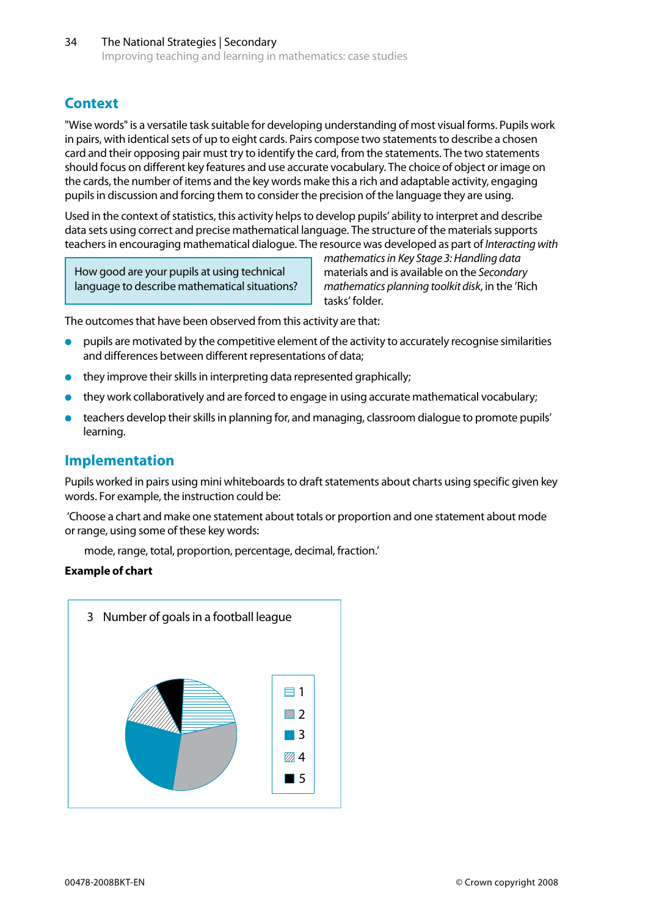## Context

"Wise words" is a versatile task suitable for developing understanding of most visual forms. Pupils work in pairs, with identical sets of up to eight cards. Pairs compose two statements to describe a chosen card and their opposing pair must try to identify the card, from the statements. The two statements should focus on different key features and use accurate vocabulary. The choice of object or image on the cards, the number of items and the key words make this a rich and adaptable activity, engaging pupils in discussion and forcing them to consider the precision of the language they are using.

Used in the context of statistics, this activity helps to develop pupils' ability to interpret and describe data sets using correct and precise mathematical language. The structure of the materials supports teachers in encouraging mathematical dialogue. The resource was developed as part of *Interacting with mathematics in Key Stage 3: Handling data* materials and is available on the *Secondary mathematics planning toolkit disk*, in the 'Rich tasks' folder.

> How good are your pupils at using technical language to describe mathematical situations?

The outcomes that have been observed from this activity are that:

- pupils are motivated by the competitive element of the activity to accurately recognise similarities and differences between different representations of data;
- they improve their skills in interpreting data represented graphically;
- they work collaboratively and are forced to engage in using accurate mathematical vocabulary;
- teachers develop their skills in planning for, and managing, classroom dialogue to promote pupils' learning.

## Implementation

Pupils worked in pairs using mini whiteboards to draft statements about charts using specific given key words. For example, the instruction could be:

'Choose a chart and make one statement about totals or proportion and one statement about mode or range, using some of these key words:

mode, range, total, proportion, percentage, decimal, fraction.'

**Example of chart**

3 Number of goals in a football league

Legend: 1, 2, 3, 4, 5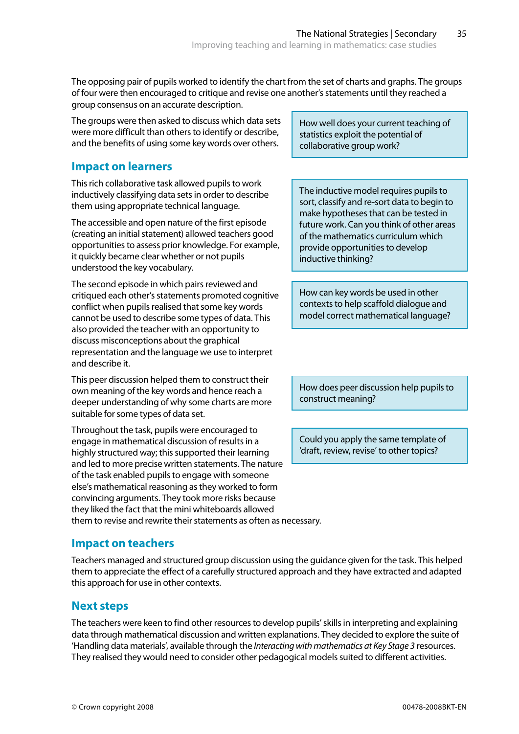The opposing pair of pupils worked to identify the chart from the set of charts and graphs. The groups of four were then encouraged to critique and revise one another's statements until they reached a group consensus on an accurate description.

The groups were then asked to discuss which data sets were more difficult than others to identify or describe, and the benefits of using some key words over others.

> How well does your current teaching of statistics exploit the potential of collaborative group work?

## Impact on learners

This rich collaborative task allowed pupils to work inductively classifying data sets in order to describe them using appropriate technical language.

> The inductive model requires pupils to sort, classify and re-sort data to begin to make hypotheses that can be tested in future work. Can you think of other areas of the mathematics curriculum which provide opportunities to develop inductive thinking?

The accessible and open nature of the first episode (creating an initial statement) allowed teachers good opportunities to assess prior knowledge. For example, it quickly became clear whether or not pupils understood the key vocabulary.

> How can key words be used in other contexts to help scaffold dialogue and model correct mathematical language?

The second episode in which pairs reviewed and critiqued each other's statements promoted cognitive conflict when pupils realised that some key words cannot be used to describe some types of data. This also provided the teacher with an opportunity to discuss misconceptions about the graphical representation and the language we use to interpret and describe it.

This peer discussion helped them to construct their own meaning of the key words and hence reach a deeper understanding of why some charts are more suitable for some types of data set.

> How does peer discussion help pupils to construct meaning?

Throughout the task, pupils were encouraged to engage in mathematical discussion of results in a highly structured way; this supported their learning and led to more precise written statements. The nature of the task enabled pupils to engage with someone else's mathematical reasoning as they worked to form convincing arguments. They took more risks because they liked the fact that the mini whiteboards allowed them to revise and rewrite their statements as often as necessary.

> Could you apply the same template of 'draft, review, revise' to other topics?

## Impact on teachers

Teachers managed and structured group discussion using the guidance given for the task. This helped them to appreciate the effect of a carefully structured approach and they have extracted and adapted this approach for use in other contexts.

## Next steps

The teachers were keen to find other resources to develop pupils' skills in interpreting and explaining data through mathematical discussion and written explanations. They decided to explore the suite of 'Handling data materials', available through the *Interacting with mathematics at Key Stage 3* resources. They realised they would need to consider other pedagogical models suited to different activities.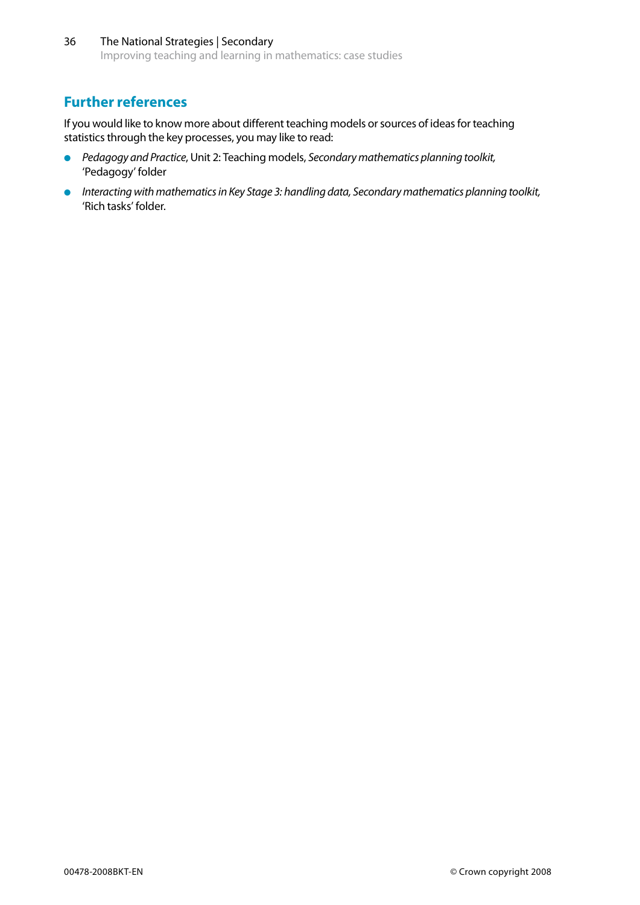## Further references

If you would like to know more about different teaching models or sources of ideas for teaching statistics through the key processes, you may like to read:

- *Pedagogy and Practice*, Unit 2: Teaching models, *Secondary mathematics planning toolkit,* 'Pedagogy' folder
- *Interacting with mathematics in Key Stage 3: handling data, Secondary mathematics planning toolkit,* 'Rich tasks' folder.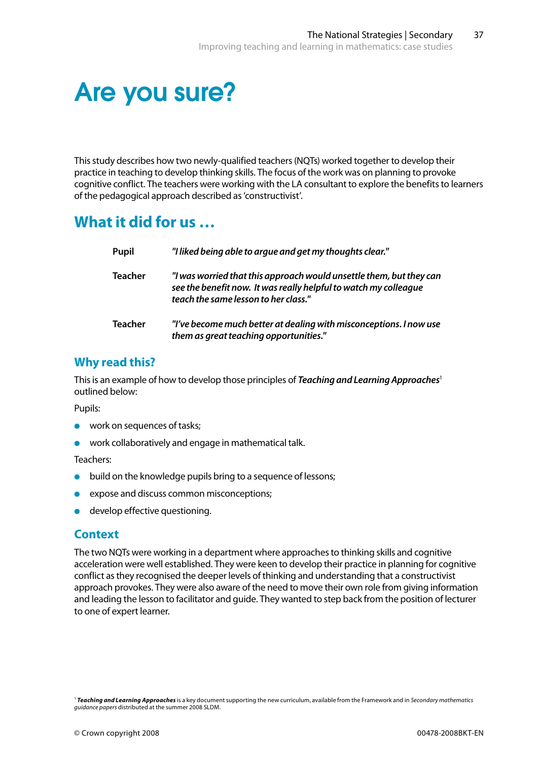# Are you sure?

This study describes how two newly-qualified teachers (NQTs) worked together to develop their practice in teaching to develop thinking skills. The focus of the work was on planning to provoke cognitive conflict. The teachers were working with the LA consultant to explore the benefits to learners of the pedagogical approach described as 'constructivist'.

## What it did for us …

| | |
|---|---|
| **Pupil** | ***"I liked being able to argue and get my thoughts clear."*** |
| **Teacher** | ***"I was worried that this approach would unsettle them, but they can see the benefit now. It was really helpful to watch my colleague teach the same lesson to her class."*** |
| **Teacher** | ***"I've become much better at dealing with misconceptions. I now use them as great teaching opportunities."*** |

### Why read this?

This is an example of how to develop those principles of ***Teaching and Learning Approaches***[1] outlined below:

Pupils:

- work on sequences of tasks;
- work collaboratively and engage in mathematical talk.

Teachers:

- build on the knowledge pupils bring to a sequence of lessons;
- expose and discuss common misconceptions;
- develop effective questioning.

### Context

The two NQTs were working in a department where approaches to thinking skills and cognitive acceleration were well established. They were keen to develop their practice in planning for cognitive conflict as they recognised the deeper levels of thinking and understanding that a constructivist approach provokes. They were also aware of the need to move their own role from giving information and leading the lesson to facilitator and guide. They wanted to step back from the position of lecturer to one of expert learner.

[1] ***Teaching and Learning Approaches*** is a key document supporting the new curriculum, available from the Framework and in *Secondary mathematics guidance papers* distributed at the summer 2008 SLDM.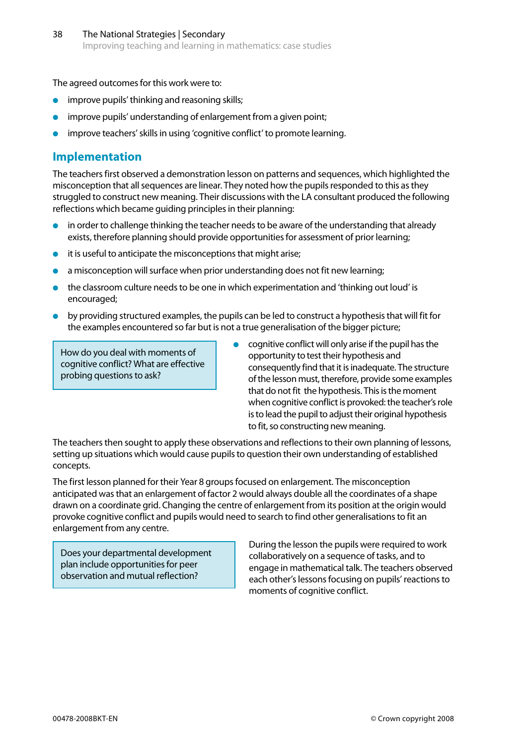The agreed outcomes for this work were to:

- improve pupils' thinking and reasoning skills;
- improve pupils' understanding of enlargement from a given point;
- improve teachers' skills in using 'cognitive conflict' to promote learning.

## Implementation

The teachers first observed a demonstration lesson on patterns and sequences, which highlighted the misconception that all sequences are linear. They noted how the pupils responded to this as they struggled to construct new meaning. Their discussions with the LA consultant produced the following reflections which became guiding principles in their planning:

- in order to challenge thinking the teacher needs to be aware of the understanding that already exists, therefore planning should provide opportunities for assessment of prior learning;
- it is useful to anticipate the misconceptions that might arise;
- a misconception will surface when prior understanding does not fit new learning;
- the classroom culture needs to be one in which experimentation and 'thinking out loud' is encouraged;
- by providing structured examples, the pupils can be led to construct a hypothesis that will fit for the examples encountered so far but is not a true generalisation of the bigger picture;
- cognitive conflict will only arise if the pupil has the opportunity to test their hypothesis and consequently find that it is inadequate. The structure of the lesson must, therefore, provide some examples that do not fit the hypothesis. This is the moment when cognitive conflict is provoked: the teacher's role is to lead the pupil to adjust their original hypothesis to fit, so constructing new meaning.

> How do you deal with moments of cognitive conflict? What are effective probing questions to ask?

The teachers then sought to apply these observations and reflections to their own planning of lessons, setting up situations which would cause pupils to question their own understanding of established concepts.

The first lesson planned for their Year 8 groups focused on enlargement. The misconception anticipated was that an enlargement of factor 2 would always double all the coordinates of a shape drawn on a coordinate grid. Changing the centre of enlargement from its position at the origin would provoke cognitive conflict and pupils would need to search to find other generalisations to fit an enlargement from any centre.

During the lesson the pupils were required to work collaboratively on a sequence of tasks, and to engage in mathematical talk. The teachers observed each other's lessons focusing on pupils' reactions to moments of cognitive conflict.

> Does your departmental development plan include opportunities for peer observation and mutual reflection?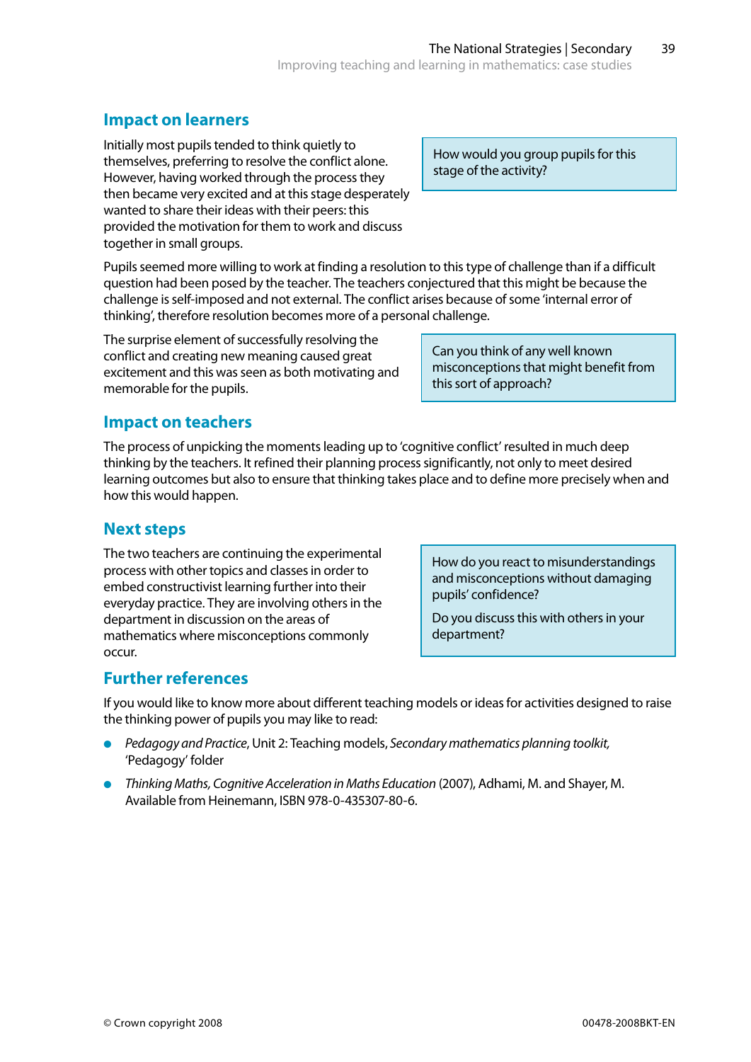## Impact on learners

Initially most pupils tended to think quietly to themselves, preferring to resolve the conflict alone. However, having worked through the process they then became very excited and at this stage desperately wanted to share their ideas with their peers: this provided the motivation for them to work and discuss together in small groups.

> How would you group pupils for this stage of the activity?

Pupils seemed more willing to work at finding a resolution to this type of challenge than if a difficult question had been posed by the teacher. The teachers conjectured that this might be because the challenge is self-imposed and not external. The conflict arises because of some 'internal error of thinking', therefore resolution becomes more of a personal challenge.

The surprise element of successfully resolving the conflict and creating new meaning caused great excitement and this was seen as both motivating and memorable for the pupils.

> Can you think of any well known misconceptions that might benefit from this sort of approach?

## Impact on teachers

The process of unpicking the moments leading up to 'cognitive conflict' resulted in much deep thinking by the teachers. It refined their planning process significantly, not only to meet desired learning outcomes but also to ensure that thinking takes place and to define more precisely when and how this would happen.

## Next steps

The two teachers are continuing the experimental process with other topics and classes in order to embed constructivist learning further into their everyday practice. They are involving others in the department in discussion on the areas of mathematics where misconceptions commonly occur.

> How do you react to misunderstandings and misconceptions without damaging pupils' confidence?
>
> Do you discuss this with others in your department?

## Further references

If you would like to know more about different teaching models or ideas for activities designed to raise the thinking power of pupils you may like to read:

- *Pedagogy and Practice*, Unit 2: Teaching models, *Secondary mathematics planning toolkit,* 'Pedagogy' folder
- *Thinking Maths, Cognitive Acceleration in Maths Education* (2007), Adhami, M. and Shayer, M. Available from Heinemann, ISBN 978-0-435307-80-6.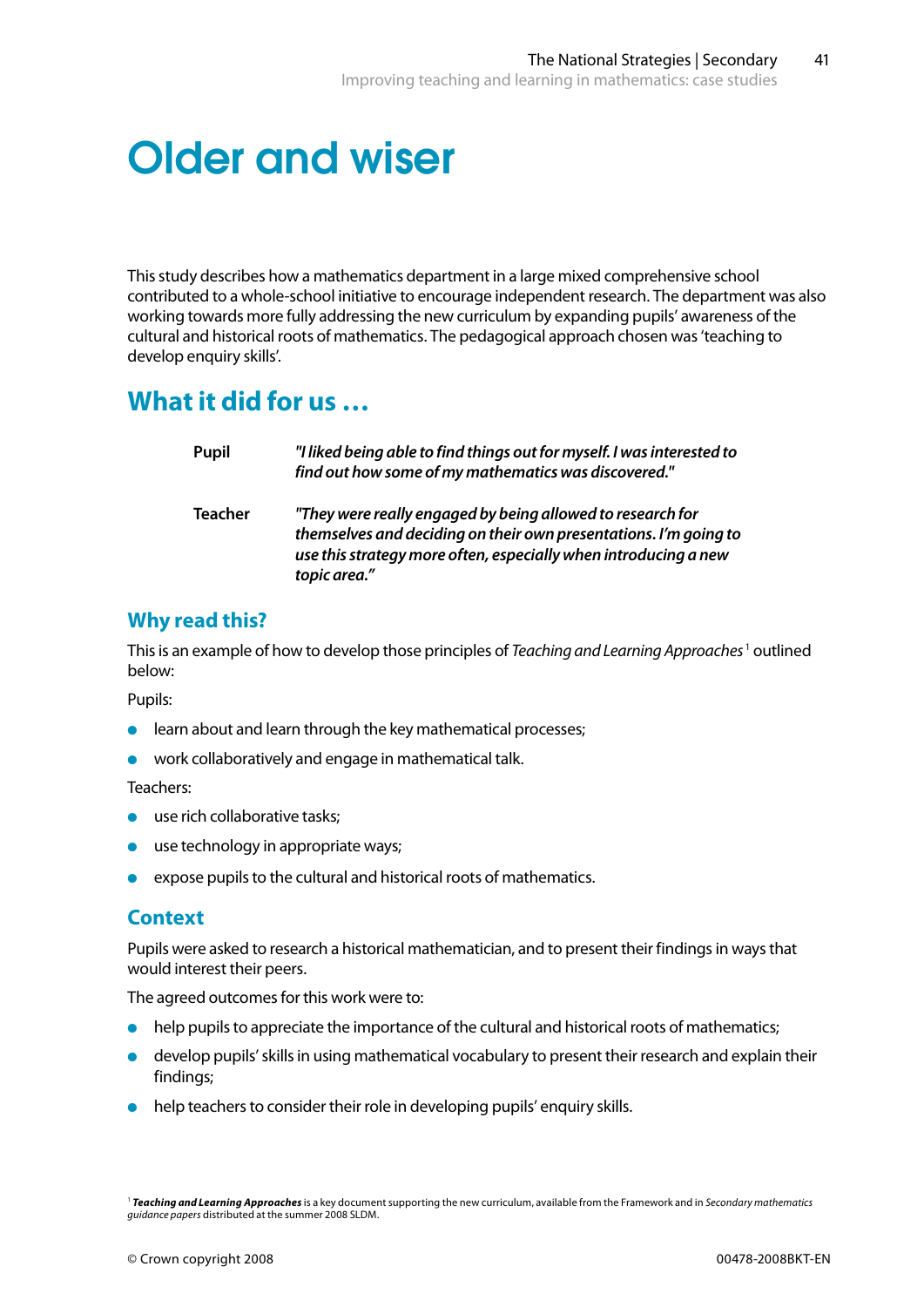# Older and wiser

This study describes how a mathematics department in a large mixed comprehensive school contributed to a whole-school initiative to encourage independent research. The department was also working towards more fully addressing the new curriculum by expanding pupils' awareness of the cultural and historical roots of mathematics. The pedagogical approach chosen was 'teaching to develop enquiry skills'.

## What it did for us …

| | |
|---|---|
| **Pupil** | ***"I liked being able to find things out for myself. I was interested to find out how some of my mathematics was discovered."*** |
| **Teacher** | ***"They were really engaged by being allowed to research for themselves and deciding on their own presentations. I'm going to use this strategy more often, especially when introducing a new topic area."*** |

### Why read this?

This is an example of how to develop those principles of *Teaching and Learning Approaches*[1] outlined below:

Pupils:

- learn about and learn through the key mathematical processes;
- work collaboratively and engage in mathematical talk.

Teachers:

- use rich collaborative tasks;
- use technology in appropriate ways;
- expose pupils to the cultural and historical roots of mathematics.

### Context

Pupils were asked to research a historical mathematician, and to present their findings in ways that would interest their peers.

The agreed outcomes for this work were to:

- help pupils to appreciate the importance of the cultural and historical roots of mathematics;
- develop pupils' skills in using mathematical vocabulary to present their research and explain their findings;
- help teachers to consider their role in developing pupils' enquiry skills.

[1] ***Teaching and Learning Approaches*** is a key document supporting the new curriculum, available from the Framework and in *Secondary mathematics guidance papers* distributed at the summer 2008 SLDM.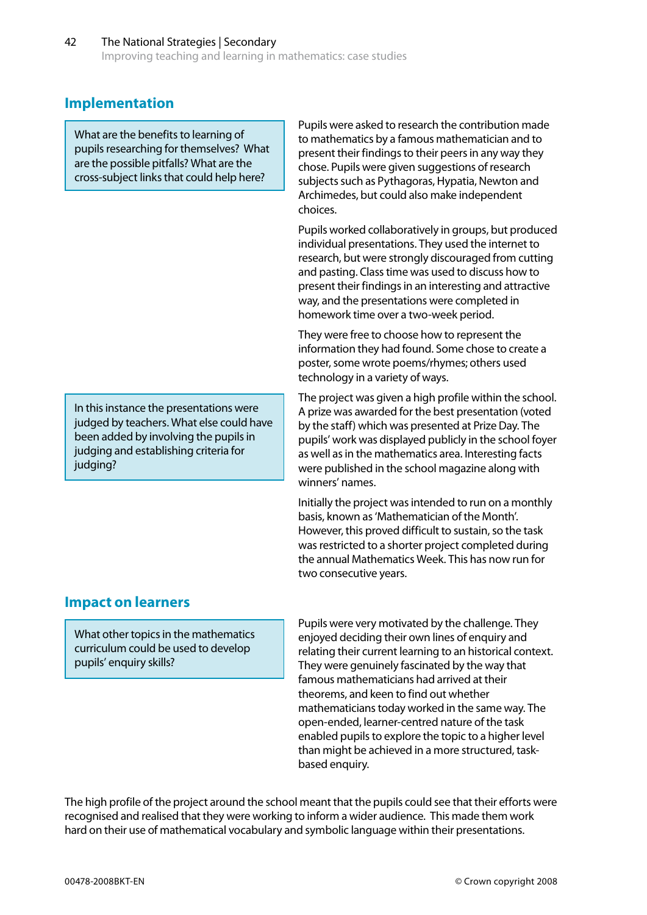## Implementation

> What are the benefits to learning of pupils researching for themselves? What are the possible pitfalls? What are the cross-subject links that could help here?

Pupils were asked to research the contribution made to mathematics by a famous mathematician and to present their findings to their peers in any way they chose. Pupils were given suggestions of research subjects such as Pythagoras, Hypatia, Newton and Archimedes, but could also make independent choices.

Pupils worked collaboratively in groups, but produced individual presentations. They used the internet to research, but were strongly discouraged from cutting and pasting. Class time was used to discuss how to present their findings in an interesting and attractive way, and the presentations were completed in homework time over a two-week period.

They were free to choose how to represent the information they had found. Some chose to create a poster, some wrote poems/rhymes; others used technology in a variety of ways.

> In this instance the presentations were judged by teachers. What else could have been added by involving the pupils in judging and establishing criteria for judging?

The project was given a high profile within the school. A prize was awarded for the best presentation (voted by the staff) which was presented at Prize Day. The pupils' work was displayed publicly in the school foyer as well as in the mathematics area. Interesting facts were published in the school magazine along with winners' names.

Initially the project was intended to run on a monthly basis, known as 'Mathematician of the Month'. However, this proved difficult to sustain, so the task was restricted to a shorter project completed during the annual Mathematics Week. This has now run for two consecutive years.

## Impact on learners

> What other topics in the mathematics curriculum could be used to develop pupils' enquiry skills?

Pupils were very motivated by the challenge. They enjoyed deciding their own lines of enquiry and relating their current learning to an historical context. They were genuinely fascinated by the way that famous mathematicians had arrived at their theorems, and keen to find out whether mathematicians today worked in the same way. The open-ended, learner-centred nature of the task enabled pupils to explore the topic to a higher level than might be achieved in a more structured, task-based enquiry.

The high profile of the project around the school meant that the pupils could see that their efforts were recognised and realised that they were working to inform a wider audience. This made them work hard on their use of mathematical vocabulary and symbolic language within their presentations.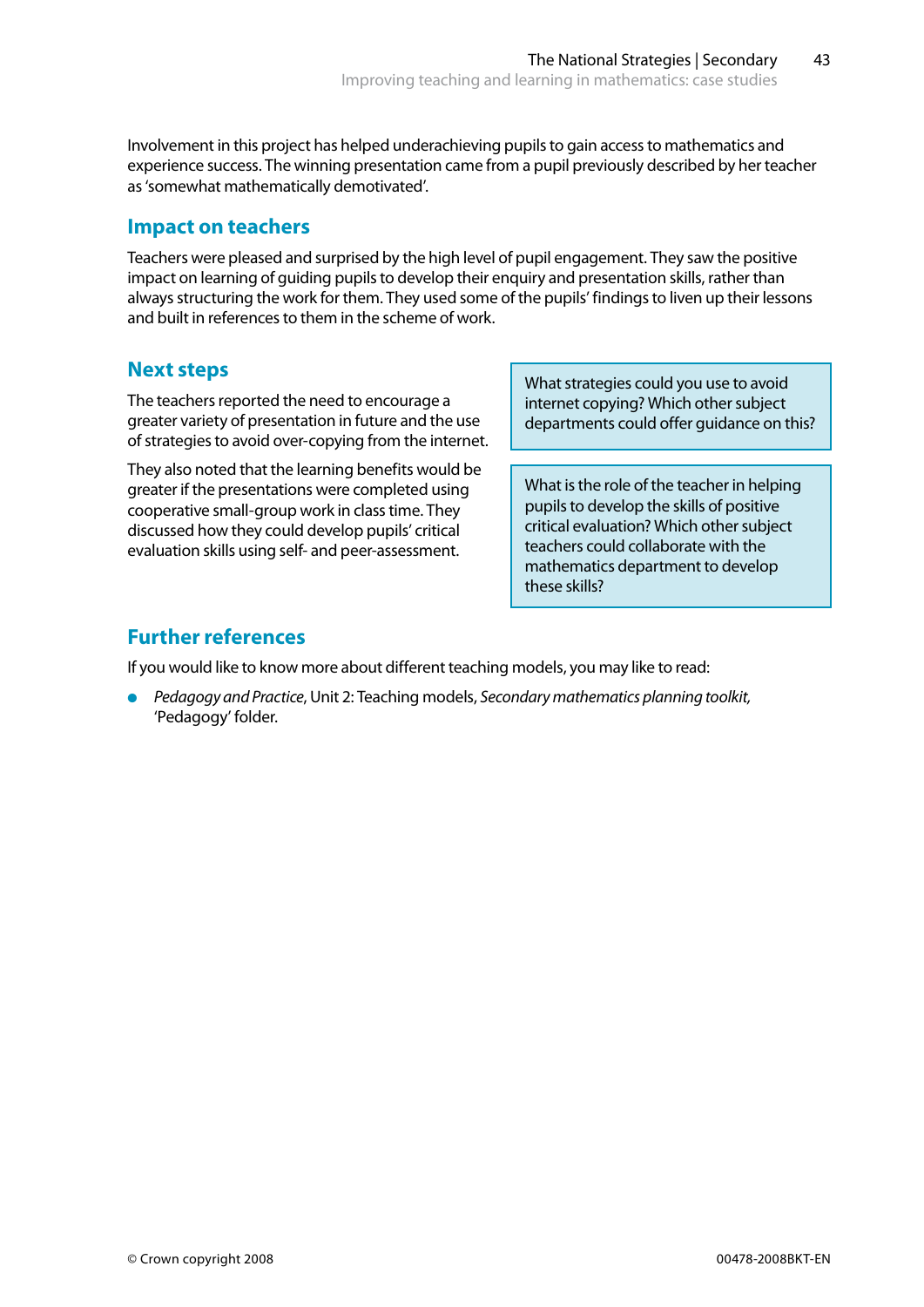Involvement in this project has helped underachieving pupils to gain access to mathematics and experience success. The winning presentation came from a pupil previously described by her teacher as 'somewhat mathematically demotivated'.

## Impact on teachers

Teachers were pleased and surprised by the high level of pupil engagement. They saw the positive impact on learning of guiding pupils to develop their enquiry and presentation skills, rather than always structuring the work for them. They used some of the pupils' findings to liven up their lessons and built in references to them in the scheme of work.

## Next steps

The teachers reported the need to encourage a greater variety of presentation in future and the use of strategies to avoid over-copying from the internet.

They also noted that the learning benefits would be greater if the presentations were completed using cooperative small-group work in class time. They discussed how they could develop pupils' critical evaluation skills using self- and peer-assessment.

> What strategies could you use to avoid internet copying? Which other subject departments could offer guidance on this?

> What is the role of the teacher in helping pupils to develop the skills of positive critical evaluation? Which other subject teachers could collaborate with the mathematics department to develop these skills?

## Further references

If you would like to know more about different teaching models, you may like to read:

- *Pedagogy and Practice*, Unit 2: Teaching models, *Secondary mathematics planning toolkit,* 'Pedagogy' folder.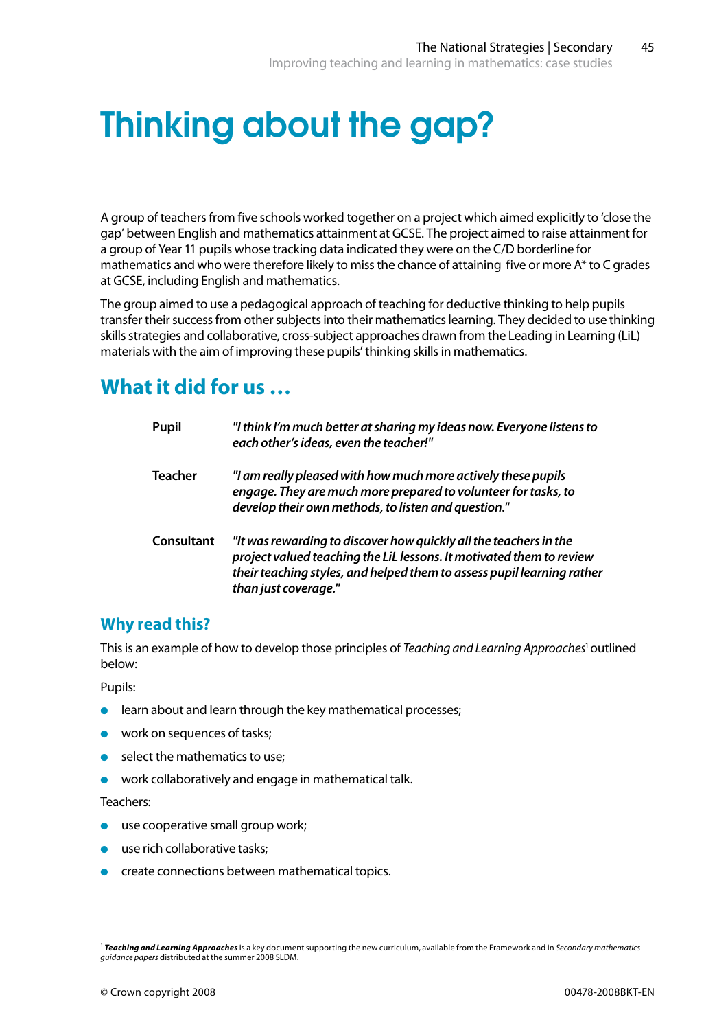# Thinking about the gap?

A group of teachers from five schools worked together on a project which aimed explicitly to 'close the gap' between English and mathematics attainment at GCSE. The project aimed to raise attainment for a group of Year 11 pupils whose tracking data indicated they were on the C/D borderline for mathematics and who were therefore likely to miss the chance of attaining five or more A* to C grades at GCSE, including English and mathematics.

The group aimed to use a pedagogical approach of teaching for deductive thinking to help pupils transfer their success from other subjects into their mathematics learning. They decided to use thinking skills strategies and collaborative, cross-subject approaches drawn from the Leading in Learning (LiL) materials with the aim of improving these pupils' thinking skills in mathematics.

## What it did for us …

| | |
|---|---|
| **Pupil** | ***"I think I'm much better at sharing my ideas now. Everyone listens to each other's ideas, even the teacher!"*** |
| **Teacher** | ***"I am really pleased with how much more actively these pupils engage. They are much more prepared to volunteer for tasks, to develop their own methods, to listen and question."*** |
| **Consultant** | ***"It was rewarding to discover how quickly all the teachers in the project valued teaching the LiL lessons. It motivated them to review their teaching styles, and helped them to assess pupil learning rather than just coverage."*** |

### Why read this?

This is an example of how to develop those principles of *Teaching and Learning Approaches*[1] outlined below:

Pupils:

- learn about and learn through the key mathematical processes;
- work on sequences of tasks;
- select the mathematics to use;
- work collaboratively and engage in mathematical talk.

Teachers:

- use cooperative small group work;
- use rich collaborative tasks;
- create connections between mathematical topics.

[1] ***Teaching and Learning Approaches*** is a key document supporting the new curriculum, available from the Framework and in *Secondary mathematics guidance papers* distributed at the summer 2008 SLDM.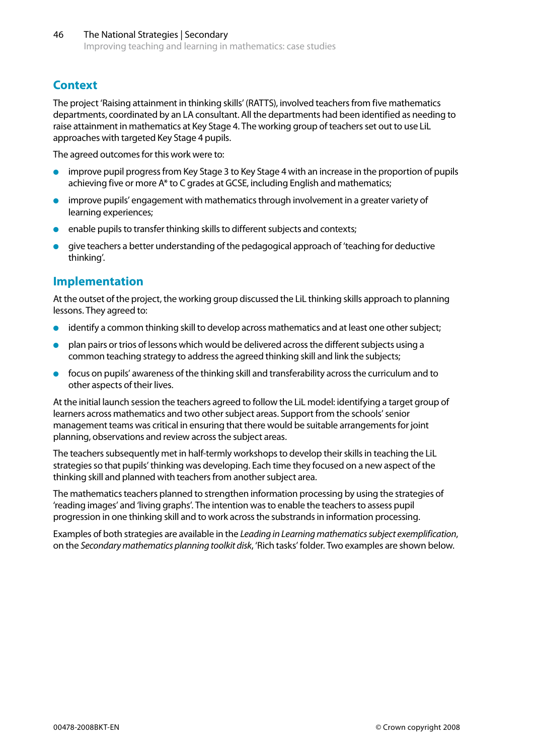## Context

The project 'Raising attainment in thinking skills' (RATTS), involved teachers from five mathematics departments, coordinated by an LA consultant. All the departments had been identified as needing to raise attainment in mathematics at Key Stage 4. The working group of teachers set out to use LiL approaches with targeted Key Stage 4 pupils.

The agreed outcomes for this work were to:

- improve pupil progress from Key Stage 3 to Key Stage 4 with an increase in the proportion of pupils achieving five or more A* to C grades at GCSE, including English and mathematics;
- improve pupils' engagement with mathematics through involvement in a greater variety of learning experiences;
- enable pupils to transfer thinking skills to different subjects and contexts;
- give teachers a better understanding of the pedagogical approach of 'teaching for deductive thinking'.

## Implementation

At the outset of the project, the working group discussed the LiL thinking skills approach to planning lessons. They agreed to:

- identify a common thinking skill to develop across mathematics and at least one other subject;
- plan pairs or trios of lessons which would be delivered across the different subjects using a common teaching strategy to address the agreed thinking skill and link the subjects;
- focus on pupils' awareness of the thinking skill and transferability across the curriculum and to other aspects of their lives.

At the initial launch session the teachers agreed to follow the LiL model: identifying a target group of learners across mathematics and two other subject areas. Support from the schools' senior management teams was critical in ensuring that there would be suitable arrangements for joint planning, observations and review across the subject areas.

The teachers subsequently met in half-termly workshops to develop their skills in teaching the LiL strategies so that pupils' thinking was developing. Each time they focused on a new aspect of the thinking skill and planned with teachers from another subject area.

The mathematics teachers planned to strengthen information processing by using the strategies of 'reading images' and 'living graphs'. The intention was to enable the teachers to assess pupil progression in one thinking skill and to work across the substrands in information processing.

Examples of both strategies are available in the *Leading in Learning mathematics subject exemplification*, on the *Secondary mathematics planning toolkit disk*, 'Rich tasks' folder. Two examples are shown below.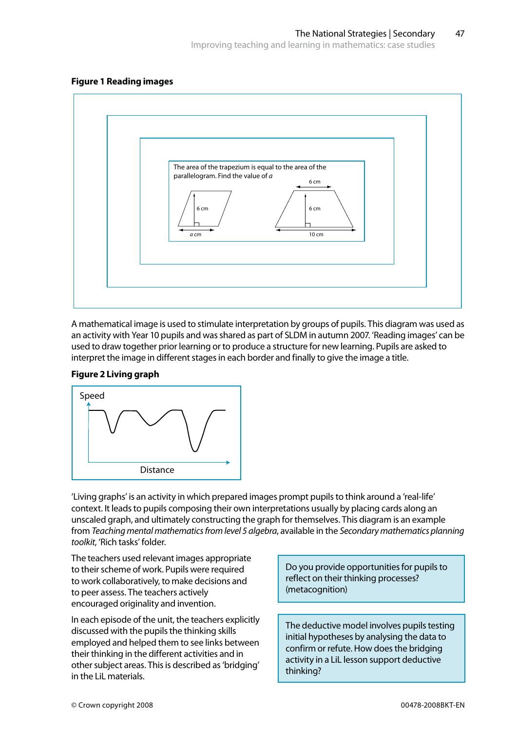**Figure 1 Reading images**

The area of the trapezium is equal to the area of the parallelogram. Find the value of *a*

6 cm

6 cm

6 cm

*a* cm

10 cm

A mathematical image is used to stimulate interpretation by groups of pupils. This diagram was used as an activity with Year 10 pupils and was shared as part of SLDM in autumn 2007. 'Reading images' can be used to draw together prior learning or to produce a structure for new learning. Pupils are asked to interpret the image in different stages in each border and finally to give the image a title.

**Figure 2 Living graph**

Speed

Distance

'Living graphs' is an activity in which prepared images prompt pupils to think around a 'real-life' context. It leads to pupils composing their own interpretations usually by placing cards along an unscaled graph, and ultimately constructing the graph for themselves. This diagram is an example from *Teaching mental mathematics from level 5 algebra*, available in the *Secondary mathematics planning toolkit*, 'Rich tasks' folder.

The teachers used relevant images appropriate to their scheme of work. Pupils were required to work collaboratively, to make decisions and to peer assess. The teachers actively encouraged originality and invention.

In each episode of the unit, the teachers explicitly discussed with the pupils the thinking skills employed and helped them to see links between their thinking in the different activities and in other subject areas. This is described as 'bridging' in the LiL materials.

> Do you provide opportunities for pupils to reflect on their thinking processes? (metacognition)

> The deductive model involves pupils testing initial hypotheses by analysing the data to confirm or refute. How does the bridging activity in a LiL lesson support deductive thinking?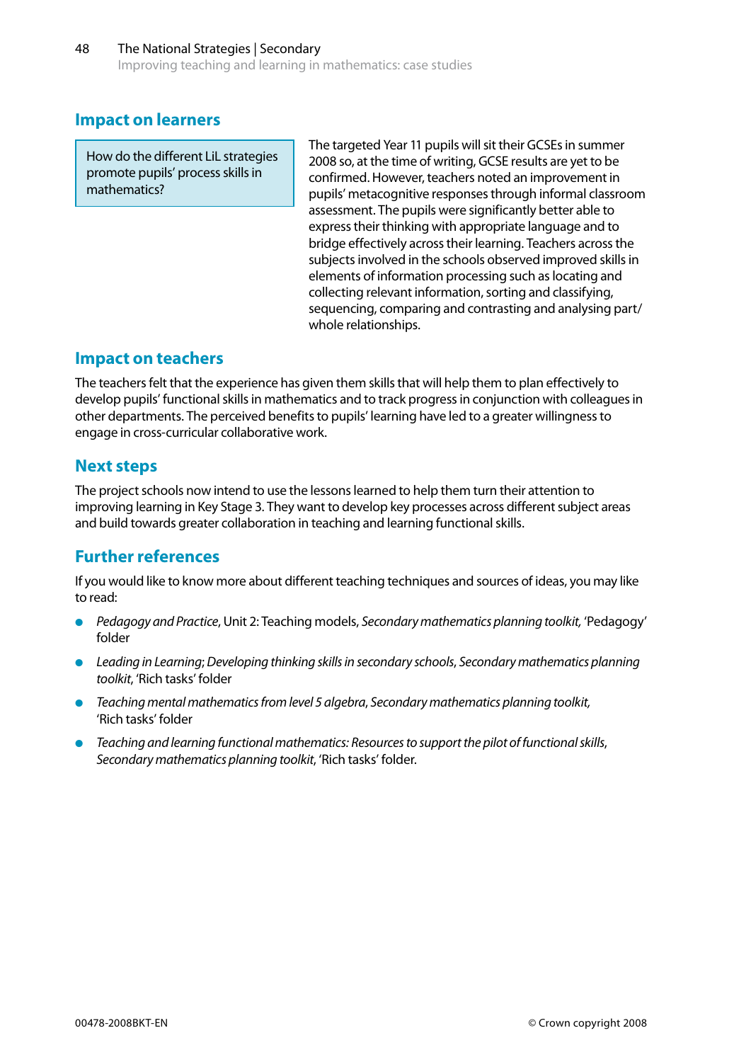## Impact on learners

How do the different LiL strategies promote pupils' process skills in mathematics?

The targeted Year 11 pupils will sit their GCSEs in summer 2008 so, at the time of writing, GCSE results are yet to be confirmed. However, teachers noted an improvement in pupils' metacognitive responses through informal classroom assessment. The pupils were significantly better able to express their thinking with appropriate language and to bridge effectively across their learning. Teachers across the subjects involved in the schools observed improved skills in elements of information processing such as locating and collecting relevant information, sorting and classifying, sequencing, comparing and contrasting and analysing part/whole relationships.

## Impact on teachers

The teachers felt that the experience has given them skills that will help them to plan effectively to develop pupils' functional skills in mathematics and to track progress in conjunction with colleagues in other departments. The perceived benefits to pupils' learning have led to a greater willingness to engage in cross-curricular collaborative work.

## Next steps

The project schools now intend to use the lessons learned to help them turn their attention to improving learning in Key Stage 3. They want to develop key processes across different subject areas and build towards greater collaboration in teaching and learning functional skills.

## Further references

If you would like to know more about different teaching techniques and sources of ideas, you may like to read:

- *Pedagogy and Practice*, Unit 2: Teaching models, *Secondary mathematics planning toolkit,* 'Pedagogy' folder
- *Leading in Learning*; *Developing thinking skills in secondary schools*, *Secondary mathematics planning toolkit*, 'Rich tasks' folder
- *Teaching mental mathematics from level 5 algebra*, *Secondary mathematics planning toolkit,* 'Rich tasks' folder
- *Teaching and learning functional mathematics: Resources to support the pilot of functional skills*, *Secondary mathematics planning toolkit*, 'Rich tasks' folder.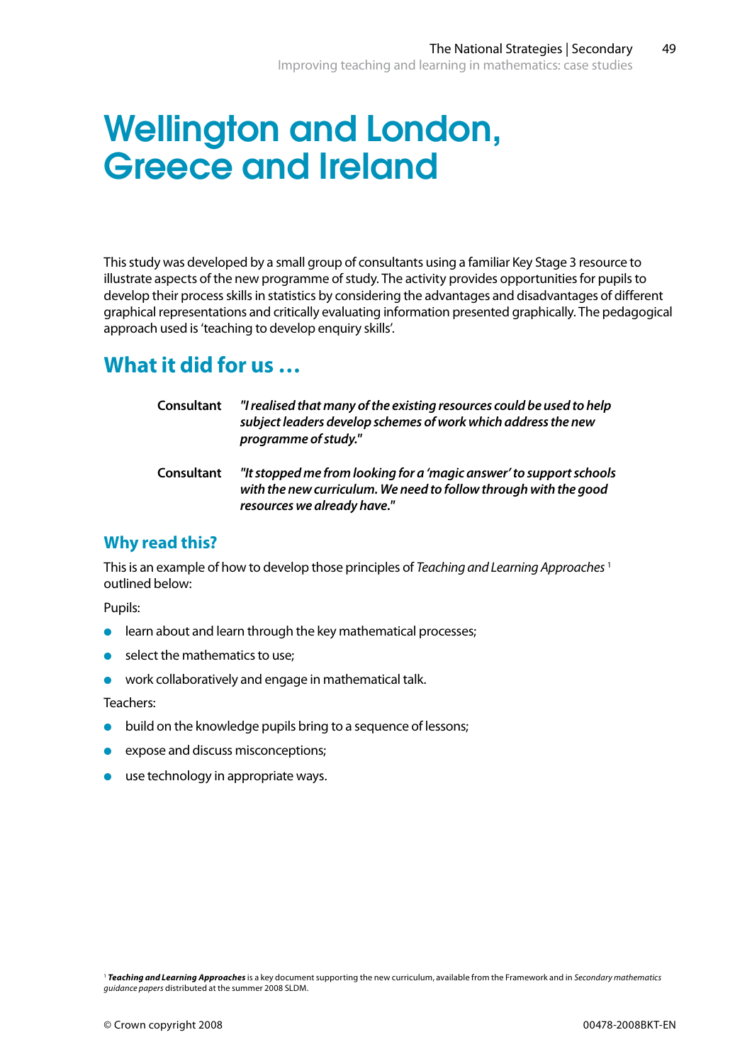# Wellington and London, Greece and Ireland

This study was developed by a small group of consultants using a familiar Key Stage 3 resource to illustrate aspects of the new programme of study. The activity provides opportunities for pupils to develop their process skills in statistics by considering the advantages and disadvantages of different graphical representations and critically evaluating information presented graphically. The pedagogical approach used is 'teaching to develop enquiry skills'.

## What it did for us …

**Consultant** ***"I realised that many of the existing resources could be used to help subject leaders develop schemes of work which address the new programme of study."***

**Consultant** ***"It stopped me from looking for a 'magic answer' to support schools with the new curriculum. We need to follow through with the good resources we already have."***

### Why read this?

This is an example of how to develop those principles of *Teaching and Learning Approaches* [1] outlined below:

Pupils:

- learn about and learn through the key mathematical processes;
- select the mathematics to use;
- work collaboratively and engage in mathematical talk.

Teachers:

- build on the knowledge pupils bring to a sequence of lessons;
- expose and discuss misconceptions;
- use technology in appropriate ways.

[1] ***Teaching and Learning Approaches*** is a key document supporting the new curriculum, available from the Framework and in *Secondary mathematics guidance papers* distributed at the summer 2008 SLDM.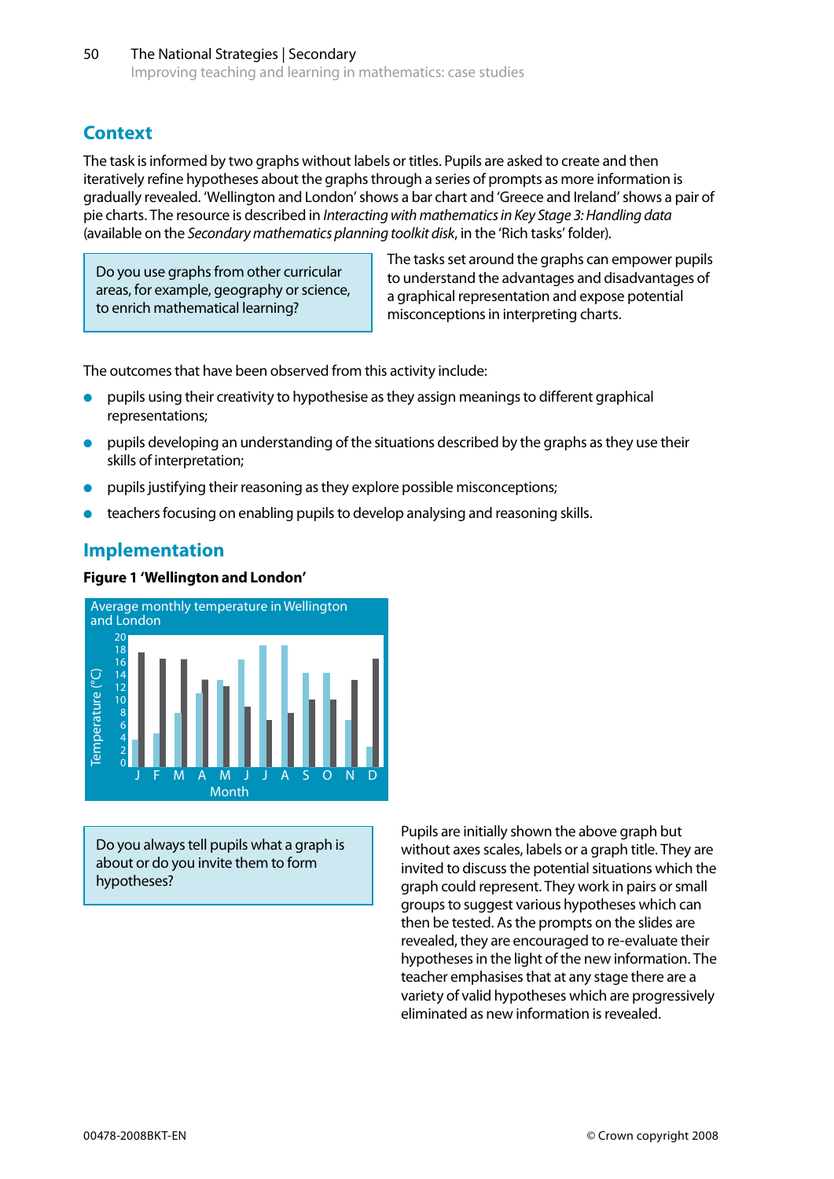## Context

The task is informed by two graphs without labels or titles. Pupils are asked to create and then iteratively refine hypotheses about the graphs through a series of prompts as more information is gradually revealed. 'Wellington and London' shows a bar chart and 'Greece and Ireland' shows a pair of pie charts. The resource is described in *Interacting with mathematics in Key Stage 3: Handling data* (available on the *Secondary mathematics planning toolkit disk*, in the 'Rich tasks' folder).

> Do you use graphs from other curricular areas, for example, geography or science, to enrich mathematical learning?

The tasks set around the graphs can empower pupils to understand the advantages and disadvantages of a graphical representation and expose potential misconceptions in interpreting charts.

The outcomes that have been observed from this activity include:

- pupils using their creativity to hypothesise as they assign meanings to different graphical representations;
- pupils developing an understanding of the situations described by the graphs as they use their skills of interpretation;
- pupils justifying their reasoning as they explore possible misconceptions;
- teachers focusing on enabling pupils to develop analysing and reasoning skills.

## Implementation

**Figure 1 'Wellington and London'**

Average monthly temperature in Wellington and London

Temperature (°C): 0, 2, 4, 6, 8, 10, 12, 14, 16, 18, 20

Month: J F M A M J J A S O N D

> Do you always tell pupils what a graph is about or do you invite them to form hypotheses?

Pupils are initially shown the above graph but without axes scales, labels or a graph title. They are invited to discuss the potential situations which the graph could represent. They work in pairs or small groups to suggest various hypotheses which can then be tested. As the prompts on the slides are revealed, they are encouraged to re-evaluate their hypotheses in the light of the new information. The teacher emphasises that at any stage there are a variety of valid hypotheses which are progressively eliminated as new information is revealed.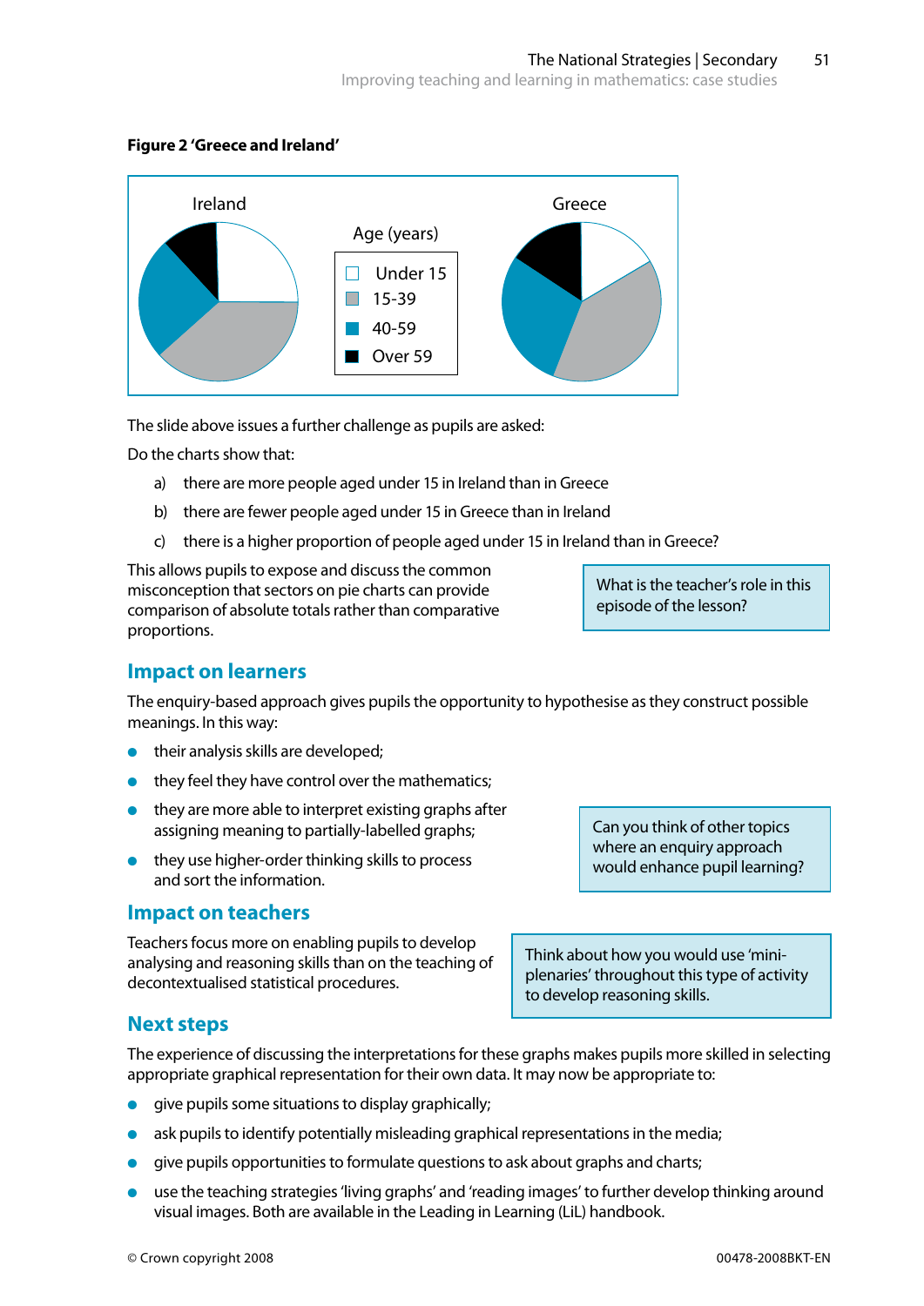**Figure 2 'Greece and Ireland'**

Ireland

Age (years)

- Under 15
- 15-39
- 40-59
- Over 59

Greece

The slide above issues a further challenge as pupils are asked:

Do the charts show that:

a) there are more people aged under 15 in Ireland than in Greece

b) there are fewer people aged under 15 in Greece than in Ireland

c) there is a higher proportion of people aged under 15 in Ireland than in Greece?

This allows pupils to expose and discuss the common misconception that sectors on pie charts can provide comparison of absolute totals rather than comparative proportions.

> What is the teacher's role in this episode of the lesson?

## Impact on learners

The enquiry-based approach gives pupils the opportunity to hypothesise as they construct possible meanings. In this way:

- their analysis skills are developed;
- they feel they have control over the mathematics;
- they are more able to interpret existing graphs after assigning meaning to partially-labelled graphs;
- they use higher-order thinking skills to process and sort the information.

> Can you think of other topics where an enquiry approach would enhance pupil learning?

## Impact on teachers

Teachers focus more on enabling pupils to develop analysing and reasoning skills than on the teaching of decontextualised statistical procedures.

> Think about how you would use 'mini-plenaries' throughout this type of activity to develop reasoning skills.

## Next steps

The experience of discussing the interpretations for these graphs makes pupils more skilled in selecting appropriate graphical representation for their own data. It may now be appropriate to:

- give pupils some situations to display graphically;
- ask pupils to identify potentially misleading graphical representations in the media;
- give pupils opportunities to formulate questions to ask about graphs and charts;
- use the teaching strategies 'living graphs' and 'reading images' to further develop thinking around visual images. Both are available in the Leading in Learning (LiL) handbook.

© Crown copyright 2008 00478-2008BKT-EN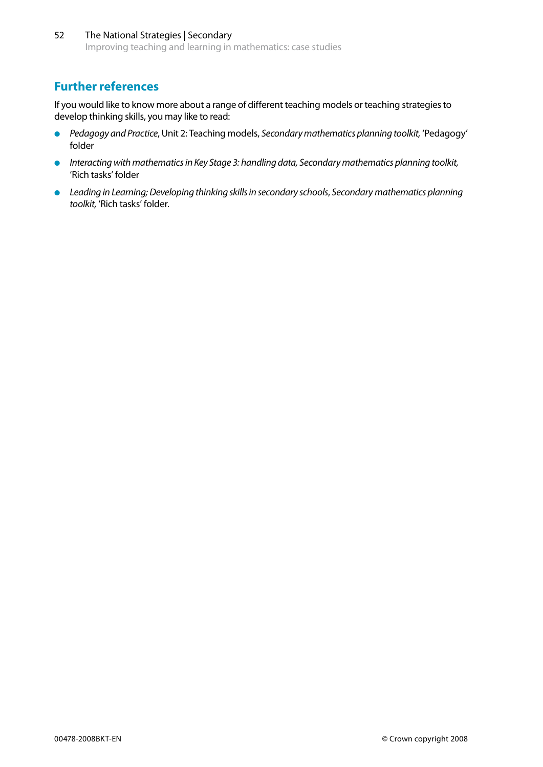## Further references

If you would like to know more about a range of different teaching models or teaching strategies to develop thinking skills, you may like to read:

- *Pedagogy and Practice*, Unit 2: Teaching models, *Secondary mathematics planning toolkit,* 'Pedagogy' folder
- *Interacting with mathematics in Key Stage 3: handling data, Secondary mathematics planning toolkit,* 'Rich tasks' folder
- *Leading in Learning; Developing thinking skills in secondary schools*, *Secondary mathematics planning toolkit,* 'Rich tasks' folder.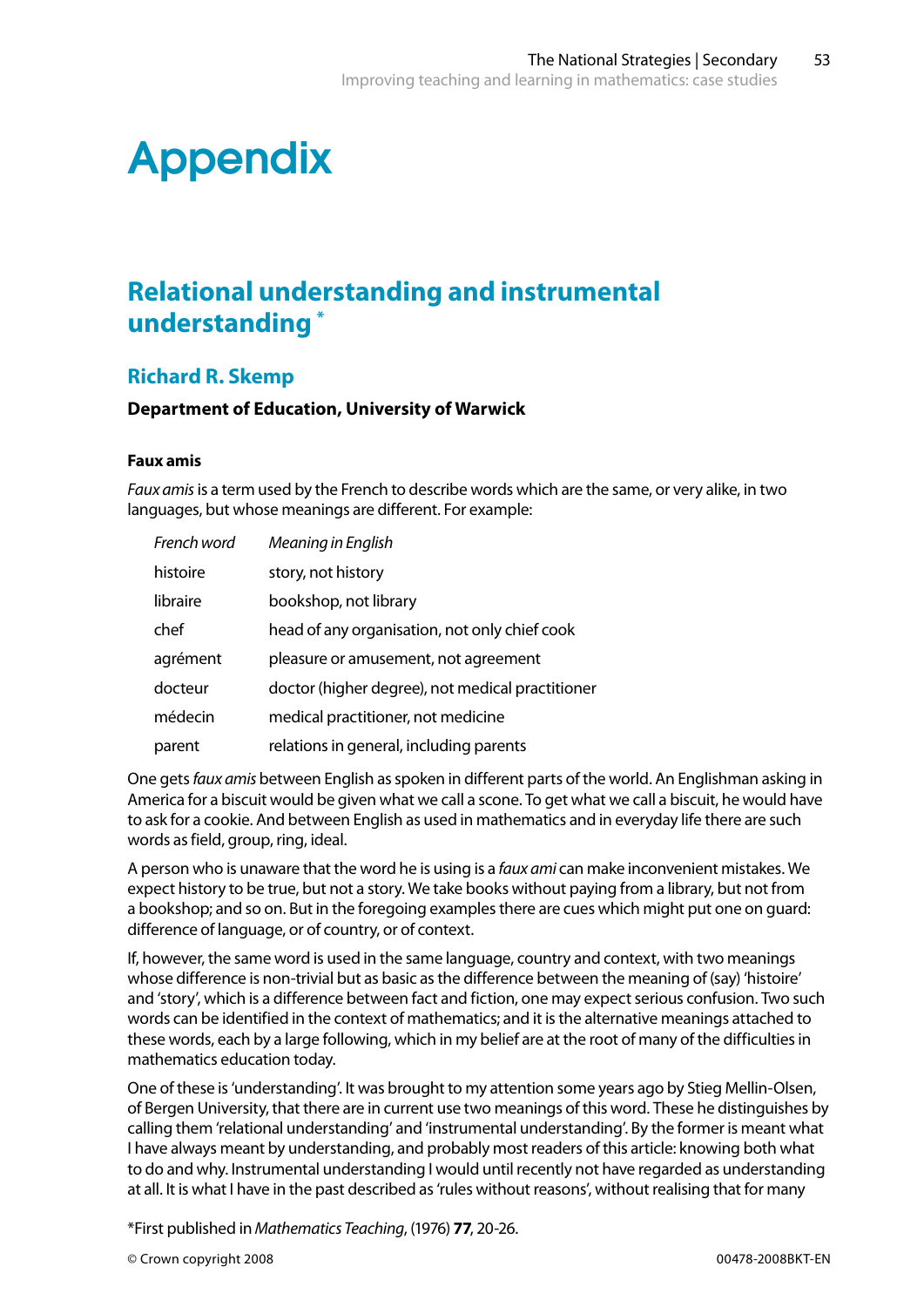# Appendix

## Relational understanding and instrumental understanding *

### Richard R. Skemp

**Department of Education, University of Warwick**

**Faux amis**

*Faux amis* is a term used by the French to describe words which are the same, or very alike, in two languages, but whose meanings are different. For example:

| *French word* | *Meaning in English* |
|---|---|
| histoire | story, not history |
| libraire | bookshop, not library |
| chef | head of any organisation, not only chief cook |
| agrément | pleasure or amusement, not agreement |
| docteur | doctor (higher degree), not medical practitioner |
| médecin | medical practitioner, not medicine |
| parent | relations in general, including parents |

One gets *faux amis* between English as spoken in different parts of the world. An Englishman asking in America for a biscuit would be given what we call a scone. To get what we call a biscuit, he would have to ask for a cookie. And between English as used in mathematics and in everyday life there are such words as field, group, ring, ideal.

A person who is unaware that the word he is using is a *faux ami* can make inconvenient mistakes. We expect history to be true, but not a story. We take books without paying from a library, but not from a bookshop; and so on. But in the foregoing examples there are cues which might put one on guard: difference of language, or of country, or of context.

If, however, the same word is used in the same language, country and context, with two meanings whose difference is non-trivial but as basic as the difference between the meaning of (say) 'histoire' and 'story', which is a difference between fact and fiction, one may expect serious confusion. Two such words can be identified in the context of mathematics; and it is the alternative meanings attached to these words, each by a large following, which in my belief are at the root of many of the difficulties in mathematics education today.

One of these is 'understanding'. It was brought to my attention some years ago by Stieg Mellin-Olsen, of Bergen University, that there are in current use two meanings of this word. These he distinguishes by calling them 'relational understanding' and 'instrumental understanding'. By the former is meant what I have always meant by understanding, and probably most readers of this article: knowing both what to do and why. Instrumental understanding I would until recently not have regarded as understanding at all. It is what I have in the past described as 'rules without reasons', without realising that for many

*First published in *Mathematics Teaching*, (1976) **77**, 20-26.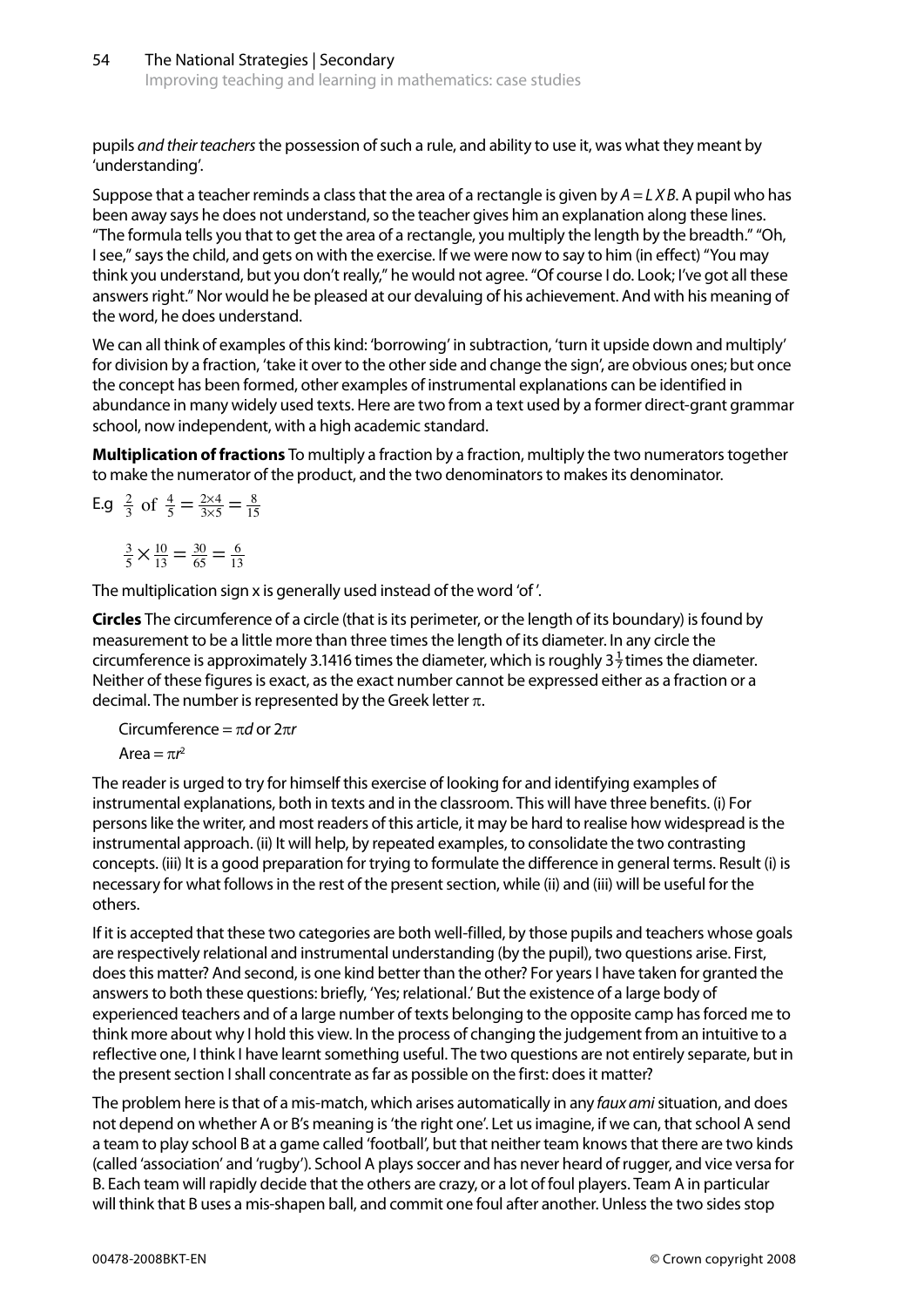pupils *and their teachers* the possession of such a rule, and ability to use it, was what they meant by 'understanding'.

Suppose that a teacher reminds a class that the area of a rectangle is given by $A = L X B$. A pupil who has been away says he does not understand, so the teacher gives him an explanation along these lines. "The formula tells you that to get the area of a rectangle, you multiply the length by the breadth." "Oh, I see," says the child, and gets on with the exercise. If we were now to say to him (in effect) "You may think you understand, but you don't really," he would not agree. "Of course I do. Look; I've got all these answers right." Nor would he be pleased at our devaluing of his achievement. And with his meaning of the word, he does understand.

We can all think of examples of this kind: 'borrowing' in subtraction, 'turn it upside down and multiply' for division by a fraction, 'take it over to the other side and change the sign', are obvious ones; but once the concept has been formed, other examples of instrumental explanations can be identified in abundance in many widely used texts. Here are two from a text used by a former direct-grant grammar school, now independent, with a high academic standard.

**Multiplication of fractions** To multiply a fraction by a fraction, multiply the two numerators together to make the numerator of the product, and the two denominators to makes its denominator.

E.g $\frac{2}{3}$ of $\frac{4}{5} = \frac{2 \times 4}{3 \times 5} = \frac{8}{15}$

$\frac{3}{5} \times \frac{10}{13} = \frac{30}{65} = \frac{6}{13}$

The multiplication sign x is generally used instead of the word 'of'.

**Circles** The circumference of a circle (that is its perimeter, or the length of its boundary) is found by measurement to be a little more than three times the length of its diameter. In any circle the circumference is approximately 3.1416 times the diameter, which is roughly $3\frac{1}{7}$ times the diameter. Neither of these figures is exact, as the exact number cannot be expressed either as a fraction or a decimal. The number is represented by the Greek letter $\pi$.

Circumference = $\pi d$ or $2\pi r$

Area = $\pi r^2$

The reader is urged to try for himself this exercise of looking for and identifying examples of instrumental explanations, both in texts and in the classroom. This will have three benefits. (i) For persons like the writer, and most readers of this article, it may be hard to realise how widespread is the instrumental approach. (ii) It will help, by repeated examples, to consolidate the two contrasting concepts. (iii) It is a good preparation for trying to formulate the difference in general terms. Result (i) is necessary for what follows in the rest of the present section, while (ii) and (iii) will be useful for the others.

If it is accepted that these two categories are both well-filled, by those pupils and teachers whose goals are respectively relational and instrumental understanding (by the pupil), two questions arise. First, does this matter? And second, is one kind better than the other? For years I have taken for granted the answers to both these questions: briefly, 'Yes; relational.' But the existence of a large body of experienced teachers and of a large number of texts belonging to the opposite camp has forced me to think more about why I hold this view. In the process of changing the judgement from an intuitive to a reflective one, I think I have learnt something useful. The two questions are not entirely separate, but in the present section I shall concentrate as far as possible on the first: does it matter?

The problem here is that of a mis-match, which arises automatically in any *faux ami* situation, and does not depend on whether A or B's meaning is 'the right one'. Let us imagine, if we can, that school A send a team to play school B at a game called 'football', but that neither team knows that there are two kinds (called 'association' and 'rugby'). School A plays soccer and has never heard of rugger, and vice versa for B. Each team will rapidly decide that the others are crazy, or a lot of foul players. Team A in particular will think that B uses a mis-shapen ball, and commit one foul after another. Unless the two sides stop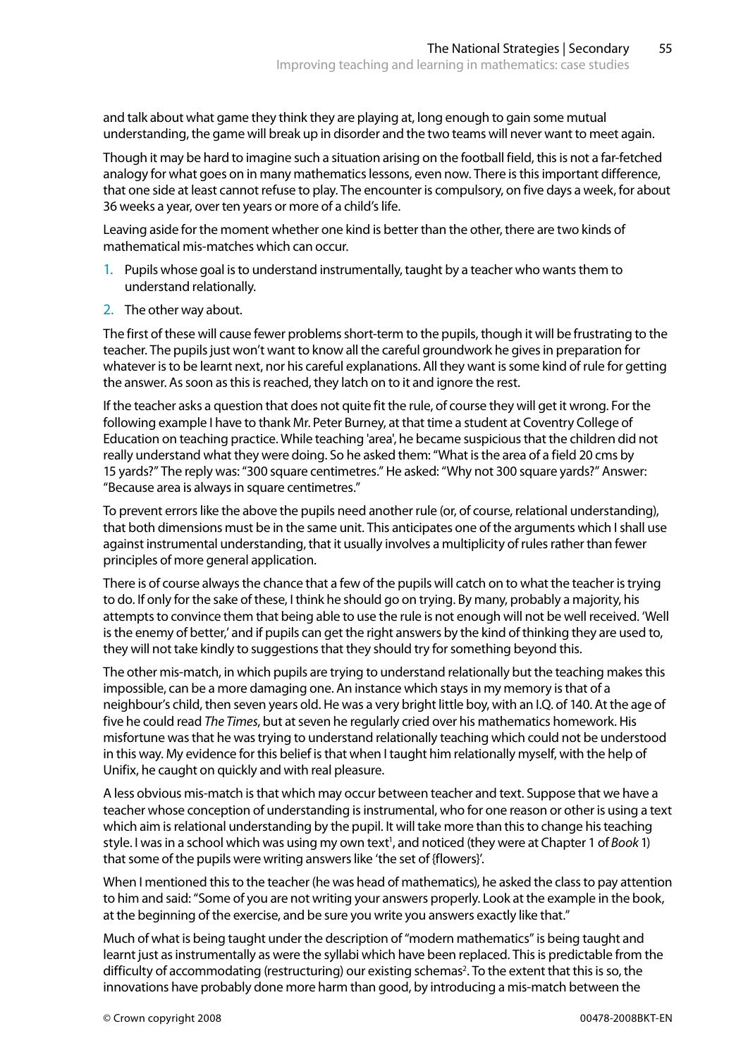and talk about what game they think they are playing at, long enough to gain some mutual understanding, the game will break up in disorder and the two teams will never want to meet again.

Though it may be hard to imagine such a situation arising on the football field, this is not a far-fetched analogy for what goes on in many mathematics lessons, even now. There is this important difference, that one side at least cannot refuse to play. The encounter is compulsory, on five days a week, for about 36 weeks a year, over ten years or more of a child's life.

Leaving aside for the moment whether one kind is better than the other, there are two kinds of mathematical mis-matches which can occur.

1. Pupils whose goal is to understand instrumentally, taught by a teacher who wants them to understand relationally.
2. The other way about.

The first of these will cause fewer problems short-term to the pupils, though it will be frustrating to the teacher. The pupils just won't want to know all the careful groundwork he gives in preparation for whatever is to be learnt next, nor his careful explanations. All they want is some kind of rule for getting the answer. As soon as this is reached, they latch on to it and ignore the rest.

If the teacher asks a question that does not quite fit the rule, of course they will get it wrong. For the following example I have to thank Mr. Peter Burney, at that time a student at Coventry College of Education on teaching practice. While teaching 'area', he became suspicious that the children did not really understand what they were doing. So he asked them: "What is the area of a field 20 cms by 15 yards?" The reply was: "300 square centimetres." He asked: "Why not 300 square yards?" Answer: "Because area is always in square centimetres."

To prevent errors like the above the pupils need another rule (or, of course, relational understanding), that both dimensions must be in the same unit. This anticipates one of the arguments which I shall use against instrumental understanding, that it usually involves a multiplicity of rules rather than fewer principles of more general application.

There is of course always the chance that a few of the pupils will catch on to what the teacher is trying to do. If only for the sake of these, I think he should go on trying. By many, probably a majority, his attempts to convince them that being able to use the rule is not enough will not be well received. 'Well is the enemy of better,' and if pupils can get the right answers by the kind of thinking they are used to, they will not take kindly to suggestions that they should try for something beyond this.

The other mis-match, in which pupils are trying to understand relationally but the teaching makes this impossible, can be a more damaging one. An instance which stays in my memory is that of a neighbour's child, then seven years old. He was a very bright little boy, with an I.Q. of 140. At the age of five he could read *The Times*, but at seven he regularly cried over his mathematics homework. His misfortune was that he was trying to understand relationally teaching which could not be understood in this way. My evidence for this belief is that when I taught him relationally myself, with the help of Unifix, he caught on quickly and with real pleasure.

A less obvious mis-match is that which may occur between teacher and text. Suppose that we have a teacher whose conception of understanding is instrumental, who for one reason or other is using a text which aim is relational understanding by the pupil. It will take more than this to change his teaching style. I was in a school which was using my own text[1], and noticed (they were at Chapter 1 of *Book* 1) that some of the pupils were writing answers like 'the set of {flowers}'.

When I mentioned this to the teacher (he was head of mathematics), he asked the class to pay attention to him and said: "Some of you are not writing your answers properly. Look at the example in the book, at the beginning of the exercise, and be sure you write you answers exactly like that."

Much of what is being taught under the description of "modern mathematics" is being taught and learnt just as instrumentally as were the syllabi which have been replaced. This is predictable from the difficulty of accommodating (restructuring) our existing schemas[2]. To the extent that this is so, the innovations have probably done more harm than good, by introducing a mis-match between the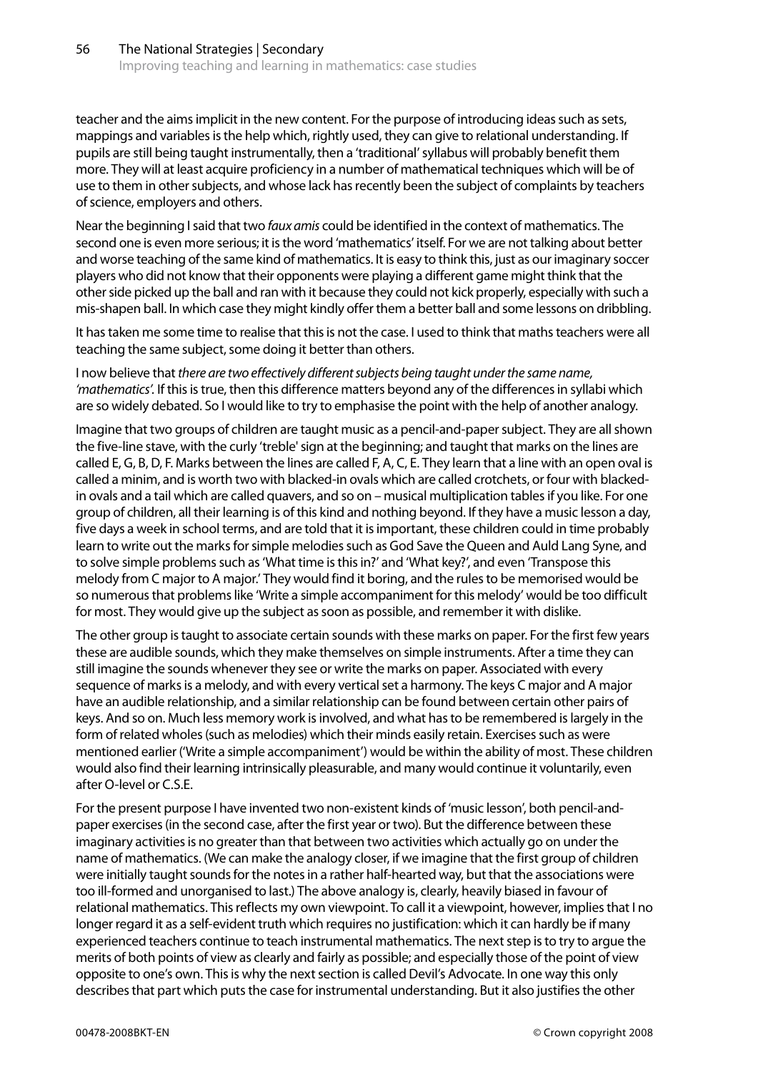teacher and the aims implicit in the new content. For the purpose of introducing ideas such as sets, mappings and variables is the help which, rightly used, they can give to relational understanding. If pupils are still being taught instrumentally, then a 'traditional' syllabus will probably benefit them more. They will at least acquire proficiency in a number of mathematical techniques which will be of use to them in other subjects, and whose lack has recently been the subject of complaints by teachers of science, employers and others.

Near the beginning I said that two *faux amis* could be identified in the context of mathematics. The second one is even more serious; it is the word 'mathematics' itself. For we are not talking about better and worse teaching of the same kind of mathematics. It is easy to think this, just as our imaginary soccer players who did not know that their opponents were playing a different game might think that the other side picked up the ball and ran with it because they could not kick properly, especially with such a mis-shapen ball. In which case they might kindly offer them a better ball and some lessons on dribbling.

It has taken me some time to realise that this is not the case. I used to think that maths teachers were all teaching the same subject, some doing it better than others.

I now believe that *there are two effectively different subjects being taught under the same name, 'mathematics'.* If this is true, then this difference matters beyond any of the differences in syllabi which are so widely debated. So I would like to try to emphasise the point with the help of another analogy.

Imagine that two groups of children are taught music as a pencil-and-paper subject. They are all shown the five-line stave, with the curly 'treble' sign at the beginning; and taught that marks on the lines are called E, G, B, D, F. Marks between the lines are called F, A, C, E. They learn that a line with an open oval is called a minim, and is worth two with blacked-in ovals which are called crotchets, or four with blacked-in ovals and a tail which are called quavers, and so on – musical multiplication tables if you like. For one group of children, all their learning is of this kind and nothing beyond. If they have a music lesson a day, five days a week in school terms, and are told that it is important, these children could in time probably learn to write out the marks for simple melodies such as God Save the Queen and Auld Lang Syne, and to solve simple problems such as 'What time is this in?' and 'What key?', and even 'Transpose this melody from C major to A major.' They would find it boring, and the rules to be memorised would be so numerous that problems like 'Write a simple accompaniment for this melody' would be too difficult for most. They would give up the subject as soon as possible, and remember it with dislike.

The other group is taught to associate certain sounds with these marks on paper. For the first few years these are audible sounds, which they make themselves on simple instruments. After a time they can still imagine the sounds whenever they see or write the marks on paper. Associated with every sequence of marks is a melody, and with every vertical set a harmony. The keys C major and A major have an audible relationship, and a similar relationship can be found between certain other pairs of keys. And so on. Much less memory work is involved, and what has to be remembered is largely in the form of related wholes (such as melodies) which their minds easily retain. Exercises such as were mentioned earlier ('Write a simple accompaniment') would be within the ability of most. These children would also find their learning intrinsically pleasurable, and many would continue it voluntarily, even after O-level or C.S.E.

For the present purpose I have invented two non-existent kinds of 'music lesson', both pencil-and-paper exercises (in the second case, after the first year or two). But the difference between these imaginary activities is no greater than that between two activities which actually go on under the name of mathematics. (We can make the analogy closer, if we imagine that the first group of children were initially taught sounds for the notes in a rather half-hearted way, but that the associations were too ill-formed and unorganised to last.) The above analogy is, clearly, heavily biased in favour of relational mathematics. This reflects my own viewpoint. To call it a viewpoint, however, implies that I no longer regard it as a self-evident truth which requires no justification: which it can hardly be if many experienced teachers continue to teach instrumental mathematics. The next step is to try to argue the merits of both points of view as clearly and fairly as possible; and especially those of the point of view opposite to one's own. This is why the next section is called Devil's Advocate. In one way this only describes that part which puts the case for instrumental understanding. But it also justifies the other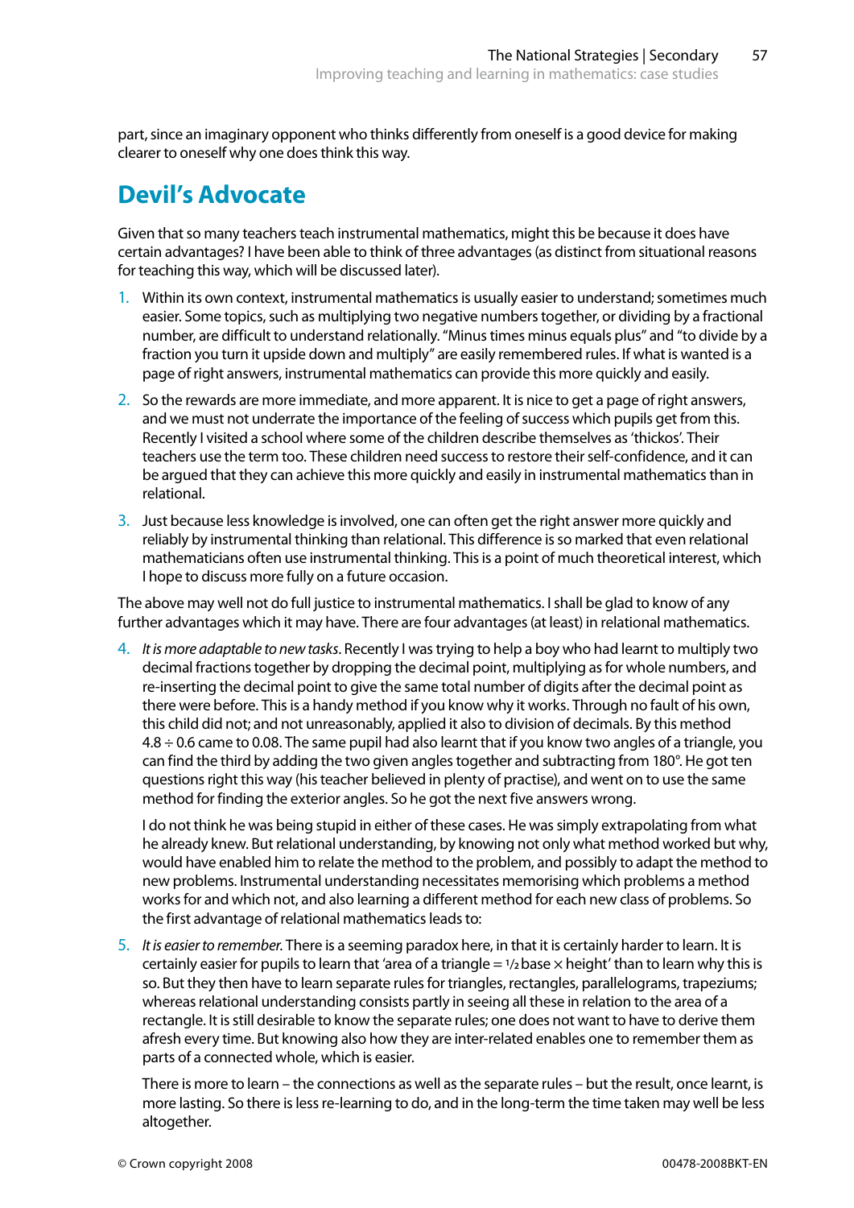part, since an imaginary opponent who thinks differently from oneself is a good device for making clearer to oneself why one does think this way.

## Devil's Advocate

Given that so many teachers teach instrumental mathematics, might this be because it does have certain advantages? I have been able to think of three advantages (as distinct from situational reasons for teaching this way, which will be discussed later).

1. Within its own context, instrumental mathematics is usually easier to understand; sometimes much easier. Some topics, such as multiplying two negative numbers together, or dividing by a fractional number, are difficult to understand relationally. "Minus times minus equals plus" and "to divide by a fraction you turn it upside down and multiply" are easily remembered rules. If what is wanted is a page of right answers, instrumental mathematics can provide this more quickly and easily.
2. So the rewards are more immediate, and more apparent. It is nice to get a page of right answers, and we must not underrate the importance of the feeling of success which pupils get from this. Recently I visited a school where some of the children describe themselves as 'thickos'. Their teachers use the term too. These children need success to restore their self-confidence, and it can be argued that they can achieve this more quickly and easily in instrumental mathematics than in relational.
3. Just because less knowledge is involved, one can often get the right answer more quickly and reliably by instrumental thinking than relational. This difference is so marked that even relational mathematicians often use instrumental thinking. This is a point of much theoretical interest, which I hope to discuss more fully on a future occasion.

The above may well not do full justice to instrumental mathematics. I shall be glad to know of any further advantages which it may have. There are four advantages (at least) in relational mathematics.

4. *It is more adaptable to new tasks*. Recently I was trying to help a boy who had learnt to multiply two decimal fractions together by dropping the decimal point, multiplying as for whole numbers, and re-inserting the decimal point to give the same total number of digits after the decimal point as there were before. This is a handy method if you know why it works. Through no fault of his own, this child did not; and not unreasonably, applied it also to division of decimals. By this method $4.8 \div 0.6$ came to 0.08. The same pupil had also learnt that if you know two angles of a triangle, you can find the third by adding the two given angles together and subtracting from 180°. He got ten questions right this way (his teacher believed in plenty of practise), and went on to use the same method for finding the exterior angles. So he got the next five answers wrong.

   I do not think he was being stupid in either of these cases. He was simply extrapolating from what he already knew. But relational understanding, by knowing not only what method worked but why, would have enabled him to relate the method to the problem, and possibly to adapt the method to new problems. Instrumental understanding necessitates memorising which problems a method works for and which not, and also learning a different method for each new class of problems. So the first advantage of relational mathematics leads to:

5. *It is easier to remember.* There is a seeming paradox here, in that it is certainly harder to learn. It is certainly easier for pupils to learn that 'area of a triangle = $\frac{1}{2}$ base × height' than to learn why this is so. But they then have to learn separate rules for triangles, rectangles, parallelograms, trapeziums; whereas relational understanding consists partly in seeing all these in relation to the area of a rectangle. It is still desirable to know the separate rules; one does not want to have to derive them afresh every time. But knowing also how they are inter-related enables one to remember them as parts of a connected whole, which is easier.

   There is more to learn – the connections as well as the separate rules – but the result, once learnt, is more lasting. So there is less re-learning to do, and in the long-term the time taken may well be less altogether.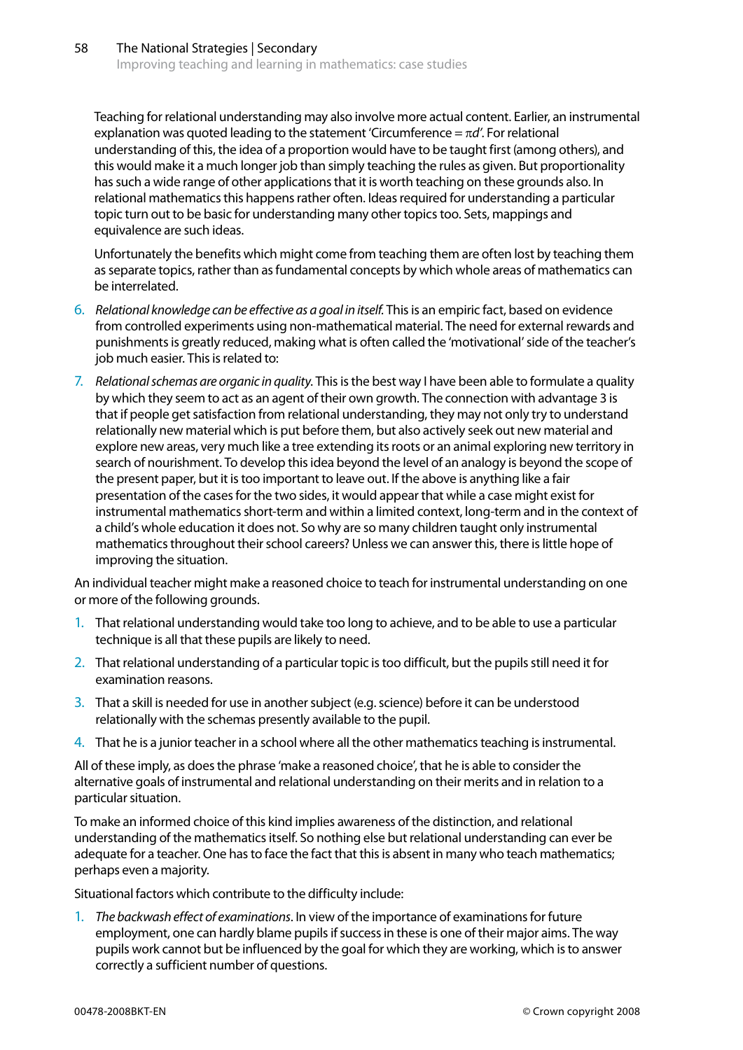Teaching for relational understanding may also involve more actual content. Earlier, an instrumental explanation was quoted leading to the statement 'Circumference = $\pi d$'. For relational understanding of this, the idea of a proportion would have to be taught first (among others), and this would make it a much longer job than simply teaching the rules as given. But proportionality has such a wide range of other applications that it is worth teaching on these grounds also. In relational mathematics this happens rather often. Ideas required for understanding a particular topic turn out to be basic for understanding many other topics too. Sets, mappings and equivalence are such ideas.

Unfortunately the benefits which might come from teaching them are often lost by teaching them as separate topics, rather than as fundamental concepts by which whole areas of mathematics can be interrelated.

6. *Relational knowledge can be effective as a goal in itself.* This is an empiric fact, based on evidence from controlled experiments using non-mathematical material. The need for external rewards and punishments is greatly reduced, making what is often called the 'motivational' side of the teacher's job much easier. This is related to:
7. *Relational schemas are organic in quality.* This is the best way I have been able to formulate a quality by which they seem to act as an agent of their own growth. The connection with advantage 3 is that if people get satisfaction from relational understanding, they may not only try to understand relationally new material which is put before them, but also actively seek out new material and explore new areas, very much like a tree extending its roots or an animal exploring new territory in search of nourishment. To develop this idea beyond the level of an analogy is beyond the scope of the present paper, but it is too important to leave out. If the above is anything like a fair presentation of the cases for the two sides, it would appear that while a case might exist for instrumental mathematics short-term and within a limited context, long-term and in the context of a child's whole education it does not. So why are so many children taught only instrumental mathematics throughout their school careers? Unless we can answer this, there is little hope of improving the situation.

An individual teacher might make a reasoned choice to teach for instrumental understanding on one or more of the following grounds.

1. That relational understanding would take too long to achieve, and to be able to use a particular technique is all that these pupils are likely to need.
2. That relational understanding of a particular topic is too difficult, but the pupils still need it for examination reasons.
3. That a skill is needed for use in another subject (e.g. science) before it can be understood relationally with the schemas presently available to the pupil.
4. That he is a junior teacher in a school where all the other mathematics teaching is instrumental.

All of these imply, as does the phrase 'make a reasoned choice', that he is able to consider the alternative goals of instrumental and relational understanding on their merits and in relation to a particular situation.

To make an informed choice of this kind implies awareness of the distinction, and relational understanding of the mathematics itself. So nothing else but relational understanding can ever be adequate for a teacher. One has to face the fact that this is absent in many who teach mathematics; perhaps even a majority.

Situational factors which contribute to the difficulty include:

1. *The backwash effect of examinations*. In view of the importance of examinations for future employment, one can hardly blame pupils if success in these is one of their major aims. The way pupils work cannot but be influenced by the goal for which they are working, which is to answer correctly a sufficient number of questions.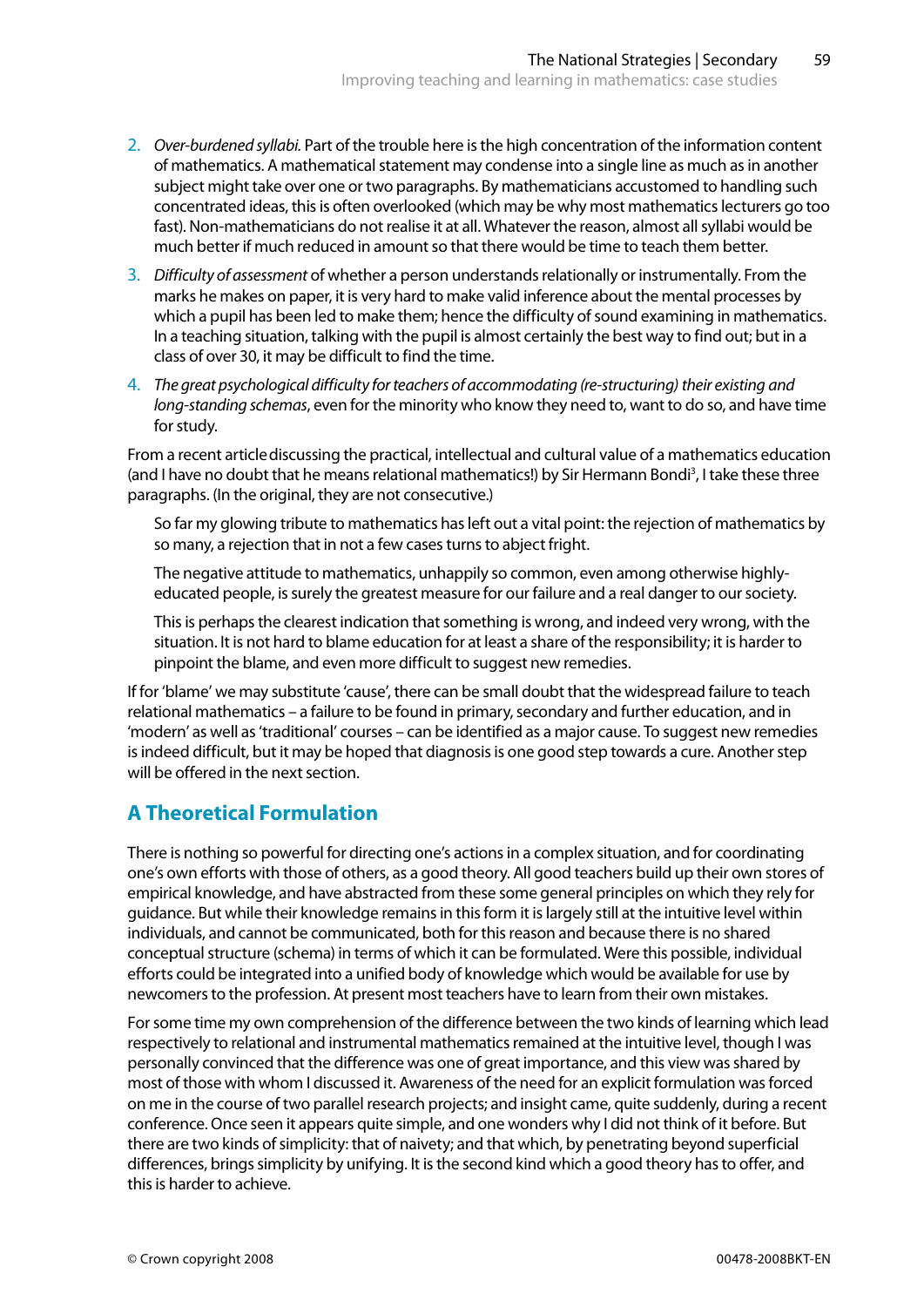2. *Over-burdened syllabi.* Part of the trouble here is the high concentration of the information content of mathematics. A mathematical statement may condense into a single line as much as in another subject might take over one or two paragraphs. By mathematicians accustomed to handling such concentrated ideas, this is often overlooked (which may be why most mathematics lecturers go too fast). Non-mathematicians do not realise it at all. Whatever the reason, almost all syllabi would be much better if much reduced in amount so that there would be time to teach them better.
3. *Difficulty of assessment* of whether a person understands relationally or instrumentally. From the marks he makes on paper, it is very hard to make valid inference about the mental processes by which a pupil has been led to make them; hence the difficulty of sound examining in mathematics. In a teaching situation, talking with the pupil is almost certainly the best way to find out; but in a class of over 30, it may be difficult to find the time.
4. *The great psychological difficulty for teachers of accommodating (re-structuring) their existing and long-standing schemas*, even for the minority who know they need to, want to do so, and have time for study.

From a recent article discussing the practical, intellectual and cultural value of a mathematics education (and I have no doubt that he means relational mathematics!) by Sir Hermann Bondi[3], I take these three paragraphs. (In the original, they are not consecutive.)

> So far my glowing tribute to mathematics has left out a vital point: the rejection of mathematics by so many, a rejection that in not a few cases turns to abject fright.
>
> The negative attitude to mathematics, unhappily so common, even among otherwise highly-educated people, is surely the greatest measure for our failure and a real danger to our society.
>
> This is perhaps the clearest indication that something is wrong, and indeed very wrong, with the situation. It is not hard to blame education for at least a share of the responsibility; it is harder to pinpoint the blame, and even more difficult to suggest new remedies.

If for 'blame' we may substitute 'cause', there can be small doubt that the widespread failure to teach relational mathematics – a failure to be found in primary, secondary and further education, and in 'modern' as well as 'traditional' courses – can be identified as a major cause. To suggest new remedies is indeed difficult, but it may be hoped that diagnosis is one good step towards a cure. Another step will be offered in the next section.

## A Theoretical Formulation

There is nothing so powerful for directing one's actions in a complex situation, and for coordinating one's own efforts with those of others, as a good theory. All good teachers build up their own stores of empirical knowledge, and have abstracted from these some general principles on which they rely for guidance. But while their knowledge remains in this form it is largely still at the intuitive level within individuals, and cannot be communicated, both for this reason and because there is no shared conceptual structure (schema) in terms of which it can be formulated. Were this possible, individual efforts could be integrated into a unified body of knowledge which would be available for use by newcomers to the profession. At present most teachers have to learn from their own mistakes.

For some time my own comprehension of the difference between the two kinds of learning which lead respectively to relational and instrumental mathematics remained at the intuitive level, though I was personally convinced that the difference was one of great importance, and this view was shared by most of those with whom I discussed it. Awareness of the need for an explicit formulation was forced on me in the course of two parallel research projects; and insight came, quite suddenly, during a recent conference. Once seen it appears quite simple, and one wonders why I did not think of it before. But there are two kinds of simplicity: that of naivety; and that which, by penetrating beyond superficial differences, brings simplicity by unifying. It is the second kind which a good theory has to offer, and this is harder to achieve.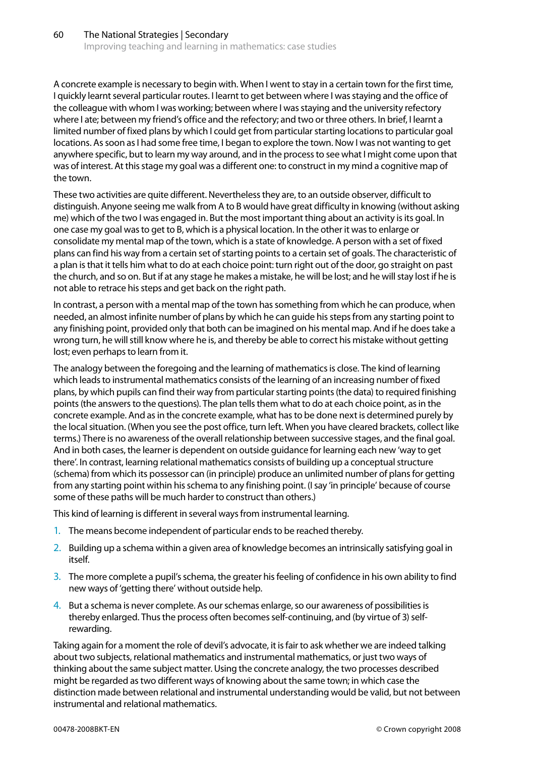A concrete example is necessary to begin with. When I went to stay in a certain town for the first time, I quickly learnt several particular routes. I learnt to get between where I was staying and the office of the colleague with whom I was working; between where I was staying and the university refectory where I ate; between my friend's office and the refectory; and two or three others. In brief, I learnt a limited number of fixed plans by which I could get from particular starting locations to particular goal locations. As soon as I had some free time, I began to explore the town. Now I was not wanting to get anywhere specific, but to learn my way around, and in the process to see what I might come upon that was of interest. At this stage my goal was a different one: to construct in my mind a cognitive map of the town.

These two activities are quite different. Nevertheless they are, to an outside observer, difficult to distinguish. Anyone seeing me walk from A to B would have great difficulty in knowing (without asking me) which of the two I was engaged in. But the most important thing about an activity is its goal. In one case my goal was to get to B, which is a physical location. In the other it was to enlarge or consolidate my mental map of the town, which is a state of knowledge. A person with a set of fixed plans can find his way from a certain set of starting points to a certain set of goals. The characteristic of a plan is that it tells him what to do at each choice point: turn right out of the door, go straight on past the church, and so on. But if at any stage he makes a mistake, he will be lost; and he will stay lost if he is not able to retrace his steps and get back on the right path.

In contrast, a person with a mental map of the town has something from which he can produce, when needed, an almost infinite number of plans by which he can guide his steps from any starting point to any finishing point, provided only that both can be imagined on his mental map. And if he does take a wrong turn, he will still know where he is, and thereby be able to correct his mistake without getting lost; even perhaps to learn from it.

The analogy between the foregoing and the learning of mathematics is close. The kind of learning which leads to instrumental mathematics consists of the learning of an increasing number of fixed plans, by which pupils can find their way from particular starting points (the data) to required finishing points (the answers to the questions). The plan tells them what to do at each choice point, as in the concrete example. And as in the concrete example, what has to be done next is determined purely by the local situation. (When you see the post office, turn left. When you have cleared brackets, collect like terms.) There is no awareness of the overall relationship between successive stages, and the final goal. And in both cases, the learner is dependent on outside guidance for learning each new 'way to get there'. In contrast, learning relational mathematics consists of building up a conceptual structure (schema) from which its possessor can (in principle) produce an unlimited number of plans for getting from any starting point within his schema to any finishing point. (I say 'in principle' because of course some of these paths will be much harder to construct than others.)

This kind of learning is different in several ways from instrumental learning.

1. The means become independent of particular ends to be reached thereby.
2. Building up a schema within a given area of knowledge becomes an intrinsically satisfying goal in itself.
3. The more complete a pupil's schema, the greater his feeling of confidence in his own ability to find new ways of 'getting there' without outside help.
4. But a schema is never complete. As our schemas enlarge, so our awareness of possibilities is thereby enlarged. Thus the process often becomes self-continuing, and (by virtue of 3) self-rewarding.

Taking again for a moment the role of devil's advocate, it is fair to ask whether we are indeed talking about two subjects, relational mathematics and instrumental mathematics, or just two ways of thinking about the same subject matter. Using the concrete analogy, the two processes described might be regarded as two different ways of knowing about the same town; in which case the distinction made between relational and instrumental understanding would be valid, but not between instrumental and relational mathematics.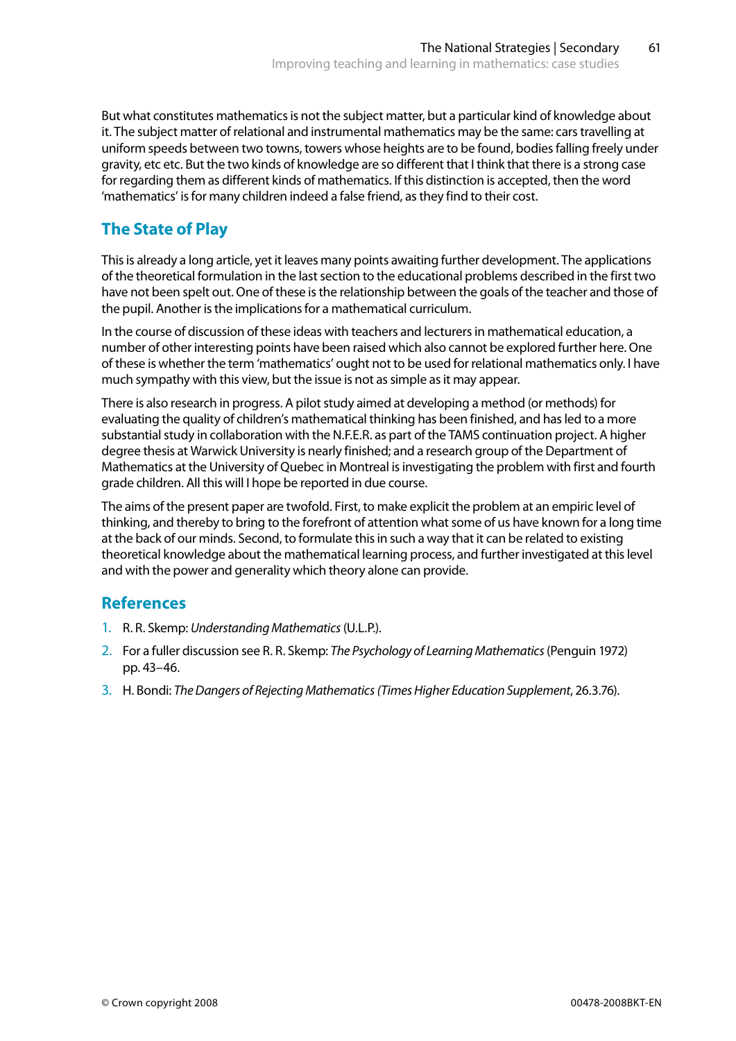But what constitutes mathematics is not the subject matter, but a particular kind of knowledge about it. The subject matter of relational and instrumental mathematics may be the same: cars travelling at uniform speeds between two towns, towers whose heights are to be found, bodies falling freely under gravity, etc etc. But the two kinds of knowledge are so different that I think that there is a strong case for regarding them as different kinds of mathematics. If this distinction is accepted, then the word 'mathematics' is for many children indeed a false friend, as they find to their cost.

## The State of Play

This is already a long article, yet it leaves many points awaiting further development. The applications of the theoretical formulation in the last section to the educational problems described in the first two have not been spelt out. One of these is the relationship between the goals of the teacher and those of the pupil. Another is the implications for a mathematical curriculum.

In the course of discussion of these ideas with teachers and lecturers in mathematical education, a number of other interesting points have been raised which also cannot be explored further here. One of these is whether the term 'mathematics' ought not to be used for relational mathematics only. I have much sympathy with this view, but the issue is not as simple as it may appear.

There is also research in progress. A pilot study aimed at developing a method (or methods) for evaluating the quality of children's mathematical thinking has been finished, and has led to a more substantial study in collaboration with the N.F.E.R. as part of the TAMS continuation project. A higher degree thesis at Warwick University is nearly finished; and a research group of the Department of Mathematics at the University of Quebec in Montreal is investigating the problem with first and fourth grade children. All this will I hope be reported in due course.

The aims of the present paper are twofold. First, to make explicit the problem at an empiric level of thinking, and thereby to bring to the forefront of attention what some of us have known for a long time at the back of our minds. Second, to formulate this in such a way that it can be related to existing theoretical knowledge about the mathematical learning process, and further investigated at this level and with the power and generality which theory alone can provide.

## References

1. R. R. Skemp: *Understanding Mathematics* (U.L.P.).
2. For a fuller discussion see R. R. Skemp: *The Psychology of Learning Mathematics* (Penguin 1972) pp. 43–46.
3. H. Bondi: *The Dangers of Rejecting Mathematics (Times Higher Education Supplement*, 26.3.76).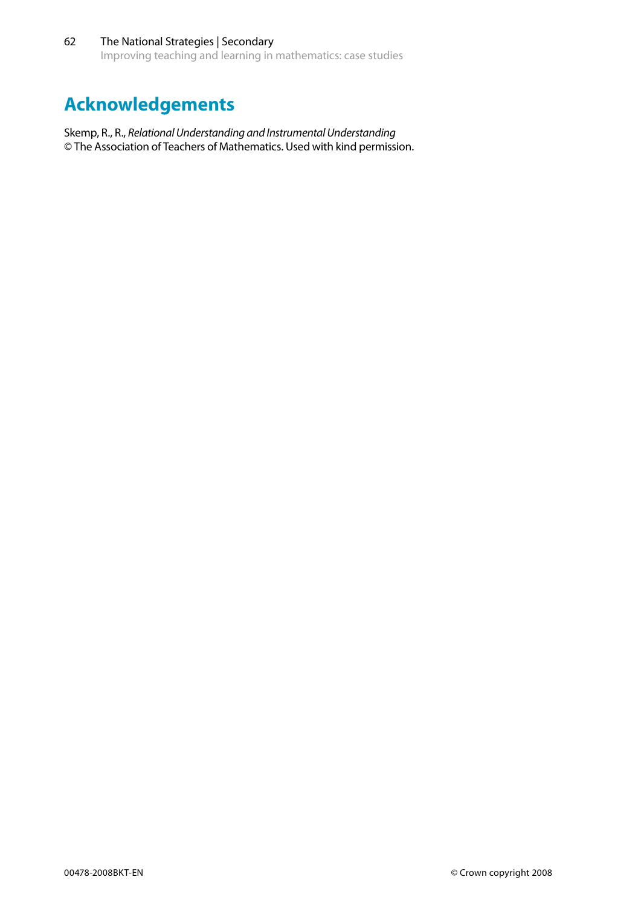# Acknowledgements

Skemp, R., R., *Relational Understanding and Instrumental Understanding*
© The Association of Teachers of Mathematics. Used with kind permission.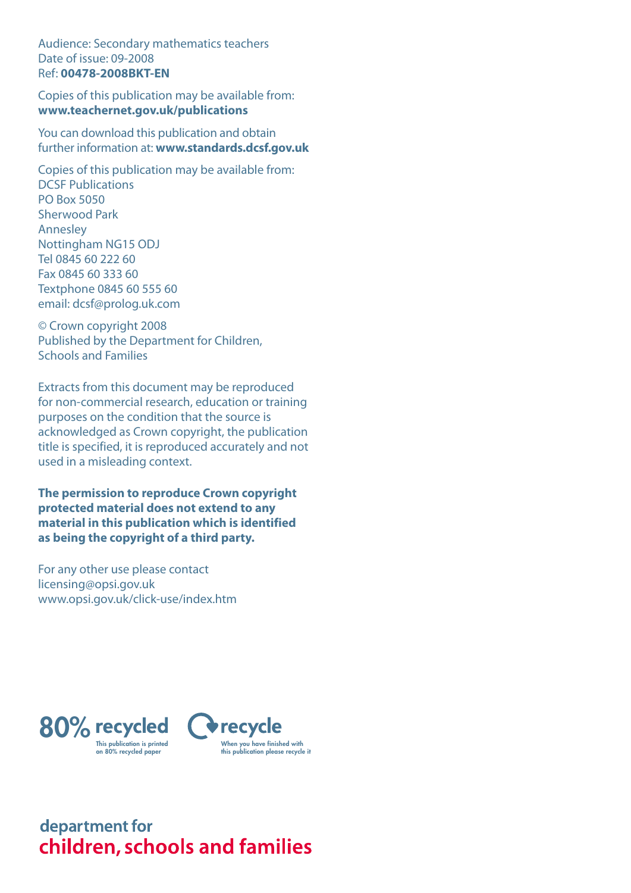Audience: Secondary mathematics teachers
Date of issue: 09-2008
Ref: **00478-2008BKT-EN**

Copies of this publication may be available from:
**www.teachernet.gov.uk/publications**

You can download this publication and obtain further information at: **www.standards.dcsf.gov.uk**

Copies of this publication may be available from:
DCSF Publications
PO Box 5050
Sherwood Park
Annesley
Nottingham NG15 ODJ
Tel 0845 60 222 60
Fax 0845 60 333 60
Textphone 0845 60 555 60
email: dcsf@prolog.uk.com

© Crown copyright 2008
Published by the Department for Children, Schools and Families

Extracts from this document may be reproduced for non-commercial research, education or training purposes on the condition that the source is acknowledged as Crown copyright, the publication title is specified, it is reproduced accurately and not used in a misleading context.

**The permission to reproduce Crown copyright protected material does not extend to any material in this publication which is identified as being the copyright of a third party.**

For any other use please contact
licensing@opsi.gov.uk
www.opsi.gov.uk/click-use/index.htm

**80% recycled**
This publication is printed on 80% recycled paper

**recycle**
When you have finished with this publication please recycle it

department for
children, schools and families